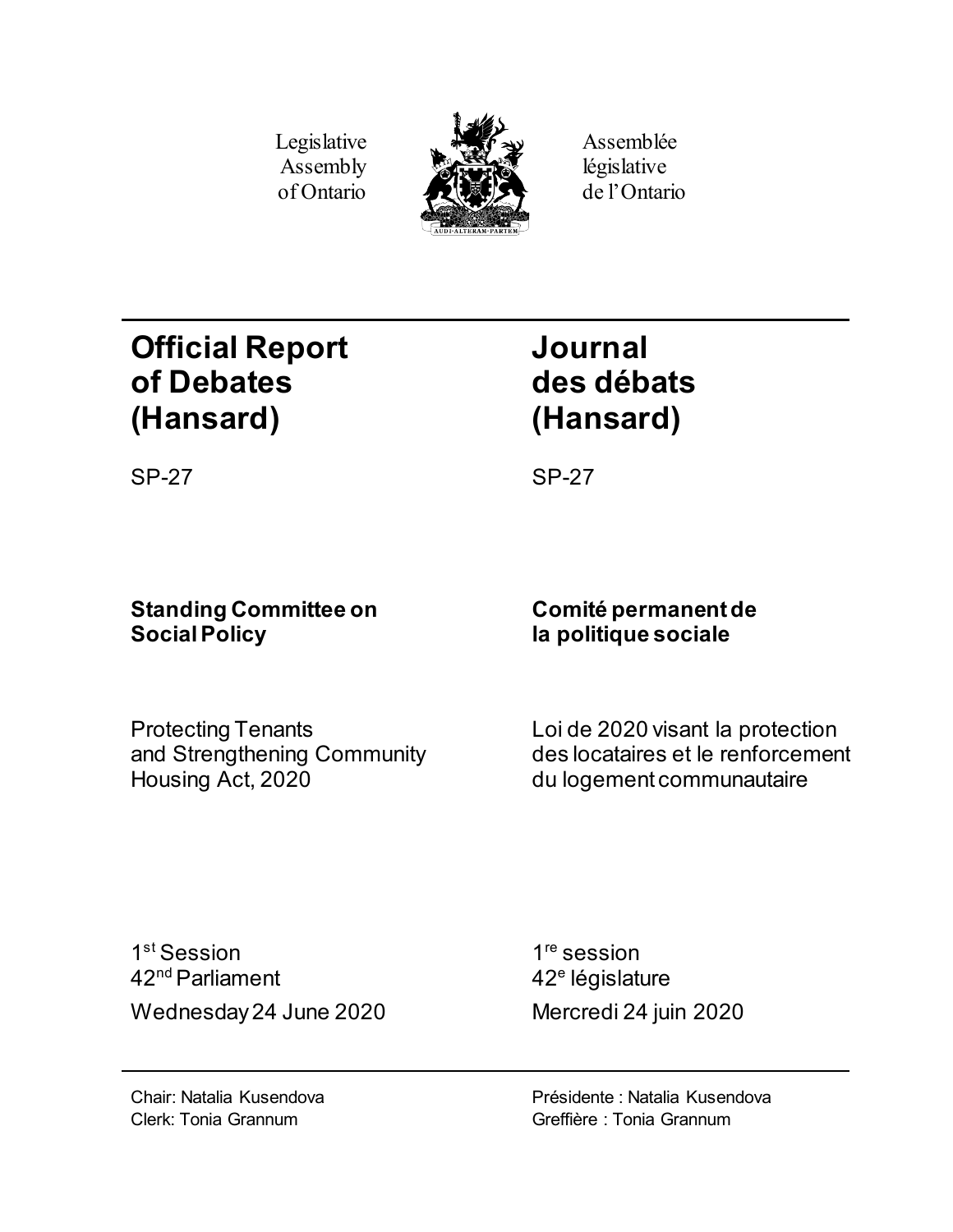Legislative Assembly of Ontario

Assemblée législative de l'Ontario

# Official Report of Debates (Hansard)

SP-27

# Journal des débats (Hansard)

SP-27

## Standing Committee on Social Policy

## Comité permanent de la politique sociale

Protecting Tenants and Strengthening Community Housing Act, 2020

Loi de 2020 visant la protection des locataires et le renforcement du logement communautaire

1st Session
42nd Parliament
Wednesday 24 June 2020

1re session
42e législature
Mercredi 24 juin 2020

Chair: Natalia Kusendova
Clerk: Tonia Grannum

Présidente : Natalia Kusendova
Greffière : Tonia Grannum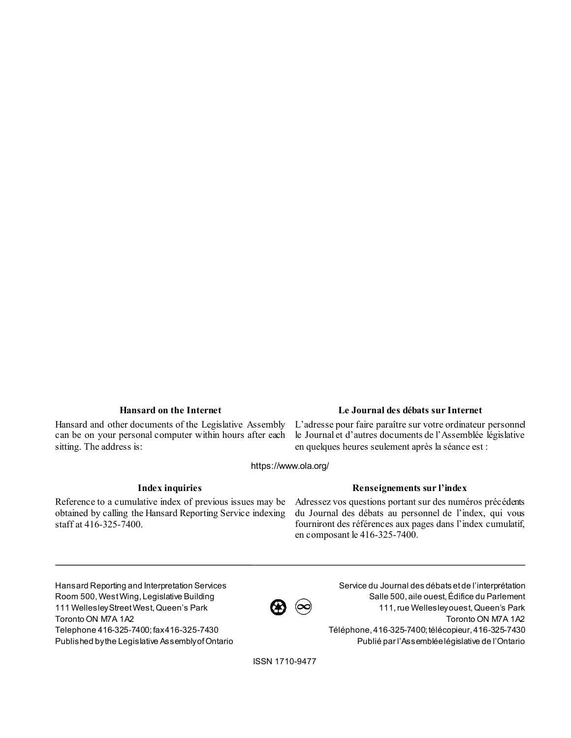### Hansard on the Internet

Hansard and other documents of the Legislative Assembly can be on your personal computer within hours after each sitting. The address is:

### Le Journal des débats sur Internet

L'adresse pour faire paraître sur votre ordinateur personnel le Journal et d'autres documents de l'Assemblée législative en quelques heures seulement après la séance est :

https://www.ola.org/

### Index inquiries

Reference to a cumulative index of previous issues may be obtained by calling the Hansard Reporting Service indexing staff at 416-325-7400.

### Renseignements sur l'index

Adressez vos questions portant sur des numéros précédents du Journal des débats au personnel de l'index, qui vous fourniront des références aux pages dans l'index cumulatif, en composant le 416-325-7400.

---

Hansard Reporting and Interpretation Services
Room 500, West Wing, Legislative Building
111 Wellesley Street West, Queen's Park
Toronto ON M7A 1A2
Telephone 416-325-7400; fax 416-325-7430
Published by the Legislative Assembly of Ontario

Service du Journal des débats et de l'interprétation
Salle 500, aile ouest, Édifice du Parlement
111, rue Wellesley ouest, Queen's Park
Toronto ON M7A 1A2
Téléphone, 416-325-7400; télécopieur, 416-325-7430
Publié par l'Assemblée législative de l'Ontario

ISSN 1710-9477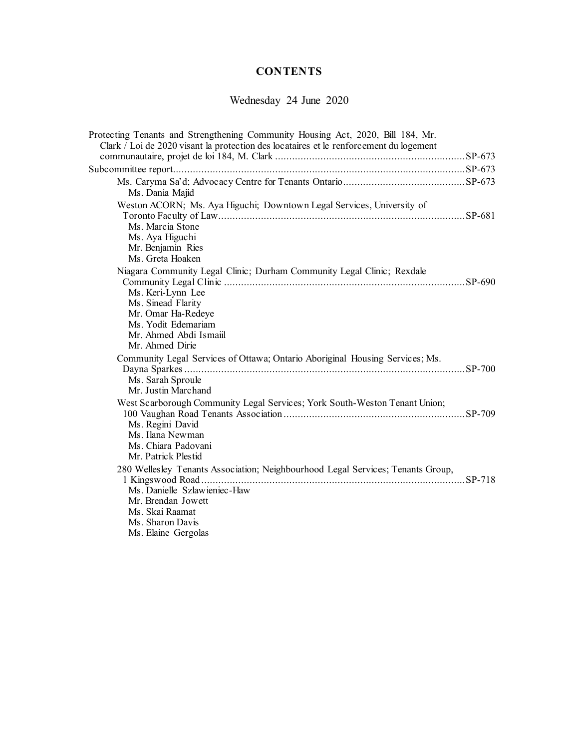# CONTENTS

Wednesday 24 June 2020

Protecting Tenants and Strengthening Community Housing Act, 2020, Bill 184, Mr. Clark / Loi de 2020 visant la protection des locataires et le renforcement du logement communautaire, projet de loi 184, M. Clark ....... SP-673

Subcommittee report....... SP-673

- Ms. Caryma Sa'd; Advocacy Centre for Tenants Ontario....... SP-673
  - Ms. Dania Majid
- Weston ACORN; Ms. Aya Higuchi; Downtown Legal Services, University of Toronto Faculty of Law....... SP-681
  - Ms. Marcia Stone
  - Ms. Aya Higuchi
  - Mr. Benjamin Ries
  - Ms. Greta Hoaken
- Niagara Community Legal Clinic; Durham Community Legal Clinic; Rexdale Community Legal Clinic ....... SP-690
  - Ms. Keri-Lynn Lee
  - Ms. Sinead Flarity
  - Mr. Omar Ha-Redeye
  - Ms. Yodit Edemariam
  - Mr. Ahmed Abdi Ismaiil
  - Mr. Ahmed Dirie
- Community Legal Services of Ottawa; Ontario Aboriginal Housing Services; Ms. Dayna Sparkes ....... SP-700
  - Ms. Sarah Sproule
  - Mr. Justin Marchand
- West Scarborough Community Legal Services; York South-Weston Tenant Union; 100 Vaughan Road Tenants Association ....... SP-709
  - Ms. Regini David
  - Ms. Ilana Newman
  - Ms. Chiara Padovani
  - Mr. Patrick Plestid
- 280 Wellesley Tenants Association; Neighbourhood Legal Services; Tenants Group, 1 Kingswood Road ....... SP-718
  - Ms. Danielle Szlawieniec-Haw
  - Mr. Brendan Jowett
  - Ms. Skai Raamat
  - Ms. Sharon Davis
  - Ms. Elaine Gergolas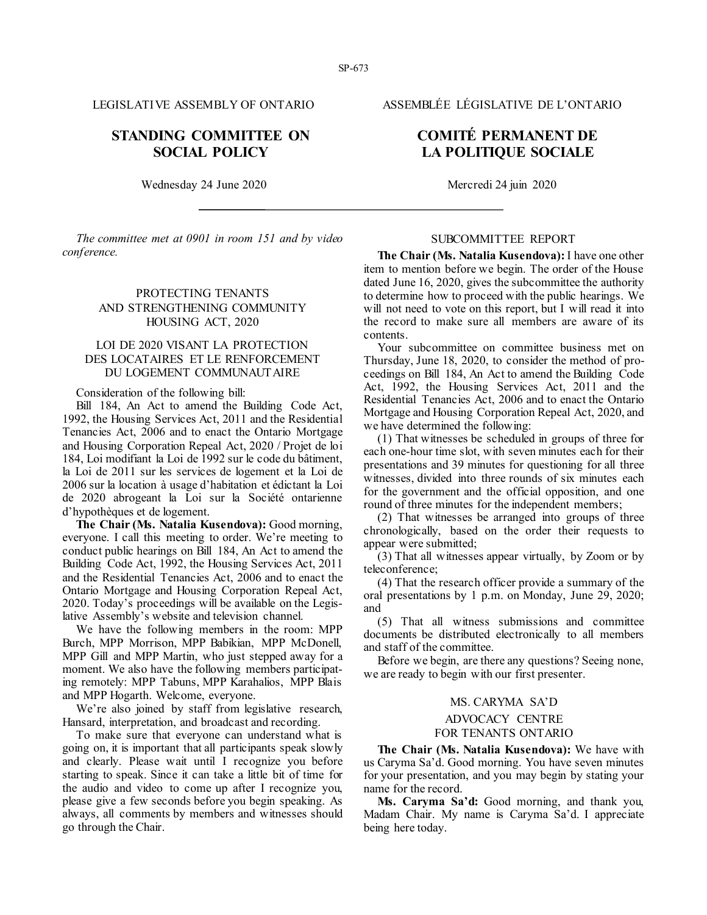LEGISLATIVE ASSEMBLY OF ONTARIO

ASSEMBLÉE LÉGISLATIVE DE L'ONTARIO

# STANDING COMMITTEE ON SOCIAL POLICY

# COMITÉ PERMANENT DE LA POLITIQUE SOCIALE

Wednesday 24 June 2020

Mercredi 24 juin 2020

*The committee met at 0901 in room 151 and by video conference.*

## PROTECTING TENANTS AND STRENGTHENING COMMUNITY HOUSING ACT, 2020

## LOI DE 2020 VISANT LA PROTECTION DES LOCATAIRES ET LE RENFORCEMENT DU LOGEMENT COMMUNAUTAIRE

Consideration of the following bill:

Bill 184, An Act to amend the Building Code Act, 1992, the Housing Services Act, 2011 and the Residential Tenancies Act, 2006 and to enact the Ontario Mortgage and Housing Corporation Repeal Act, 2020 / Projet de loi 184, Loi modifiant la Loi de 1992 sur le code du bâtiment, la Loi de 2011 sur les services de logement et la Loi de 2006 sur la location à usage d'habitation et édictant la Loi de 2020 abrogeant la Loi sur la Société ontarienne d'hypothèques et de logement.

**The Chair (Ms. Natalia Kusendova):** Good morning, everyone. I call this meeting to order. We're meeting to conduct public hearings on Bill 184, An Act to amend the Building Code Act, 1992, the Housing Services Act, 2011 and the Residential Tenancies Act, 2006 and to enact the Ontario Mortgage and Housing Corporation Repeal Act, 2020. Today's proceedings will be available on the Legislative Assembly's website and television channel.

We have the following members in the room: MPP Burch, MPP Morrison, MPP Babikian, MPP McDonell, MPP Gill and MPP Martin, who just stepped away for a moment. We also have the following members participating remotely: MPP Tabuns, MPP Karahalios, MPP Blais and MPP Hogarth. Welcome, everyone.

We're also joined by staff from legislative research, Hansard, interpretation, and broadcast and recording.

To make sure that everyone can understand what is going on, it is important that all participants speak slowly and clearly. Please wait until I recognize you before starting to speak. Since it can take a little bit of time for the audio and video to come up after I recognize you, please give a few seconds before you begin speaking. As always, all comments by members and witnesses should go through the Chair.

## SUBCOMMITTEE REPORT

**The Chair (Ms. Natalia Kusendova):** I have one other item to mention before we begin. The order of the House dated June 16, 2020, gives the subcommittee the authority to determine how to proceed with the public hearings. We will not need to vote on this report, but I will read it into the record to make sure all members are aware of its contents.

Your subcommittee on committee business met on Thursday, June 18, 2020, to consider the method of proceedings on Bill 184, An Act to amend the Building Code Act, 1992, the Housing Services Act, 2011 and the Residential Tenancies Act, 2006 and to enact the Ontario Mortgage and Housing Corporation Repeal Act, 2020, and we have determined the following:

(1) That witnesses be scheduled in groups of three for each one-hour time slot, with seven minutes each for their presentations and 39 minutes for questioning for all three witnesses, divided into three rounds of six minutes each for the government and the official opposition, and one round of three minutes for the independent members;

(2) That witnesses be arranged into groups of three chronologically, based on the order their requests to appear were submitted;

(3) That all witnesses appear virtually, by Zoom or by teleconference;

(4) That the research officer provide a summary of the oral presentations by 1 p.m. on Monday, June 29, 2020; and

(5) That all witness submissions and committee documents be distributed electronically to all members and staff of the committee.

Before we begin, are there any questions? Seeing none, we are ready to begin with our first presenter.

## MS. CARYMA SA'D

## ADVOCACY CENTRE FOR TENANTS ONTARIO

**The Chair (Ms. Natalia Kusendova):** We have with us Caryma Sa'd. Good morning. You have seven minutes for your presentation, and you may begin by stating your name for the record.

**Ms. Caryma Sa'd:** Good morning, and thank you, Madam Chair. My name is Caryma Sa'd. I appreciate being here today.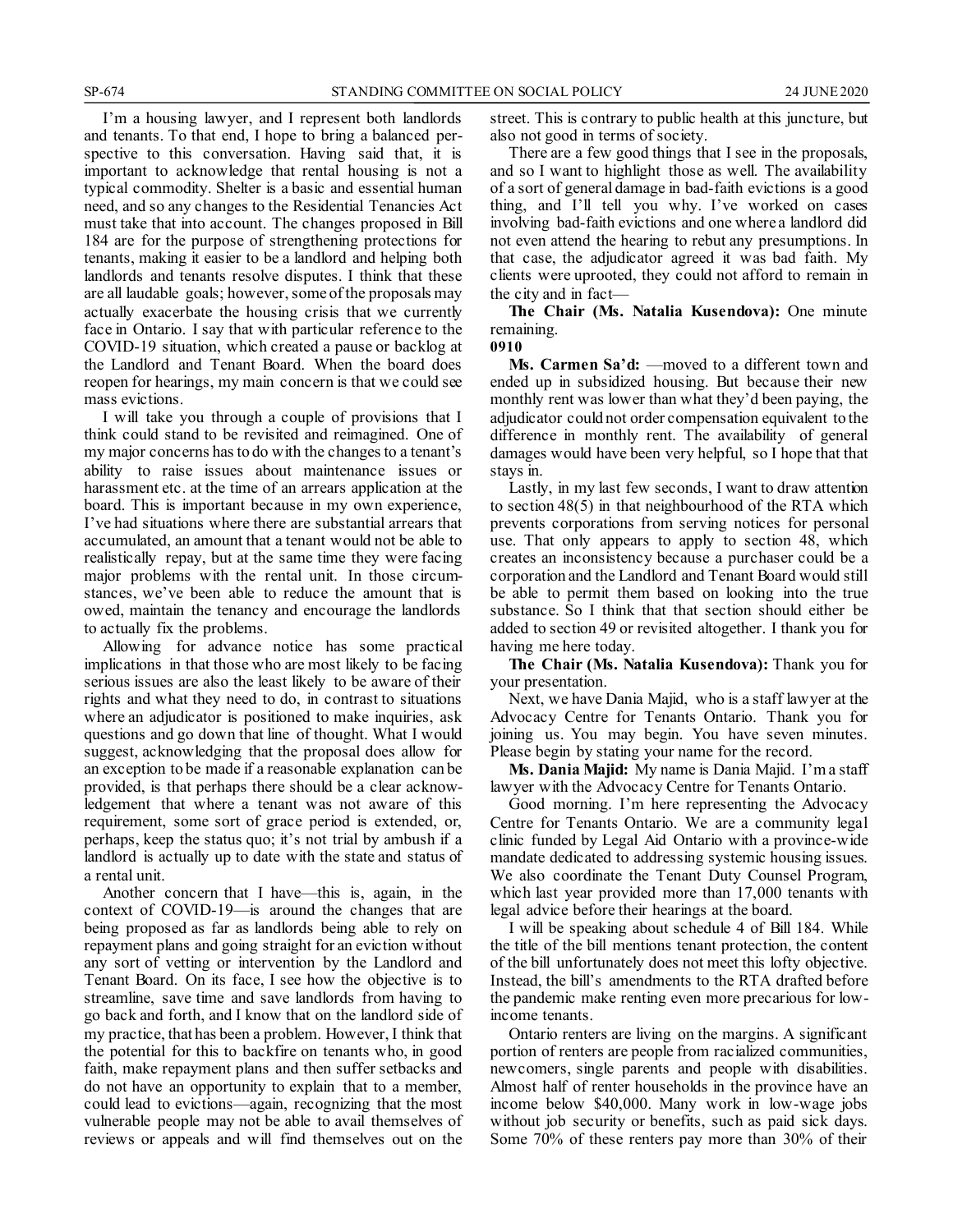I'm a housing lawyer, and I represent both landlords and tenants. To that end, I hope to bring a balanced perspective to this conversation. Having said that, it is important to acknowledge that rental housing is not a typical commodity. Shelter is a basic and essential human need, and so any changes to the Residential Tenancies Act must take that into account. The changes proposed in Bill 184 are for the purpose of strengthening protections for tenants, making it easier to be a landlord and helping both landlords and tenants resolve disputes. I think that these are all laudable goals; however, some of the proposals may actually exacerbate the housing crisis that we currently face in Ontario. I say that with particular reference to the COVID-19 situation, which created a pause or backlog at the Landlord and Tenant Board. When the board does reopen for hearings, my main concern is that we could see mass evictions.

I will take you through a couple of provisions that I think could stand to be revisited and reimagined. One of my major concerns has to do with the changes to a tenant's ability to raise issues about maintenance issues or harassment etc. at the time of an arrears application at the board. This is important because in my own experience, I've had situations where there are substantial arrears that accumulated, an amount that a tenant would not be able to realistically repay, but at the same time they were facing major problems with the rental unit. In those circumstances, we've been able to reduce the amount that is owed, maintain the tenancy and encourage the landlords to actually fix the problems.

Allowing for advance notice has some practical implications in that those who are most likely to be facing serious issues are also the least likely to be aware of their rights and what they need to do, in contrast to situations where an adjudicator is positioned to make inquiries, ask questions and go down that line of thought. What I would suggest, acknowledging that the proposal does allow for an exception to be made if a reasonable explanation can be provided, is that perhaps there should be a clear acknowledgement that where a tenant was not aware of this requirement, some sort of grace period is extended, or, perhaps, keep the status quo; it's not trial by ambush if a landlord is actually up to date with the state and status of a rental unit.

Another concern that I have—this is, again, in the context of COVID-19—is around the changes that are being proposed as far as landlords being able to rely on repayment plans and going straight for an eviction without any sort of vetting or intervention by the Landlord and Tenant Board. On its face, I see how the objective is to streamline, save time and save landlords from having to go back and forth, and I know that on the landlord side of my practice, that has been a problem. However, I think that the potential for this to backfire on tenants who, in good faith, make repayment plans and then suffer setbacks and do not have an opportunity to explain that to a member, could lead to evictions—again, recognizing that the most vulnerable people may not be able to avail themselves of reviews or appeals and will find themselves out on the street. This is contrary to public health at this juncture, but also not good in terms of society.

There are a few good things that I see in the proposals, and so I want to highlight those as well. The availability of a sort of general damage in bad-faith evictions is a good thing, and I'll tell you why. I've worked on cases involving bad-faith evictions and one where a landlord did not even attend the hearing to rebut any presumptions. In that case, the adjudicator agreed it was bad faith. My clients were uprooted, they could not afford to remain in the city and in fact—

**The Chair (Ms. Natalia Kusendova):** One minute remaining.

**0910**

**Ms. Carmen Sa'd:** —moved to a different town and ended up in subsidized housing. But because their new monthly rent was lower than what they'd been paying, the adjudicator could not order compensation equivalent to the difference in monthly rent. The availability of general damages would have been very helpful, so I hope that that stays in.

Lastly, in my last few seconds, I want to draw attention to section 48(5) in that neighbourhood of the RTA which prevents corporations from serving notices for personal use. That only appears to apply to section 48, which creates an inconsistency because a purchaser could be a corporation and the Landlord and Tenant Board would still be able to permit them based on looking into the true substance. So I think that that section should either be added to section 49 or revisited altogether. I thank you for having me here today.

**The Chair (Ms. Natalia Kusendova):** Thank you for your presentation.

Next, we have Dania Majid, who is a staff lawyer at the Advocacy Centre for Tenants Ontario. Thank you for joining us. You may begin. You have seven minutes. Please begin by stating your name for the record.

**Ms. Dania Majid:** My name is Dania Majid. I'm a staff lawyer with the Advocacy Centre for Tenants Ontario.

Good morning. I'm here representing the Advocacy Centre for Tenants Ontario. We are a community legal clinic funded by Legal Aid Ontario with a province-wide mandate dedicated to addressing systemic housing issues. We also coordinate the Tenant Duty Counsel Program, which last year provided more than 17,000 tenants with legal advice before their hearings at the board.

I will be speaking about schedule 4 of Bill 184. While the title of the bill mentions tenant protection, the content of the bill unfortunately does not meet this lofty objective. Instead, the bill's amendments to the RTA drafted before the pandemic make renting even more precarious for low-income tenants.

Ontario renters are living on the margins. A significant portion of renters are people from racialized communities, newcomers, single parents and people with disabilities. Almost half of renter households in the province have an income below $40,000. Many work in low-wage jobs without job security or benefits, such as paid sick days. Some 70% of these renters pay more than 30% of their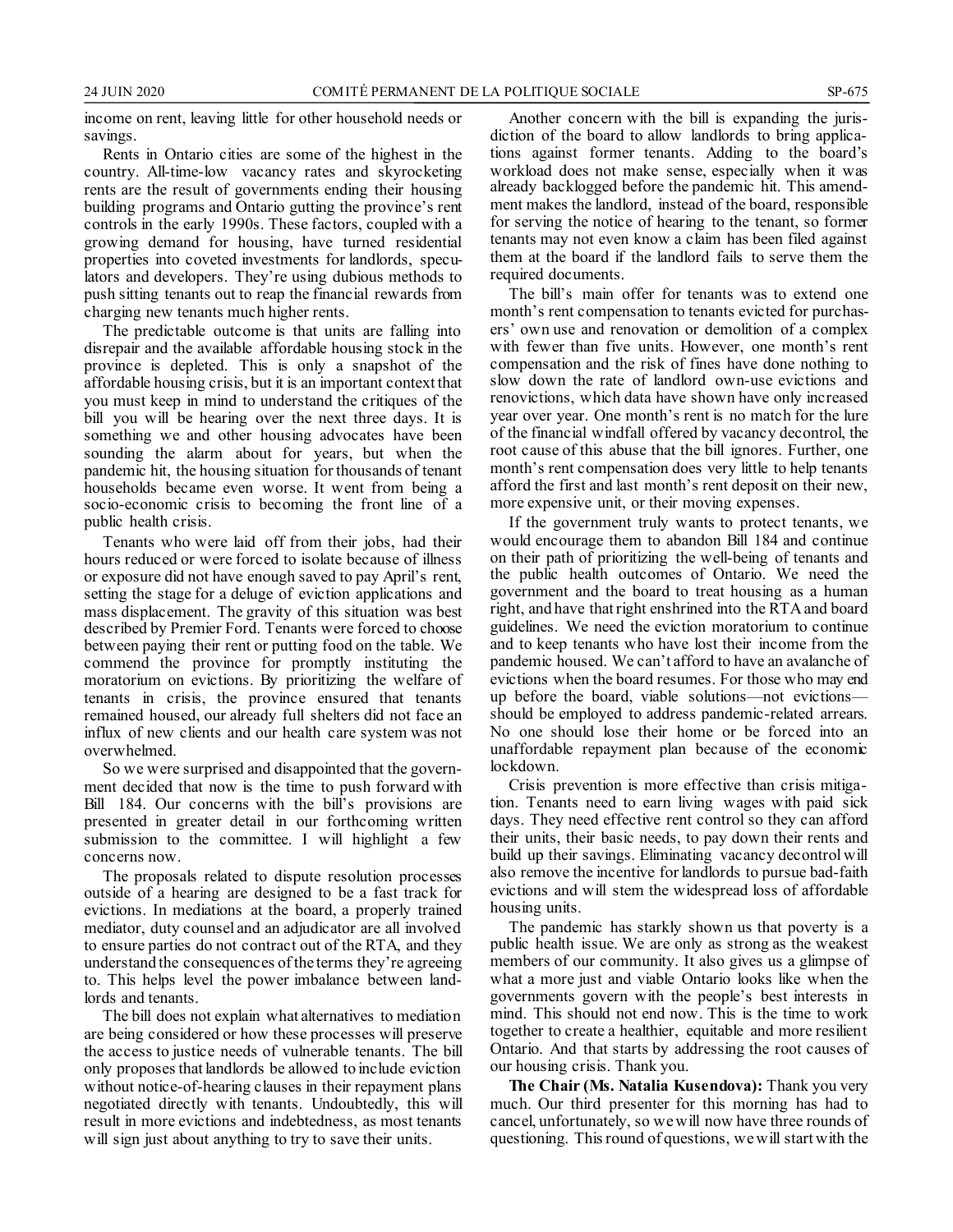income on rent, leaving little for other household needs or savings.

Rents in Ontario cities are some of the highest in the country. All-time-low vacancy rates and skyrocketing rents are the result of governments ending their housing building programs and Ontario gutting the province's rent controls in the early 1990s. These factors, coupled with a growing demand for housing, have turned residential properties into coveted investments for landlords, speculators and developers. They're using dubious methods to push sitting tenants out to reap the financial rewards from charging new tenants much higher rents.

The predictable outcome is that units are falling into disrepair and the available affordable housing stock in the province is depleted. This is only a snapshot of the affordable housing crisis, but it is an important context that you must keep in mind to understand the critiques of the bill you will be hearing over the next three days. It is something we and other housing advocates have been sounding the alarm about for years, but when the pandemic hit, the housing situation for thousands of tenant households became even worse. It went from being a socio-economic crisis to becoming the front line of a public health crisis.

Tenants who were laid off from their jobs, had their hours reduced or were forced to isolate because of illness or exposure did not have enough saved to pay April's rent, setting the stage for a deluge of eviction applications and mass displacement. The gravity of this situation was best described by Premier Ford. Tenants were forced to choose between paying their rent or putting food on the table. We commend the province for promptly instituting the moratorium on evictions. By prioritizing the welfare of tenants in crisis, the province ensured that tenants remained housed, our already full shelters did not face an influx of new clients and our health care system was not overwhelmed.

So we were surprised and disappointed that the government decided that now is the time to push forward with Bill 184. Our concerns with the bill's provisions are presented in greater detail in our forthcoming written submission to the committee. I will highlight a few concerns now.

The proposals related to dispute resolution processes outside of a hearing are designed to be a fast track for evictions. In mediations at the board, a properly trained mediator, duty counsel and an adjudicator are all involved to ensure parties do not contract out of the RTA, and they understand the consequences of the terms they're agreeing to. This helps level the power imbalance between landlords and tenants.

The bill does not explain what alternatives to mediation are being considered or how these processes will preserve the access to justice needs of vulnerable tenants. The bill only proposes that landlords be allowed to include eviction without notice-of-hearing clauses in their repayment plans negotiated directly with tenants. Undoubtedly, this will result in more evictions and indebtedness, as most tenants will sign just about anything to try to save their units.

Another concern with the bill is expanding the jurisdiction of the board to allow landlords to bring applications against former tenants. Adding to the board's workload does not make sense, especially when it was already backlogged before the pandemic hit. This amendment makes the landlord, instead of the board, responsible for serving the notice of hearing to the tenant, so former tenants may not even know a claim has been filed against them at the board if the landlord fails to serve them the required documents.

The bill's main offer for tenants was to extend one month's rent compensation to tenants evicted for purchasers' own use and renovation or demolition of a complex with fewer than five units. However, one month's rent compensation and the risk of fines have done nothing to slow down the rate of landlord own-use evictions and renovictions, which data have shown have only increased year over year. One month's rent is no match for the lure of the financial windfall offered by vacancy decontrol, the root cause of this abuse that the bill ignores. Further, one month's rent compensation does very little to help tenants afford the first and last month's rent deposit on their new, more expensive unit, or their moving expenses.

If the government truly wants to protect tenants, we would encourage them to abandon Bill 184 and continue on their path of prioritizing the well-being of tenants and the public health outcomes of Ontario. We need the government and the board to treat housing as a human right, and have that right enshrined into the RTA and board guidelines. We need the eviction moratorium to continue and to keep tenants who have lost their income from the pandemic housed. We can't afford to have an avalanche of evictions when the board resumes. For those who may end up before the board, viable solutions—not evictions—should be employed to address pandemic-related arrears. No one should lose their home or be forced into an unaffordable repayment plan because of the economic lockdown.

Crisis prevention is more effective than crisis mitigation. Tenants need to earn living wages with paid sick days. They need effective rent control so they can afford their units, their basic needs, to pay down their rents and build up their savings. Eliminating vacancy decontrol will also remove the incentive for landlords to pursue bad-faith evictions and will stem the widespread loss of affordable housing units.

The pandemic has starkly shown us that poverty is a public health issue. We are only as strong as the weakest members of our community. It also gives us a glimpse of what a more just and viable Ontario looks like when the governments govern with the people's best interests in mind. This should not end now. This is the time to work together to create a healthier, equitable and more resilient Ontario. And that starts by addressing the root causes of our housing crisis. Thank you.

**The Chair (Ms. Natalia Kusendova):** Thank you very much. Our third presenter for this morning has had to cancel, unfortunately, so we will now have three rounds of questioning. This round of questions, we will start with the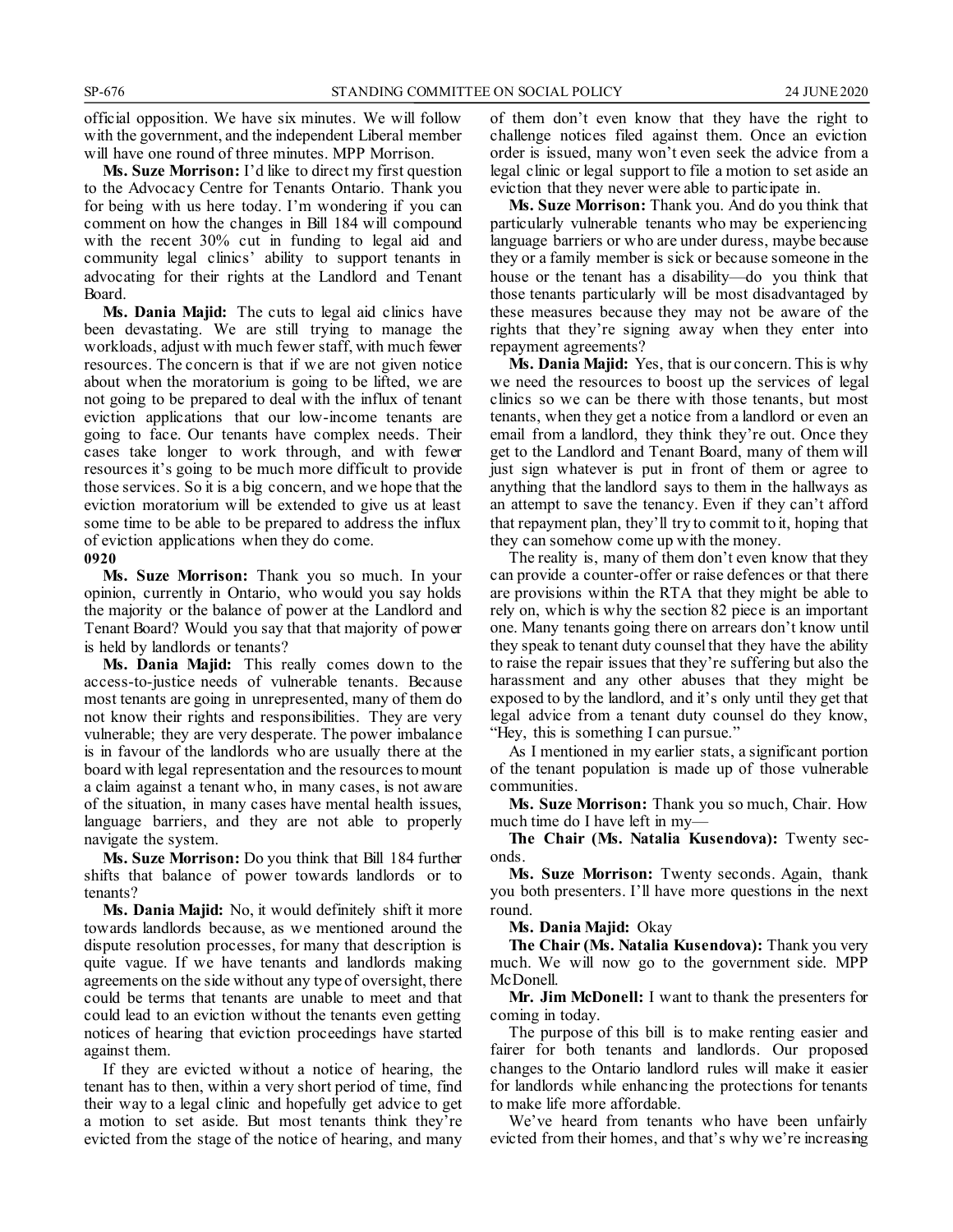official opposition. We have six minutes. We will follow with the government, and the independent Liberal member will have one round of three minutes. MPP Morrison.

**Ms. Suze Morrison:** I'd like to direct my first question to the Advocacy Centre for Tenants Ontario. Thank you for being with us here today. I'm wondering if you can comment on how the changes in Bill 184 will compound with the recent 30% cut in funding to legal aid and community legal clinics' ability to support tenants in advocating for their rights at the Landlord and Tenant Board.

**Ms. Dania Majid:** The cuts to legal aid clinics have been devastating. We are still trying to manage the workloads, adjust with much fewer staff, with much fewer resources. The concern is that if we are not given notice about when the moratorium is going to be lifted, we are not going to be prepared to deal with the influx of tenant eviction applications that our low-income tenants are going to face. Our tenants have complex needs. Their cases take longer to work through, and with fewer resources it's going to be much more difficult to provide those services. So it is a big concern, and we hope that the eviction moratorium will be extended to give us at least some time to be able to be prepared to address the influx of eviction applications when they do come.

**0920**

**Ms. Suze Morrison:** Thank you so much. In your opinion, currently in Ontario, who would you say holds the majority or the balance of power at the Landlord and Tenant Board? Would you say that that majority of power is held by landlords or tenants?

**Ms. Dania Majid:** This really comes down to the access-to-justice needs of vulnerable tenants. Because most tenants are going in unrepresented, many of them do not know their rights and responsibilities. They are very vulnerable; they are very desperate. The power imbalance is in favour of the landlords who are usually there at the board with legal representation and the resources to mount a claim against a tenant who, in many cases, is not aware of the situation, in many cases have mental health issues, language barriers, and they are not able to properly navigate the system.

**Ms. Suze Morrison:** Do you think that Bill 184 further shifts that balance of power towards landlords or to tenants?

**Ms. Dania Majid:** No, it would definitely shift it more towards landlords because, as we mentioned around the dispute resolution processes, for many that description is quite vague. If we have tenants and landlords making agreements on the side without any type of oversight, there could be terms that tenants are unable to meet and that could lead to an eviction without the tenants even getting notices of hearing that eviction proceedings have started against them.

If they are evicted without a notice of hearing, the tenant has to then, within a very short period of time, find their way to a legal clinic and hopefully get advice to get a motion to set aside. But most tenants think they're evicted from the stage of the notice of hearing, and many of them don't even know that they have the right to challenge notices filed against them. Once an eviction order is issued, many won't even seek the advice from a legal clinic or legal support to file a motion to set aside an eviction that they never were able to participate in.

**Ms. Suze Morrison:** Thank you. And do you think that particularly vulnerable tenants who may be experiencing language barriers or who are under duress, maybe because they or a family member is sick or because someone in the house or the tenant has a disability—do you think that those tenants particularly will be most disadvantaged by these measures because they may not be aware of the rights that they're signing away when they enter into repayment agreements?

**Ms. Dania Majid:** Yes, that is our concern. This is why we need the resources to boost up the services of legal clinics so we can be there with those tenants, but most tenants, when they get a notice from a landlord or even an email from a landlord, they think they're out. Once they get to the Landlord and Tenant Board, many of them will just sign whatever is put in front of them or agree to anything that the landlord says to them in the hallways as an attempt to save the tenancy. Even if they can't afford that repayment plan, they'll try to commit to it, hoping that they can somehow come up with the money.

The reality is, many of them don't even know that they can provide a counter-offer or raise defences or that there are provisions within the RTA that they might be able to rely on, which is why the section 82 piece is an important one. Many tenants going there on arrears don't know until they speak to tenant duty counsel that they have the ability to raise the repair issues that they're suffering but also the harassment and any other abuses that they might be exposed to by the landlord, and it's only until they get that legal advice from a tenant duty counsel do they know, "Hey, this is something I can pursue."

As I mentioned in my earlier stats, a significant portion of the tenant population is made up of those vulnerable communities.

**Ms. Suze Morrison:** Thank you so much, Chair. How much time do I have left in my—

**The Chair (Ms. Natalia Kusendova):** Twenty seconds.

**Ms. Suze Morrison:** Twenty seconds. Again, thank you both presenters. I'll have more questions in the next round.

**Ms. Dania Majid:** Okay

**The Chair (Ms. Natalia Kusendova):** Thank you very much. We will now go to the government side. MPP McDonell.

**Mr. Jim McDonell:** I want to thank the presenters for coming in today.

The purpose of this bill is to make renting easier and fairer for both tenants and landlords. Our proposed changes to the Ontario landlord rules will make it easier for landlords while enhancing the protections for tenants to make life more affordable.

We've heard from tenants who have been unfairly evicted from their homes, and that's why we're increasing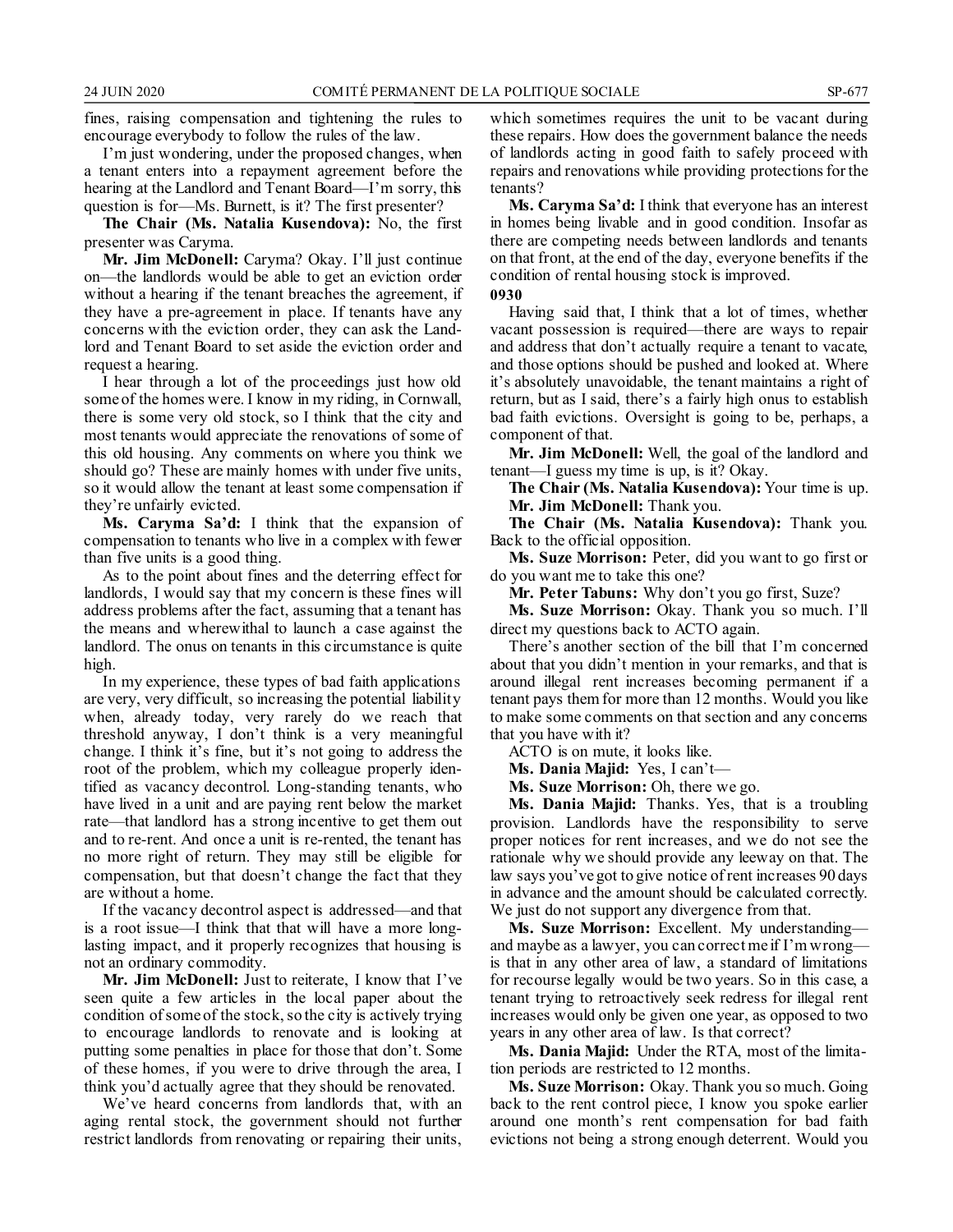fines, raising compensation and tightening the rules to encourage everybody to follow the rules of the law.

I'm just wondering, under the proposed changes, when a tenant enters into a repayment agreement before the hearing at the Landlord and Tenant Board—I'm sorry, this question is for—Ms. Burnett, is it? The first presenter?

**The Chair (Ms. Natalia Kusendova):** No, the first presenter was Caryma.

**Mr. Jim McDonell:** Caryma? Okay. I'll just continue on—the landlords would be able to get an eviction order without a hearing if the tenant breaches the agreement, if they have a pre-agreement in place. If tenants have any concerns with the eviction order, they can ask the Landlord and Tenant Board to set aside the eviction order and request a hearing.

I hear through a lot of the proceedings just how old some of the homes were. I know in my riding, in Cornwall, there is some very old stock, so I think that the city and most tenants would appreciate the renovations of some of this old housing. Any comments on where you think we should go? These are mainly homes with under five units, so it would allow the tenant at least some compensation if they're unfairly evicted.

**Ms. Caryma Sa'd:** I think that the expansion of compensation to tenants who live in a complex with fewer than five units is a good thing.

As to the point about fines and the deterring effect for landlords, I would say that my concern is these fines will address problems after the fact, assuming that a tenant has the means and wherewithal to launch a case against the landlord. The onus on tenants in this circumstance is quite high.

In my experience, these types of bad faith applications are very, very difficult, so increasing the potential liability when, already today, very rarely do we reach that threshold anyway, I don't think is a very meaningful change. I think it's fine, but it's not going to address the root of the problem, which my colleague properly identified as vacancy decontrol. Long-standing tenants, who have lived in a unit and are paying rent below the market rate—that landlord has a strong incentive to get them out and to re-rent. And once a unit is re-rented, the tenant has no more right of return. They may still be eligible for compensation, but that doesn't change the fact that they are without a home.

If the vacancy decontrol aspect is addressed—and that is a root issue—I think that that will have a more long-lasting impact, and it properly recognizes that housing is not an ordinary commodity.

**Mr. Jim McDonell:** Just to reiterate, I know that I've seen quite a few articles in the local paper about the condition of some of the stock, so the city is actively trying to encourage landlords to renovate and is looking at putting some penalties in place for those that don't. Some of these homes, if you were to drive through the area, I think you'd actually agree that they should be renovated.

We've heard concerns from landlords that, with an aging rental stock, the government should not further restrict landlords from renovating or repairing their units, which sometimes requires the unit to be vacant during these repairs. How does the government balance the needs of landlords acting in good faith to safely proceed with repairs and renovations while providing protections for the tenants?

**Ms. Caryma Sa'd:** I think that everyone has an interest in homes being livable and in good condition. Insofar as there are competing needs between landlords and tenants on that front, at the end of the day, everyone benefits if the condition of rental housing stock is improved.

**0930**

Having said that, I think that a lot of times, whether vacant possession is required—there are ways to repair and address that don't actually require a tenant to vacate, and those options should be pushed and looked at. Where it's absolutely unavoidable, the tenant maintains a right of return, but as I said, there's a fairly high onus to establish bad faith evictions. Oversight is going to be, perhaps, a component of that.

**Mr. Jim McDonell:** Well, the goal of the landlord and tenant—I guess my time is up, is it? Okay.

**The Chair (Ms. Natalia Kusendova):** Your time is up.

**Mr. Jim McDonell:** Thank you.

**The Chair (Ms. Natalia Kusendova):** Thank you. Back to the official opposition.

**Ms. Suze Morrison:** Peter, did you want to go first or do you want me to take this one?

**Mr. Peter Tabuns:** Why don't you go first, Suze?

**Ms. Suze Morrison:** Okay. Thank you so much. I'll direct my questions back to ACTO again.

There's another section of the bill that I'm concerned about that you didn't mention in your remarks, and that is around illegal rent increases becoming permanent if a tenant pays them for more than 12 months. Would you like to make some comments on that section and any concerns that you have with it?

ACTO is on mute, it looks like.

**Ms. Dania Majid:** Yes, I can't—

**Ms. Suze Morrison:** Oh, there we go.

**Ms. Dania Majid:** Thanks. Yes, that is a troubling provision. Landlords have the responsibility to serve proper notices for rent increases, and we do not see the rationale why we should provide any leeway on that. The law says you've got to give notice of rent increases 90 days in advance and the amount should be calculated correctly. We just do not support any divergence from that.

**Ms. Suze Morrison:** Excellent. My understanding—and maybe as a lawyer, you can correct me if I'm wrong—is that in any other area of law, a standard of limitations for recourse legally would be two years. So in this case, a tenant trying to retroactively seek redress for illegal rent increases would only be given one year, as opposed to two years in any other area of law. Is that correct?

**Ms. Dania Majid:** Under the RTA, most of the limitation periods are restricted to 12 months.

**Ms. Suze Morrison:** Okay. Thank you so much. Going back to the rent control piece, I know you spoke earlier around one month's rent compensation for bad faith evictions not being a strong enough deterrent. Would you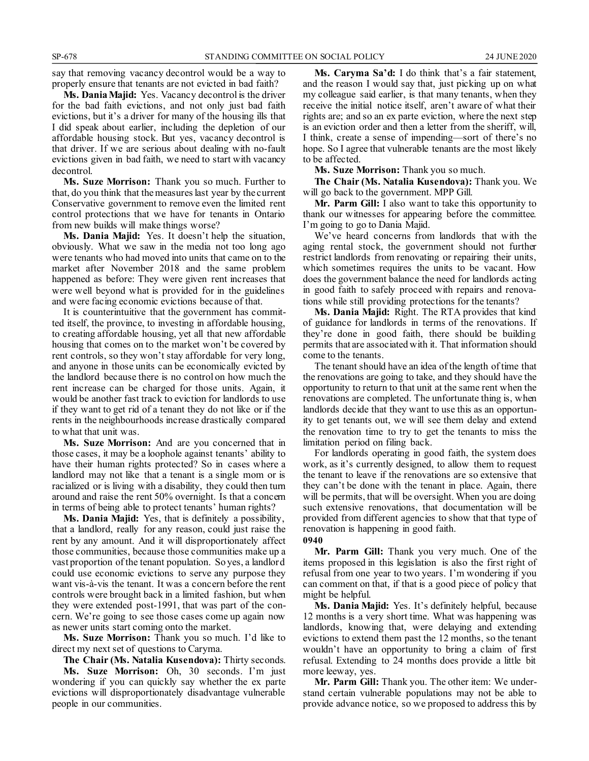say that removing vacancy decontrol would be a way to properly ensure that tenants are not evicted in bad faith?

**Ms. Dania Majid:** Yes. Vacancy decontrol is the driver for the bad faith evictions, and not only just bad faith evictions, but it's a driver for many of the housing ills that I did speak about earlier, including the depletion of our affordable housing stock. But yes, vacancy decontrol is that driver. If we are serious about dealing with no-fault evictions given in bad faith, we need to start with vacancy decontrol.

**Ms. Suze Morrison:** Thank you so much. Further to that, do you think that the measures last year by the current Conservative government to remove even the limited rent control protections that we have for tenants in Ontario from new builds will make things worse?

**Ms. Dania Majid:** Yes. It doesn't help the situation, obviously. What we saw in the media not too long ago were tenants who had moved into units that came on to the market after November 2018 and the same problem happened as before: They were given rent increases that were well beyond what is provided for in the guidelines and were facing economic evictions because of that.

It is counterintuitive that the government has committed itself, the province, to investing in affordable housing, to creating affordable housing, yet all that new affordable housing that comes on to the market won't be covered by rent controls, so they won't stay affordable for very long, and anyone in those units can be economically evicted by the landlord because there is no control on how much the rent increase can be charged for those units. Again, it would be another fast track to eviction for landlords to use if they want to get rid of a tenant they do not like or if the rents in the neighbourhoods increase drastically compared to what that unit was.

**Ms. Suze Morrison:** And are you concerned that in those cases, it may be a loophole against tenants' ability to have their human rights protected? So in cases where a landlord may not like that a tenant is a single mom or is racialized or is living with a disability, they could then turn around and raise the rent 50% overnight. Is that a concern in terms of being able to protect tenants' human rights?

**Ms. Dania Majid:** Yes, that is definitely a possibility, that a landlord, really for any reason, could just raise the rent by any amount. And it will disproportionately affect those communities, because those communities make up a vast proportion of the tenant population. So yes, a landlord could use economic evictions to serve any purpose they want vis-à-vis the tenant. It was a concern before the rent controls were brought back in a limited fashion, but when they were extended post-1991, that was part of the concern. We're going to see those cases come up again now as newer units start coming onto the market.

**Ms. Suze Morrison:** Thank you so much. I'd like to direct my next set of questions to Caryma.

**The Chair (Ms. Natalia Kusendova):** Thirty seconds.

**Ms. Suze Morrison:** Oh, 30 seconds. I'm just wondering if you can quickly say whether the ex parte evictions will disproportionately disadvantage vulnerable people in our communities.

**Ms. Caryma Sa'd:** I do think that's a fair statement, and the reason I would say that, just picking up on what my colleague said earlier, is that many tenants, when they receive the initial notice itself, aren't aware of what their rights are; and so an ex parte eviction, where the next step is an eviction order and then a letter from the sheriff, will, I think, create a sense of impending—sort of there's no hope. So I agree that vulnerable tenants are the most likely to be affected.

**Ms. Suze Morrison:** Thank you so much.

**The Chair (Ms. Natalia Kusendova):** Thank you. We will go back to the government. MPP Gill.

**Mr. Parm Gill:** I also want to take this opportunity to thank our witnesses for appearing before the committee. I'm going to go to Dania Majid.

We've heard concerns from landlords that with the aging rental stock, the government should not further restrict landlords from renovating or repairing their units, which sometimes requires the units to be vacant. How does the government balance the need for landlords acting in good faith to safely proceed with repairs and renovations while still providing protections for the tenants?

**Ms. Dania Majid:** Right. The RTA provides that kind of guidance for landlords in terms of the renovations. If they're done in good faith, there should be building permits that are associated with it. That information should come to the tenants.

The tenant should have an idea of the length of time that the renovations are going to take, and they should have the opportunity to return to that unit at the same rent when the renovations are completed. The unfortunate thing is, when landlords decide that they want to use this as an opportunity to get tenants out, we will see them delay and extend the renovation time to try to get the tenants to miss the limitation period on filing back.

For landlords operating in good faith, the system does work, as it's currently designed, to allow them to request the tenant to leave if the renovations are so extensive that they can't be done with the tenant in place. Again, there will be permits, that will be oversight. When you are doing such extensive renovations, that documentation will be provided from different agencies to show that that type of renovation is happening in good faith.

**0940**

**Mr. Parm Gill:** Thank you very much. One of the items proposed in this legislation is also the first right of refusal from one year to two years. I'm wondering if you can comment on that, if that is a good piece of policy that might be helpful.

**Ms. Dania Majid:** Yes. It's definitely helpful, because 12 months is a very short time. What was happening was landlords, knowing that, were delaying and extending evictions to extend them past the 12 months, so the tenant wouldn't have an opportunity to bring a claim of first refusal. Extending to 24 months does provide a little bit more leeway, yes.

**Mr. Parm Gill:** Thank you. The other item: We understand certain vulnerable populations may not be able to provide advance notice, so we proposed to address this by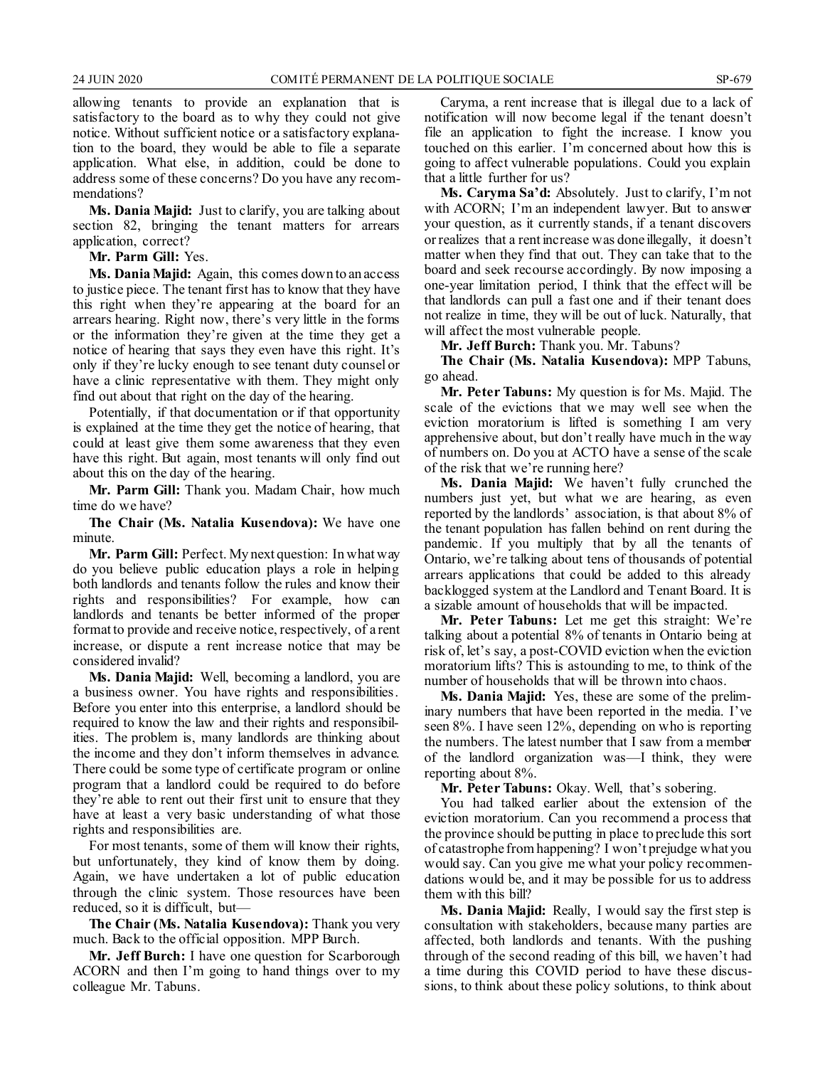allowing tenants to provide an explanation that is satisfactory to the board as to why they could not give notice. Without sufficient notice or a satisfactory explanation to the board, they would be able to file a separate application. What else, in addition, could be done to address some of these concerns? Do you have any recommendations?

**Ms. Dania Majid:** Just to clarify, you are talking about section 82, bringing the tenant matters for arrears application, correct?

**Mr. Parm Gill:** Yes.

**Ms. Dania Majid:** Again, this comes down to an access to justice piece. The tenant first has to know that they have this right when they're appearing at the board for an arrears hearing. Right now, there's very little in the forms or the information they're given at the time they get a notice of hearing that says they even have this right. It's only if they're lucky enough to see tenant duty counsel or have a clinic representative with them. They might only find out about that right on the day of the hearing.

Potentially, if that documentation or if that opportunity is explained at the time they get the notice of hearing, that could at least give them some awareness that they even have this right. But again, most tenants will only find out about this on the day of the hearing.

**Mr. Parm Gill:** Thank you. Madam Chair, how much time do we have?

**The Chair (Ms. Natalia Kusendova):** We have one minute.

**Mr. Parm Gill:** Perfect. My next question: In what way do you believe public education plays a role in helping both landlords and tenants follow the rules and know their rights and responsibilities? For example, how can landlords and tenants be better informed of the proper format to provide and receive notice, respectively, of a rent increase, or dispute a rent increase notice that may be considered invalid?

**Ms. Dania Majid:** Well, becoming a landlord, you are a business owner. You have rights and responsibilities. Before you enter into this enterprise, a landlord should be required to know the law and their rights and responsibilities. The problem is, many landlords are thinking about the income and they don't inform themselves in advance. There could be some type of certificate program or online program that a landlord could be required to do before they're able to rent out their first unit to ensure that they have at least a very basic understanding of what those rights and responsibilities are.

For most tenants, some of them will know their rights, but unfortunately, they kind of know them by doing. Again, we have undertaken a lot of public education through the clinic system. Those resources have been reduced, so it is difficult, but—

**The Chair (Ms. Natalia Kusendova):** Thank you very much. Back to the official opposition. MPP Burch.

**Mr. Jeff Burch:** I have one question for Scarborough ACORN and then I'm going to hand things over to my colleague Mr. Tabuns.

Caryma, a rent increase that is illegal due to a lack of notification will now become legal if the tenant doesn't file an application to fight the increase. I know you touched on this earlier. I'm concerned about how this is going to affect vulnerable populations. Could you explain that a little further for us?

**Ms. Caryma Sa'd:** Absolutely. Just to clarify, I'm not with ACORN; I'm an independent lawyer. But to answer your question, as it currently stands, if a tenant discovers or realizes that a rent increase was done illegally, it doesn't matter when they find that out. They can take that to the board and seek recourse accordingly. By now imposing a one-year limitation period, I think that the effect will be that landlords can pull a fast one and if their tenant does not realize in time, they will be out of luck. Naturally, that will affect the most vulnerable people.

**Mr. Jeff Burch:** Thank you. Mr. Tabuns?

**The Chair (Ms. Natalia Kusendova):** MPP Tabuns, go ahead.

**Mr. Peter Tabuns:** My question is for Ms. Majid. The scale of the evictions that we may well see when the eviction moratorium is lifted is something I am very apprehensive about, but don't really have much in the way of numbers on. Do you at ACTO have a sense of the scale of the risk that we're running here?

**Ms. Dania Majid:** We haven't fully crunched the numbers just yet, but what we are hearing, as even reported by the landlords' association, is that about 8% of the tenant population has fallen behind on rent during the pandemic. If you multiply that by all the tenants of Ontario, we're talking about tens of thousands of potential arrears applications that could be added to this already backlogged system at the Landlord and Tenant Board. It is a sizable amount of households that will be impacted.

**Mr. Peter Tabuns:** Let me get this straight: We're talking about a potential 8% of tenants in Ontario being at risk of, let's say, a post-COVID eviction when the eviction moratorium lifts? This is astounding to me, to think of the number of households that will be thrown into chaos.

**Ms. Dania Majid:** Yes, these are some of the preliminary numbers that have been reported in the media. I've seen 8%. I have seen 12%, depending on who is reporting the numbers. The latest number that I saw from a member of the landlord organization was—I think, they were reporting about 8%.

**Mr. Peter Tabuns:** Okay. Well, that's sobering.

You had talked earlier about the extension of the eviction moratorium. Can you recommend a process that the province should be putting in place to preclude this sort of catastrophe from happening? I won't prejudge what you would say. Can you give me what your policy recommendations would be, and it may be possible for us to address them with this bill?

**Ms. Dania Majid:** Really, I would say the first step is consultation with stakeholders, because many parties are affected, both landlords and tenants. With the pushing through of the second reading of this bill, we haven't had a time during this COVID period to have these discussions, to think about these policy solutions, to think about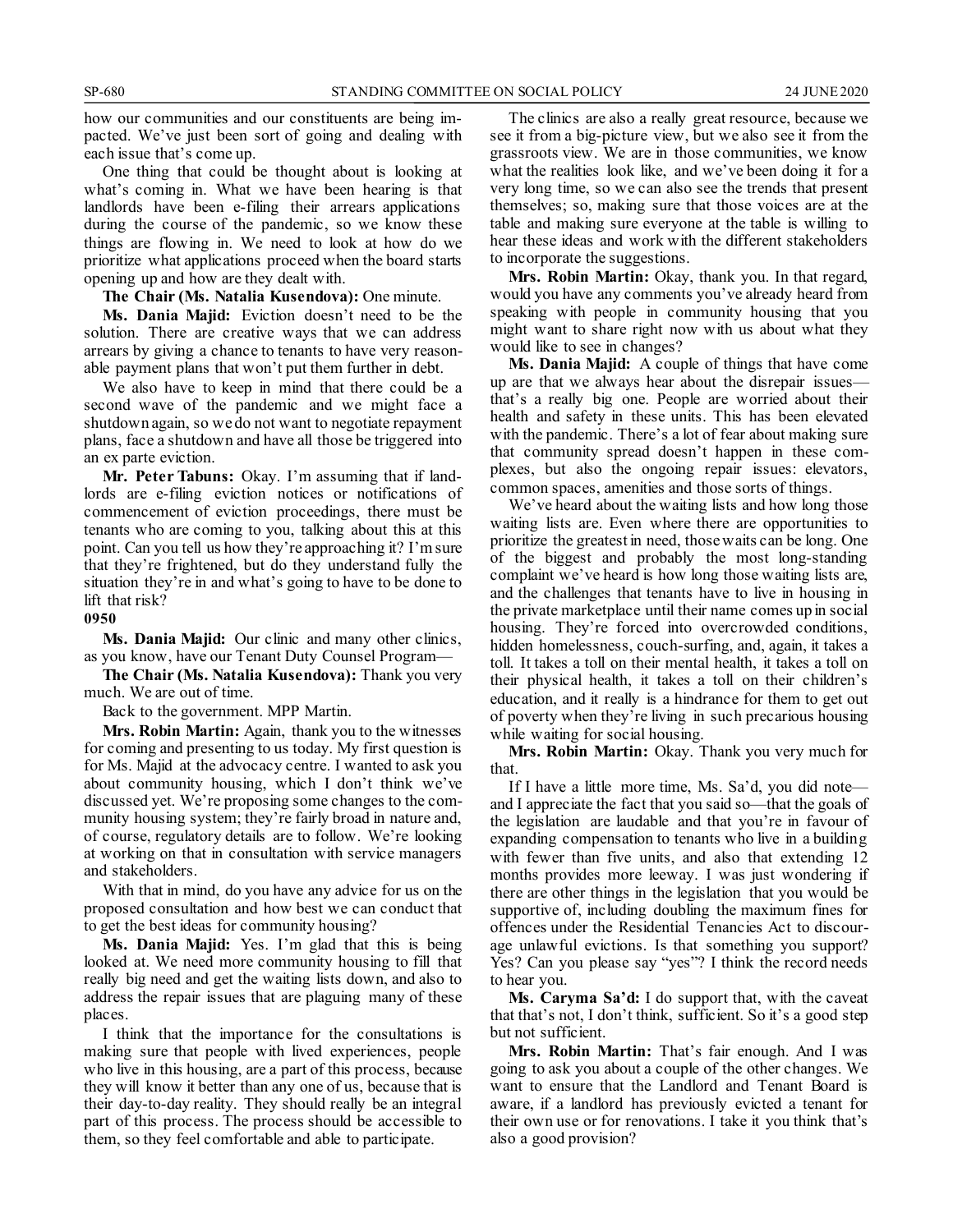how our communities and our constituents are being impacted. We've just been sort of going and dealing with each issue that's come up.

One thing that could be thought about is looking at what's coming in. What we have been hearing is that landlords have been e-filing their arrears applications during the course of the pandemic, so we know these things are flowing in. We need to look at how do we prioritize what applications proceed when the board starts opening up and how are they dealt with.

**The Chair (Ms. Natalia Kusendova):** One minute.

**Ms. Dania Majid:** Eviction doesn't need to be the solution. There are creative ways that we can address arrears by giving a chance to tenants to have very reasonable payment plans that won't put them further in debt.

We also have to keep in mind that there could be a second wave of the pandemic and we might face a shutdown again, so we do not want to negotiate repayment plans, face a shutdown and have all those be triggered into an ex parte eviction.

**Mr. Peter Tabuns:** Okay. I'm assuming that if landlords are e-filing eviction notices or notifications of commencement of eviction proceedings, there must be tenants who are coming to you, talking about this at this point. Can you tell us how they're approaching it? I'm sure that they're frightened, but do they understand fully the situation they're in and what's going to have to be done to lift that risk?

**0950**

**Ms. Dania Majid:** Our clinic and many other clinics, as you know, have our Tenant Duty Counsel Program—

**The Chair (Ms. Natalia Kusendova):** Thank you very much. We are out of time.

Back to the government. MPP Martin.

**Mrs. Robin Martin:** Again, thank you to the witnesses for coming and presenting to us today. My first question is for Ms. Majid at the advocacy centre. I wanted to ask you about community housing, which I don't think we've discussed yet. We're proposing some changes to the community housing system; they're fairly broad in nature and, of course, regulatory details are to follow. We're looking at working on that in consultation with service managers and stakeholders.

With that in mind, do you have any advice for us on the proposed consultation and how best we can conduct that to get the best ideas for community housing?

**Ms. Dania Majid:** Yes. I'm glad that this is being looked at. We need more community housing to fill that really big need and get the waiting lists down, and also to address the repair issues that are plaguing many of these places.

I think that the importance for the consultations is making sure that people with lived experiences, people who live in this housing, are a part of this process, because they will know it better than any one of us, because that is their day-to-day reality. They should really be an integral part of this process. The process should be accessible to them, so they feel comfortable and able to participate.

The clinics are also a really great resource, because we see it from a big-picture view, but we also see it from the grassroots view. We are in those communities, we know what the realities look like, and we've been doing it for a very long time, so we can also see the trends that present themselves; so, making sure that those voices are at the table and making sure everyone at the table is willing to hear these ideas and work with the different stakeholders to incorporate the suggestions.

**Mrs. Robin Martin:** Okay, thank you. In that regard, would you have any comments you've already heard from speaking with people in community housing that you might want to share right now with us about what they would like to see in changes?

**Ms. Dania Majid:** A couple of things that have come up are that we always hear about the disrepair issues—that's a really big one. People are worried about their health and safety in these units. This has been elevated with the pandemic. There's a lot of fear about making sure that community spread doesn't happen in these complexes, but also the ongoing repair issues: elevators, common spaces, amenities and those sorts of things.

We've heard about the waiting lists and how long those waiting lists are. Even where there are opportunities to prioritize the greatest in need, those waits can be long. One of the biggest and probably the most long-standing complaint we've heard is how long those waiting lists are, and the challenges that tenants have to live in housing in the private marketplace until their name comes up in social housing. They're forced into overcrowded conditions, hidden homelessness, couch-surfing, and, again, it takes a toll. It takes a toll on their mental health, it takes a toll on their physical health, it takes a toll on their children's education, and it really is a hindrance for them to get out of poverty when they're living in such precarious housing while waiting for social housing.

**Mrs. Robin Martin:** Okay. Thank you very much for that.

If I have a little more time, Ms. Sa'd, you did note—and I appreciate the fact that you said so—that the goals of the legislation are laudable and that you're in favour of expanding compensation to tenants who live in a building with fewer than five units, and also that extending 12 months provides more leeway. I was just wondering if there are other things in the legislation that you would be supportive of, including doubling the maximum fines for offences under the Residential Tenancies Act to discourage unlawful evictions. Is that something you support? Yes? Can you please say "yes"? I think the record needs to hear you.

**Ms. Caryma Sa'd:** I do support that, with the caveat that that's not, I don't think, sufficient. So it's a good step but not sufficient.

**Mrs. Robin Martin:** That's fair enough. And I was going to ask you about a couple of the other changes. We want to ensure that the Landlord and Tenant Board is aware, if a landlord has previously evicted a tenant for their own use or for renovations. I take it you think that's also a good provision?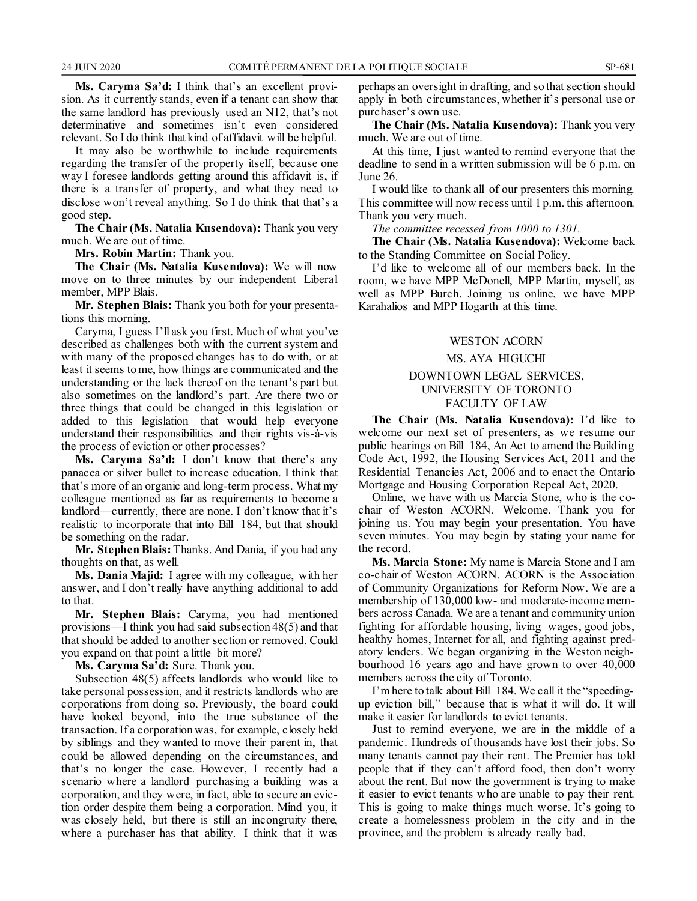**Ms. Caryma Sa'd:** I think that's an excellent provision. As it currently stands, even if a tenant can show that the same landlord has previously used an N12, that's not determinative and sometimes isn't even considered relevant. So I do think that kind of affidavit will be helpful.

It may also be worthwhile to include requirements regarding the transfer of the property itself, because one way I foresee landlords getting around this affidavit is, if there is a transfer of property, and what they need to disclose won't reveal anything. So I do think that that's a good step.

**The Chair (Ms. Natalia Kusendova):** Thank you very much. We are out of time.

**Mrs. Robin Martin:** Thank you.

**The Chair (Ms. Natalia Kusendova):** We will now move on to three minutes by our independent Liberal member, MPP Blais.

**Mr. Stephen Blais:** Thank you both for your presentations this morning.

Caryma, I guess I'll ask you first. Much of what you've described as challenges both with the current system and with many of the proposed changes has to do with, or at least it seems to me, how things are communicated and the understanding or the lack thereof on the tenant's part but also sometimes on the landlord's part. Are there two or three things that could be changed in this legislation or added to this legislation that would help everyone understand their responsibilities and their rights vis-à-vis the process of eviction or other processes?

**Ms. Caryma Sa'd:** I don't know that there's any panacea or silver bullet to increase education. I think that that's more of an organic and long-term process. What my colleague mentioned as far as requirements to become a landlord—currently, there are none. I don't know that it's realistic to incorporate that into Bill 184, but that should be something on the radar.

**Mr. Stephen Blais:** Thanks. And Dania, if you had any thoughts on that, as well.

**Ms. Dania Majid:** I agree with my colleague, with her answer, and I don't really have anything additional to add to that.

**Mr. Stephen Blais:** Caryma, you had mentioned provisions—I think you had said subsection 48(5) and that that should be added to another section or removed. Could you expand on that point a little bit more?

**Ms. Caryma Sa'd:** Sure. Thank you.

Subsection 48(5) affects landlords who would like to take personal possession, and it restricts landlords who are corporations from doing so. Previously, the board could have looked beyond, into the true substance of the transaction. If a corporation was, for example, closely held by siblings and they wanted to move their parent in, that could be allowed depending on the circumstances, and that's no longer the case. However, I recently had a scenario where a landlord purchasing a building was a corporation, and they were, in fact, able to secure an eviction order despite them being a corporation. Mind you, it was closely held, but there is still an incongruity there, where a purchaser has that ability. I think that it was perhaps an oversight in drafting, and so that section should apply in both circumstances, whether it's personal use or purchaser's own use.

**The Chair (Ms. Natalia Kusendova):** Thank you very much. We are out of time.

At this time, I just wanted to remind everyone that the deadline to send in a written submission will be 6 p.m. on June 26.

I would like to thank all of our presenters this morning. This committee will now recess until 1 p.m. this afternoon. Thank you very much.

*The committee recessed from 1000 to 1301.*

**The Chair (Ms. Natalia Kusendova):** Welcome back to the Standing Committee on Social Policy.

I'd like to welcome all of our members back. In the room, we have MPP McDonell, MPP Martin, myself, as well as MPP Burch. Joining us online, we have MPP Karahalios and MPP Hogarth at this time.

### WESTON ACORN

### MS. AYA HIGUCHI

### DOWNTOWN LEGAL SERVICES, UNIVERSITY OF TORONTO FACULTY OF LAW

**The Chair (Ms. Natalia Kusendova):** I'd like to welcome our next set of presenters, as we resume our public hearings on Bill 184, An Act to amend the Building Code Act, 1992, the Housing Services Act, 2011 and the Residential Tenancies Act, 2006 and to enact the Ontario Mortgage and Housing Corporation Repeal Act, 2020.

Online, we have with us Marcia Stone, who is the co-chair of Weston ACORN. Welcome. Thank you for joining us. You may begin your presentation. You have seven minutes. You may begin by stating your name for the record.

**Ms. Marcia Stone:** My name is Marcia Stone and I am co-chair of Weston ACORN. ACORN is the Association of Community Organizations for Reform Now. We are a membership of 130,000 low- and moderate-income members across Canada. We are a tenant and community union fighting for affordable housing, living wages, good jobs, healthy homes, Internet for all, and fighting against predatory lenders. We began organizing in the Weston neighbourhood 16 years ago and have grown to over 40,000 members across the city of Toronto.

I'm here to talk about Bill 184. We call it the "speeding-up eviction bill," because that is what it will do. It will make it easier for landlords to evict tenants.

Just to remind everyone, we are in the middle of a pandemic. Hundreds of thousands have lost their jobs. So many tenants cannot pay their rent. The Premier has told people that if they can't afford food, then don't worry about the rent. But now the government is trying to make it easier to evict tenants who are unable to pay their rent. This is going to make things much worse. It's going to create a homelessness problem in the city and in the province, and the problem is already really bad.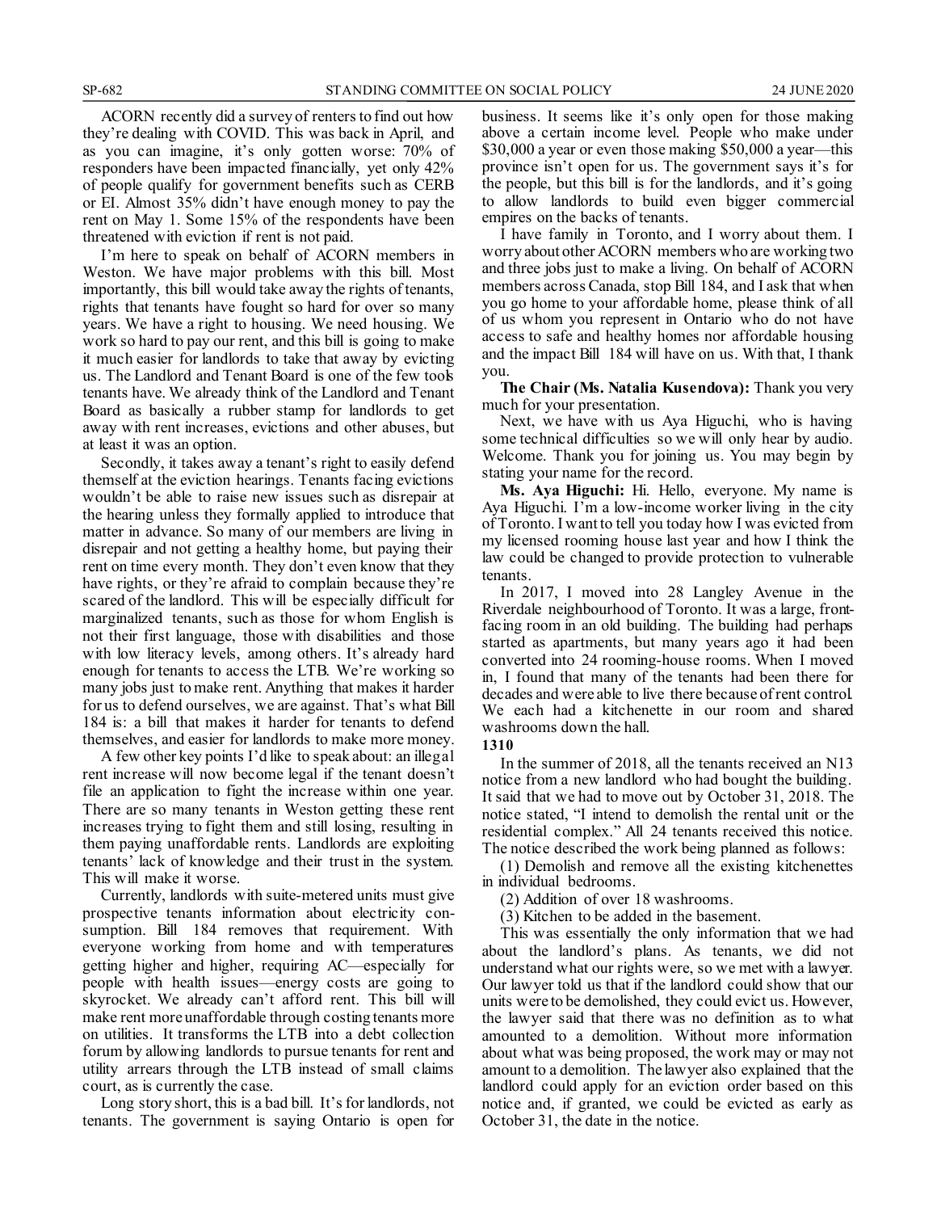ACORN recently did a survey of renters to find out how they're dealing with COVID. This was back in April, and as you can imagine, it's only gotten worse: 70% of responders have been impacted financially, yet only 42% of people qualify for government benefits such as CERB or EI. Almost 35% didn't have enough money to pay the rent on May 1. Some 15% of the respondents have been threatened with eviction if rent is not paid.

I'm here to speak on behalf of ACORN members in Weston. We have major problems with this bill. Most importantly, this bill would take away the rights of tenants, rights that tenants have fought so hard for over so many years. We have a right to housing. We need housing. We work so hard to pay our rent, and this bill is going to make it much easier for landlords to take that away by evicting us. The Landlord and Tenant Board is one of the few tools tenants have. We already think of the Landlord and Tenant Board as basically a rubber stamp for landlords to get away with rent increases, evictions and other abuses, but at least it was an option.

Secondly, it takes away a tenant's right to easily defend themself at the eviction hearings. Tenants facing evictions wouldn't be able to raise new issues such as disrepair at the hearing unless they formally applied to introduce that matter in advance. So many of our members are living in disrepair and not getting a healthy home, but paying their rent on time every month. They don't even know that they have rights, or they're afraid to complain because they're scared of the landlord. This will be especially difficult for marginalized tenants, such as those for whom English is not their first language, those with disabilities and those with low literacy levels, among others. It's already hard enough for tenants to access the LTB. We're working so many jobs just to make rent. Anything that makes it harder for us to defend ourselves, we are against. That's what Bill 184 is: a bill that makes it harder for tenants to defend themselves, and easier for landlords to make more money.

A few other key points I'd like to speak about: an illegal rent increase will now become legal if the tenant doesn't file an application to fight the increase within one year. There are so many tenants in Weston getting these rent increases trying to fight them and still losing, resulting in them paying unaffordable rents. Landlords are exploiting tenants' lack of knowledge and their trust in the system. This will make it worse.

Currently, landlords with suite-metered units must give prospective tenants information about electricity consumption. Bill 184 removes that requirement. With everyone working from home and with temperatures getting higher and higher, requiring AC—especially for people with health issues—energy costs are going to skyrocket. We already can't afford rent. This bill will make rent more unaffordable through costing tenants more on utilities. It transforms the LTB into a debt collection forum by allowing landlords to pursue tenants for rent and utility arrears through the LTB instead of small claims court, as is currently the case.

Long story short, this is a bad bill. It's for landlords, not tenants. The government is saying Ontario is open for business. It seems like it's only open for those making above a certain income level. People who make under $30,000 a year or even those making $50,000 a year—this province isn't open for us. The government says it's for the people, but this bill is for the landlords, and it's going to allow landlords to build even bigger commercial empires on the backs of tenants.

I have family in Toronto, and I worry about them. I worry about other ACORN members who are working two and three jobs just to make a living. On behalf of ACORN members across Canada, stop Bill 184, and I ask that when you go home to your affordable home, please think of all of us whom you represent in Ontario who do not have access to safe and healthy homes nor affordable housing and the impact Bill 184 will have on us. With that, I thank you.

**The Chair (Ms. Natalia Kusendova):** Thank you very much for your presentation.

Next, we have with us Aya Higuchi, who is having some technical difficulties so we will only hear by audio. Welcome. Thank you for joining us. You may begin by stating your name for the record.

**Ms. Aya Higuchi:** Hi. Hello, everyone. My name is Aya Higuchi. I'm a low-income worker living in the city of Toronto. I want to tell you today how I was evicted from my licensed rooming house last year and how I think the law could be changed to provide protection to vulnerable tenants.

In 2017, I moved into 28 Langley Avenue in the Riverdale neighbourhood of Toronto. It was a large, front-facing room in an old building. The building had perhaps started as apartments, but many years ago it had been converted into 24 rooming-house rooms. When I moved in, I found that many of the tenants had been there for decades and were able to live there because of rent control. We each had a kitchenette in our room and shared washrooms down the hall.

**1310**

In the summer of 2018, all the tenants received an N13 notice from a new landlord who had bought the building. It said that we had to move out by October 31, 2018. The notice stated, "I intend to demolish the rental unit or the residential complex." All 24 tenants received this notice. The notice described the work being planned as follows:

(1) Demolish and remove all the existing kitchenettes in individual bedrooms.

(2) Addition of over 18 washrooms.

(3) Kitchen to be added in the basement.

This was essentially the only information that we had about the landlord's plans. As tenants, we did not understand what our rights were, so we met with a lawyer. Our lawyer told us that if the landlord could show that our units were to be demolished, they could evict us. However, the lawyer said that there was no definition as to what amounted to a demolition. Without more information about what was being proposed, the work may or may not amount to a demolition. The lawyer also explained that the landlord could apply for an eviction order based on this notice and, if granted, we could be evicted as early as October 31, the date in the notice.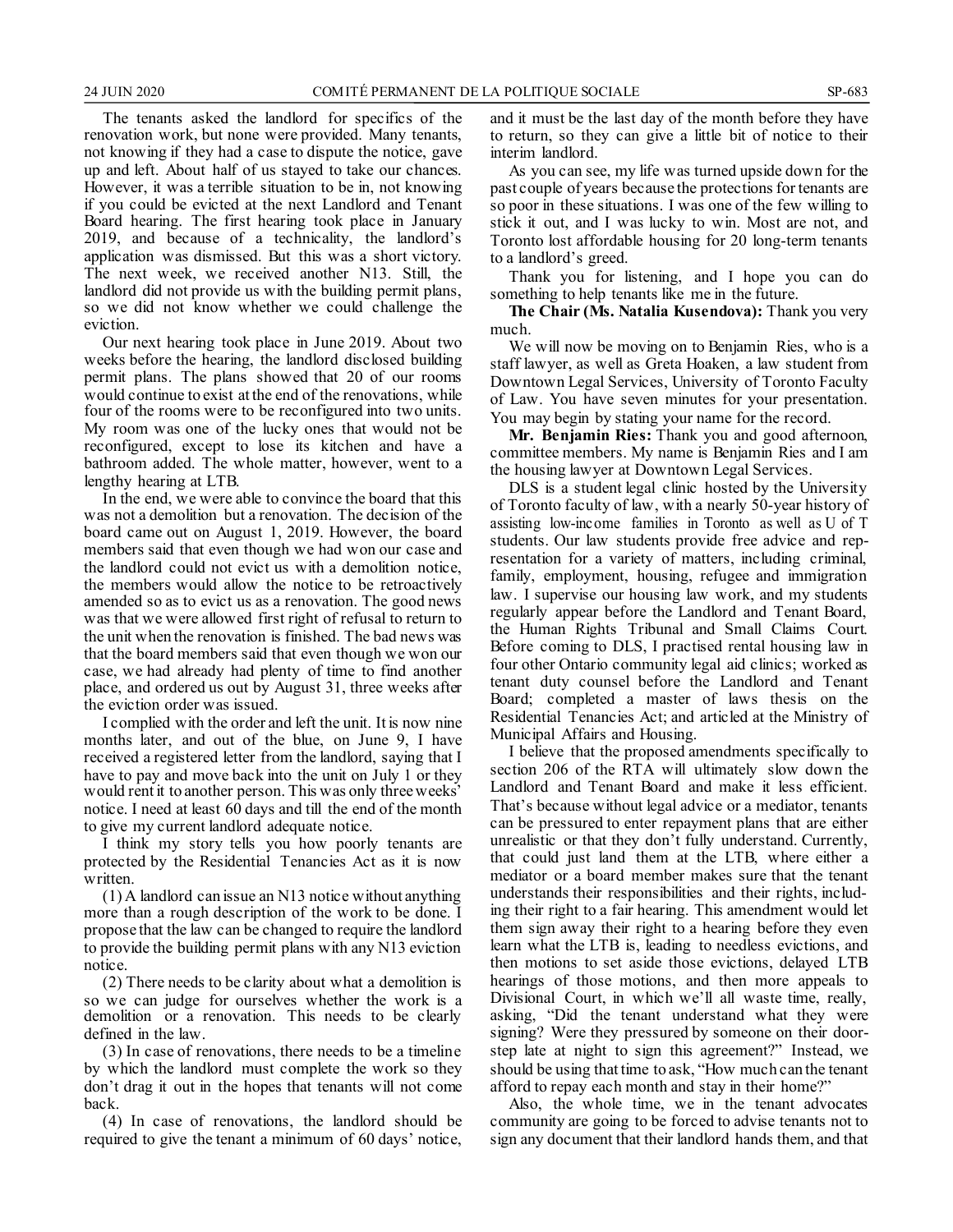The tenants asked the landlord for specifics of the renovation work, but none were provided. Many tenants, not knowing if they had a case to dispute the notice, gave up and left. About half of us stayed to take our chances. However, it was a terrible situation to be in, not knowing if you could be evicted at the next Landlord and Tenant Board hearing. The first hearing took place in January 2019, and because of a technicality, the landlord's application was dismissed. But this was a short victory. The next week, we received another N13. Still, the landlord did not provide us with the building permit plans, so we did not know whether we could challenge the eviction.

Our next hearing took place in June 2019. About two weeks before the hearing, the landlord disclosed building permit plans. The plans showed that 20 of our rooms would continue to exist at the end of the renovations, while four of the rooms were to be reconfigured into two units. My room was one of the lucky ones that would not be reconfigured, except to lose its kitchen and have a bathroom added. The whole matter, however, went to a lengthy hearing at LTB.

In the end, we were able to convince the board that this was not a demolition but a renovation. The decision of the board came out on August 1, 2019. However, the board members said that even though we had won our case and the landlord could not evict us with a demolition notice, the members would allow the notice to be retroactively amended so as to evict us as a renovation. The good news was that we were allowed first right of refusal to return to the unit when the renovation is finished. The bad news was that the board members said that even though we won our case, we had already had plenty of time to find another place, and ordered us out by August 31, three weeks after the eviction order was issued.

I complied with the order and left the unit. It is now nine months later, and out of the blue, on June 9, I have received a registered letter from the landlord, saying that I have to pay and move back into the unit on July 1 or they would rent it to another person. This was only three weeks' notice. I need at least 60 days and till the end of the month to give my current landlord adequate notice.

I think my story tells you how poorly tenants are protected by the Residential Tenancies Act as it is now written.

(1) A landlord can issue an N13 notice without anything more than a rough description of the work to be done. I propose that the law can be changed to require the landlord to provide the building permit plans with any N13 eviction notice.

(2) There needs to be clarity about what a demolition is so we can judge for ourselves whether the work is a demolition or a renovation. This needs to be clearly defined in the law.

(3) In case of renovations, there needs to be a timeline by which the landlord must complete the work so they don't drag it out in the hopes that tenants will not come back.

(4) In case of renovations, the landlord should be required to give the tenant a minimum of 60 days' notice, and it must be the last day of the month before they have to return, so they can give a little bit of notice to their interim landlord.

As you can see, my life was turned upside down for the past couple of years because the protections for tenants are so poor in these situations. I was one of the few willing to stick it out, and I was lucky to win. Most are not, and Toronto lost affordable housing for 20 long-term tenants to a landlord's greed.

Thank you for listening, and I hope you can do something to help tenants like me in the future.

**The Chair (Ms. Natalia Kusendova):** Thank you very much.

We will now be moving on to Benjamin Ries, who is a staff lawyer, as well as Greta Hoaken, a law student from Downtown Legal Services, University of Toronto Faculty of Law. You have seven minutes for your presentation. You may begin by stating your name for the record.

**Mr. Benjamin Ries:** Thank you and good afternoon, committee members. My name is Benjamin Ries and I am the housing lawyer at Downtown Legal Services.

DLS is a student legal clinic hosted by the University of Toronto faculty of law, with a nearly 50-year history of assisting low-income families in Toronto as well as U of T students. Our law students provide free advice and representation for a variety of matters, including criminal, family, employment, housing, refugee and immigration law. I supervise our housing law work, and my students regularly appear before the Landlord and Tenant Board, the Human Rights Tribunal and Small Claims Court. Before coming to DLS, I practised rental housing law in four other Ontario community legal aid clinics; worked as tenant duty counsel before the Landlord and Tenant Board; completed a master of laws thesis on the Residential Tenancies Act; and articled at the Ministry of Municipal Affairs and Housing.

I believe that the proposed amendments specifically to section 206 of the RTA will ultimately slow down the Landlord and Tenant Board and make it less efficient. That's because without legal advice or a mediator, tenants can be pressured to enter repayment plans that are either unrealistic or that they don't fully understand. Currently, that could just land them at the LTB, where either a mediator or a board member makes sure that the tenant understands their responsibilities and their rights, including their right to a fair hearing. This amendment would let them sign away their right to a hearing before they even learn what the LTB is, leading to needless evictions, and then motions to set aside those evictions, delayed LTB hearings of those motions, and then more appeals to Divisional Court, in which we'll all waste time, really, asking, "Did the tenant understand what they were signing? Were they pressured by someone on their doorstep late at night to sign this agreement?" Instead, we should be using that time to ask, "How much can the tenant afford to repay each month and stay in their home?"

Also, the whole time, we in the tenant advocates community are going to be forced to advise tenants not to sign any document that their landlord hands them, and that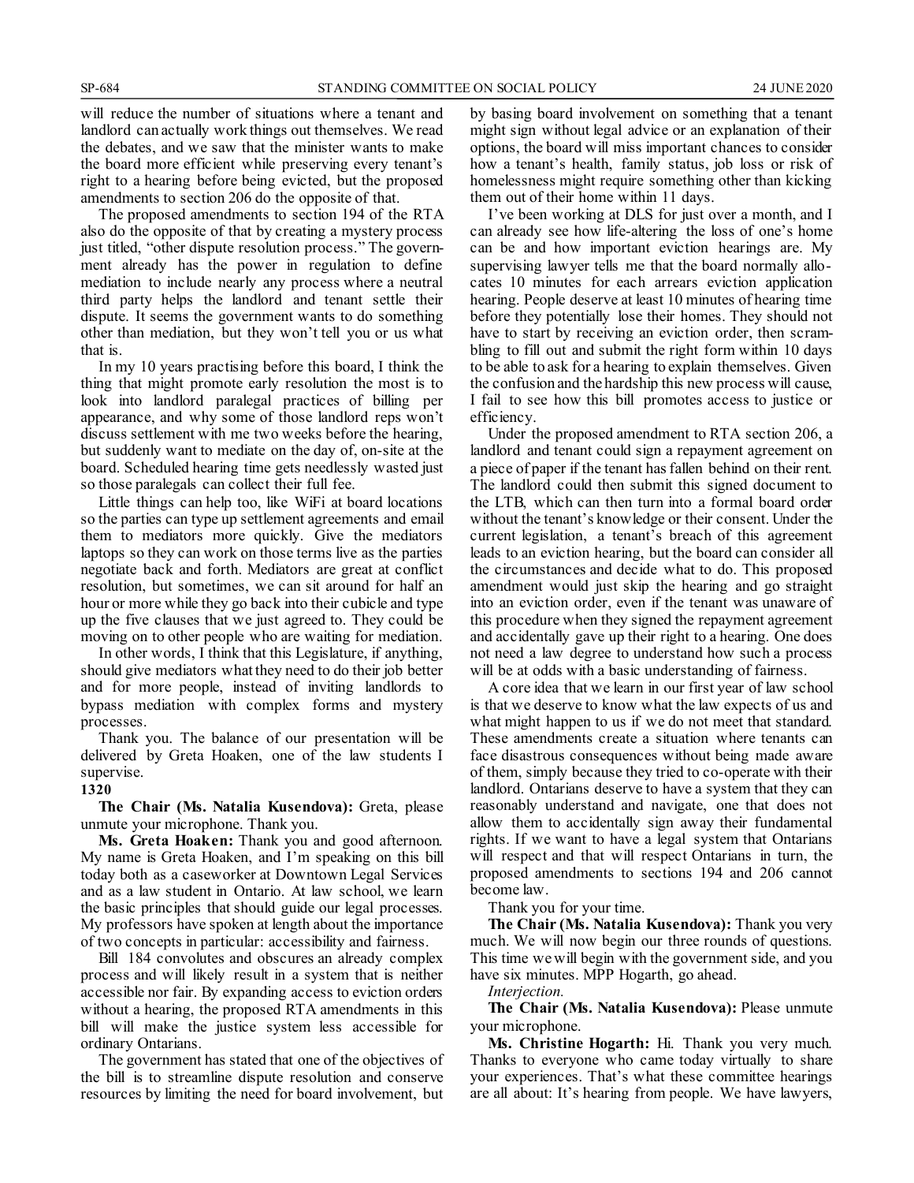will reduce the number of situations where a tenant and landlord can actually work things out themselves. We read the debates, and we saw that the minister wants to make the board more efficient while preserving every tenant's right to a hearing before being evicted, but the proposed amendments to section 206 do the opposite of that.

The proposed amendments to section 194 of the RTA also do the opposite of that by creating a mystery process just titled, "other dispute resolution process." The government already has the power in regulation to define mediation to include nearly any process where a neutral third party helps the landlord and tenant settle their dispute. It seems the government wants to do something other than mediation, but they won't tell you or us what that is.

In my 10 years practising before this board, I think the thing that might promote early resolution the most is to look into landlord paralegal practices of billing per appearance, and why some of those landlord reps won't discuss settlement with me two weeks before the hearing, but suddenly want to mediate on the day of, on-site at the board. Scheduled hearing time gets needlessly wasted just so those paralegals can collect their full fee.

Little things can help too, like WiFi at board locations so the parties can type up settlement agreements and email them to mediators more quickly. Give the mediators laptops so they can work on those terms live as the parties negotiate back and forth. Mediators are great at conflict resolution, but sometimes, we can sit around for half an hour or more while they go back into their cubicle and type up the five clauses that we just agreed to. They could be moving on to other people who are waiting for mediation.

In other words, I think that this Legislature, if anything, should give mediators what they need to do their job better and for more people, instead of inviting landlords to bypass mediation with complex forms and mystery processes.

Thank you. The balance of our presentation will be delivered by Greta Hoaken, one of the law students I supervise.

**1320**

**The Chair (Ms. Natalia Kusendova):** Greta, please unmute your microphone. Thank you.

**Ms. Greta Hoaken:** Thank you and good afternoon. My name is Greta Hoaken, and I'm speaking on this bill today both as a caseworker at Downtown Legal Services and as a law student in Ontario. At law school, we learn the basic principles that should guide our legal processes. My professors have spoken at length about the importance of two concepts in particular: accessibility and fairness.

Bill 184 convolutes and obscures an already complex process and will likely result in a system that is neither accessible nor fair. By expanding access to eviction orders without a hearing, the proposed RTA amendments in this bill will make the justice system less accessible for ordinary Ontarians.

The government has stated that one of the objectives of the bill is to streamline dispute resolution and conserve resources by limiting the need for board involvement, but by basing board involvement on something that a tenant might sign without legal advice or an explanation of their options, the board will miss important chances to consider how a tenant's health, family status, job loss or risk of homelessness might require something other than kicking them out of their home within 11 days.

I've been working at DLS for just over a month, and I can already see how life-altering the loss of one's home can be and how important eviction hearings are. My supervising lawyer tells me that the board normally allocates 10 minutes for each arrears eviction application hearing. People deserve at least 10 minutes of hearing time before they potentially lose their homes. They should not have to start by receiving an eviction order, then scrambling to fill out and submit the right form within 10 days to be able to ask for a hearing to explain themselves. Given the confusion and the hardship this new process will cause, I fail to see how this bill promotes access to justice or efficiency.

Under the proposed amendment to RTA section 206, a landlord and tenant could sign a repayment agreement on a piece of paper if the tenant has fallen behind on their rent. The landlord could then submit this signed document to the LTB, which can then turn into a formal board order without the tenant's knowledge or their consent. Under the current legislation, a tenant's breach of this agreement leads to an eviction hearing, but the board can consider all the circumstances and decide what to do. This proposed amendment would just skip the hearing and go straight into an eviction order, even if the tenant was unaware of this procedure when they signed the repayment agreement and accidentally gave up their right to a hearing. One does not need a law degree to understand how such a process will be at odds with a basic understanding of fairness.

A core idea that we learn in our first year of law school is that we deserve to know what the law expects of us and what might happen to us if we do not meet that standard. These amendments create a situation where tenants can face disastrous consequences without being made aware of them, simply because they tried to co-operate with their landlord. Ontarians deserve to have a system that they can reasonably understand and navigate, one that does not allow them to accidentally sign away their fundamental rights. If we want to have a legal system that Ontarians will respect and that will respect Ontarians in turn, the proposed amendments to sections 194 and 206 cannot become law.

Thank you for your time.

**The Chair (Ms. Natalia Kusendova):** Thank you very much. We will now begin our three rounds of questions. This time we will begin with the government side, and you have six minutes. MPP Hogarth, go ahead.

*Interjection.*

**The Chair (Ms. Natalia Kusendova):** Please unmute your microphone.

**Ms. Christine Hogarth:** Hi. Thank you very much. Thanks to everyone who came today virtually to share your experiences. That's what these committee hearings are all about: It's hearing from people. We have lawyers,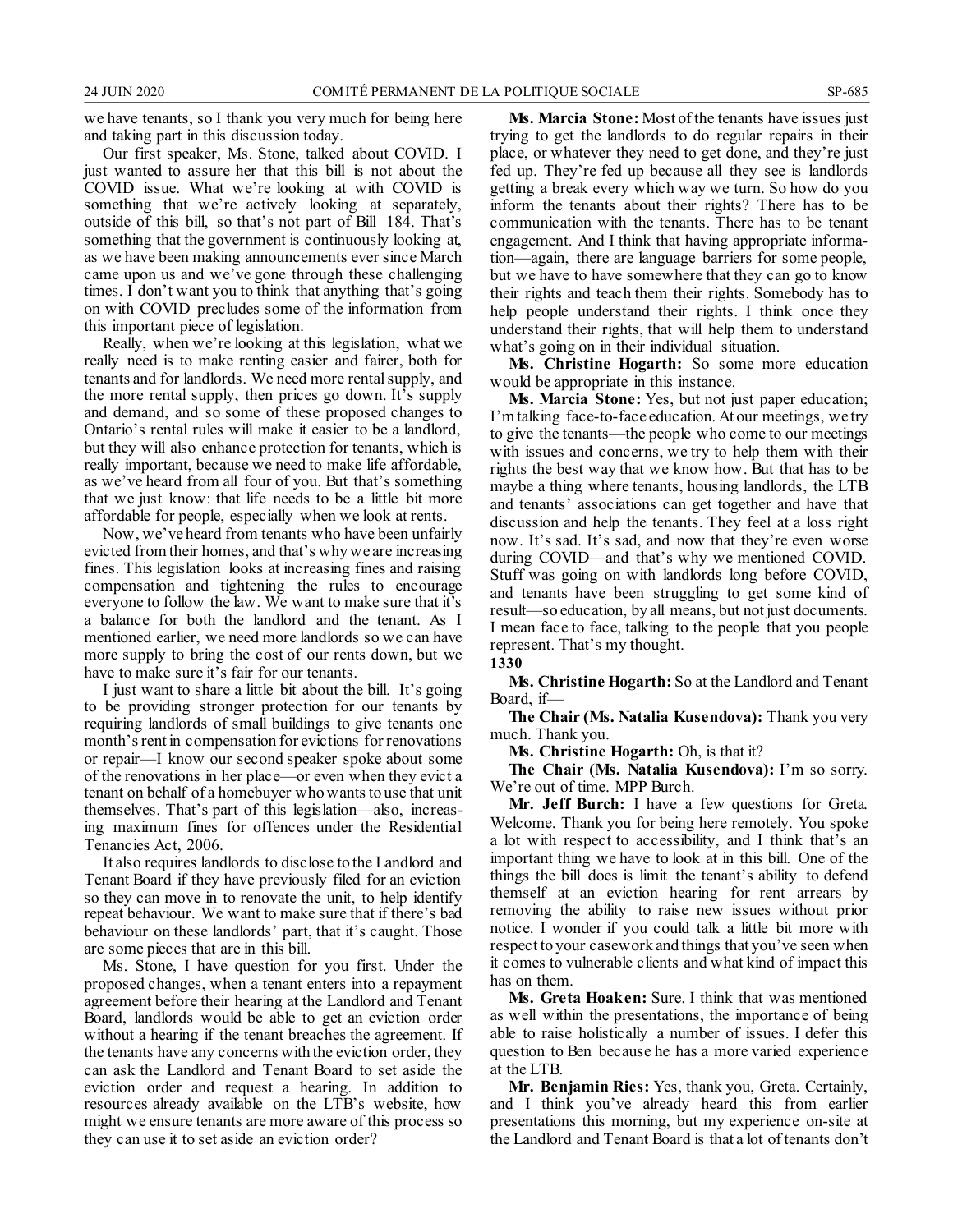we have tenants, so I thank you very much for being here and taking part in this discussion today.

Our first speaker, Ms. Stone, talked about COVID. I just wanted to assure her that this bill is not about the COVID issue. What we're looking at with COVID is something that we're actively looking at separately, outside of this bill, so that's not part of Bill 184. That's something that the government is continuously looking at, as we have been making announcements ever since March came upon us and we've gone through these challenging times. I don't want you to think that anything that's going on with COVID precludes some of the information from this important piece of legislation.

Really, when we're looking at this legislation, what we really need is to make renting easier and fairer, both for tenants and for landlords. We need more rental supply, and the more rental supply, then prices go down. It's supply and demand, and so some of these proposed changes to Ontario's rental rules will make it easier to be a landlord, but they will also enhance protection for tenants, which is really important, because we need to make life affordable, as we've heard from all four of you. But that's something that we just know: that life needs to be a little bit more affordable for people, especially when we look at rents.

Now, we've heard from tenants who have been unfairly evicted from their homes, and that's why we are increasing fines. This legislation looks at increasing fines and raising compensation and tightening the rules to encourage everyone to follow the law. We want to make sure that it's a balance for both the landlord and the tenant. As I mentioned earlier, we need more landlords so we can have more supply to bring the cost of our rents down, but we have to make sure it's fair for our tenants.

I just want to share a little bit about the bill. It's going to be providing stronger protection for our tenants by requiring landlords of small buildings to give tenants one month's rent in compensation for evictions for renovations or repair—I know our second speaker spoke about some of the renovations in her place—or even when they evict a tenant on behalf of a homebuyer who wants to use that unit themselves. That's part of this legislation—also, increasing maximum fines for offences under the Residential Tenancies Act, 2006.

It also requires landlords to disclose to the Landlord and Tenant Board if they have previously filed for an eviction so they can move in to renovate the unit, to help identify repeat behaviour. We want to make sure that if there's bad behaviour on these landlords' part, that it's caught. Those are some pieces that are in this bill.

Ms. Stone, I have question for you first. Under the proposed changes, when a tenant enters into a repayment agreement before their hearing at the Landlord and Tenant Board, landlords would be able to get an eviction order without a hearing if the tenant breaches the agreement. If the tenants have any concerns with the eviction order, they can ask the Landlord and Tenant Board to set aside the eviction order and request a hearing. In addition to resources already available on the LTB's website, how might we ensure tenants are more aware of this process so they can use it to set aside an eviction order?

**Ms. Marcia Stone:** Most of the tenants have issues just trying to get the landlords to do regular repairs in their place, or whatever they need to get done, and they're just fed up. They're fed up because all they see is landlords getting a break every which way we turn. So how do you inform the tenants about their rights? There has to be communication with the tenants. There has to be tenant engagement. And I think that having appropriate information—again, there are language barriers for some people, but we have to have somewhere that they can go to know their rights and teach them their rights. Somebody has to help people understand their rights. I think once they understand their rights, that will help them to understand what's going on in their individual situation.

**Ms. Christine Hogarth:** So some more education would be appropriate in this instance.

**Ms. Marcia Stone:** Yes, but not just paper education; I'm talking face-to-face education. At our meetings, we try to give the tenants—the people who come to our meetings with issues and concerns, we try to help them with their rights the best way that we know how. But that has to be maybe a thing where tenants, housing landlords, the LTB and tenants' associations can get together and have that discussion and help the tenants. They feel at a loss right now. It's sad. It's sad, and now that they're even worse during COVID—and that's why we mentioned COVID. Stuff was going on with landlords long before COVID, and tenants have been struggling to get some kind of result—so education, by all means, but not just documents. I mean face to face, talking to the people that you people represent. That's my thought.

**1330**

**Ms. Christine Hogarth:** So at the Landlord and Tenant Board, if—

**The Chair (Ms. Natalia Kusendova):** Thank you very much. Thank you.

**Ms. Christine Hogarth:** Oh, is that it?

**The Chair (Ms. Natalia Kusendova):** I'm so sorry. We're out of time. MPP Burch.

**Mr. Jeff Burch:** I have a few questions for Greta. Welcome. Thank you for being here remotely. You spoke a lot with respect to accessibility, and I think that's an important thing we have to look at in this bill. One of the things the bill does is limit the tenant's ability to defend themself at an eviction hearing for rent arrears by removing the ability to raise new issues without prior notice. I wonder if you could talk a little bit more with respect to your casework and things that you've seen when it comes to vulnerable clients and what kind of impact this has on them.

**Ms. Greta Hoaken:** Sure. I think that was mentioned as well within the presentations, the importance of being able to raise holistically a number of issues. I defer this question to Ben because he has a more varied experience at the LTB.

**Mr. Benjamin Ries:** Yes, thank you, Greta. Certainly, and I think you've already heard this from earlier presentations this morning, but my experience on-site at the Landlord and Tenant Board is that a lot of tenants don't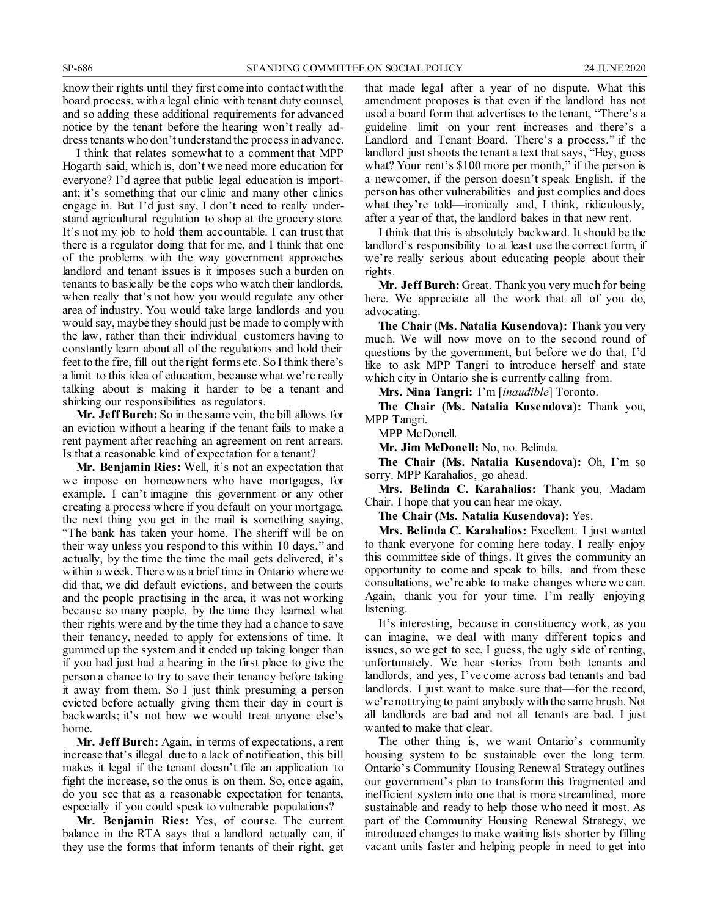know their rights until they first come into contact with the board process, with a legal clinic with tenant duty counsel, and so adding these additional requirements for advanced notice by the tenant before the hearing won't really address tenants who don't understand the process in advance.

I think that relates somewhat to a comment that MPP Hogarth said, which is, don't we need more education for everyone? I'd agree that public legal education is important; it's something that our clinic and many other clinics engage in. But I'd just say, I don't need to really understand agricultural regulation to shop at the grocery store. It's not my job to hold them accountable. I can trust that there is a regulator doing that for me, and I think that one of the problems with the way government approaches landlord and tenant issues is it imposes such a burden on tenants to basically be the cops who watch their landlords, when really that's not how you would regulate any other area of industry. You would take large landlords and you would say, maybe they should just be made to comply with the law, rather than their individual customers having to constantly learn about all of the regulations and hold their feet to the fire, fill out the right forms etc. So I think there's a limit to this idea of education, because what we're really talking about is making it harder to be a tenant and shirking our responsibilities as regulators.

**Mr. Jeff Burch:** So in the same vein, the bill allows for an eviction without a hearing if the tenant fails to make a rent payment after reaching an agreement on rent arrears. Is that a reasonable kind of expectation for a tenant?

**Mr. Benjamin Ries:** Well, it's not an expectation that we impose on homeowners who have mortgages, for example. I can't imagine this government or any other creating a process where if you default on your mortgage, the next thing you get in the mail is something saying, "The bank has taken your home. The sheriff will be on their way unless you respond to this within 10 days," and actually, by the time the time the mail gets delivered, it's within a week. There was a brief time in Ontario where we did that, we did default evictions, and between the courts and the people practising in the area, it was not working because so many people, by the time they learned what their rights were and by the time they had a chance to save their tenancy, needed to apply for extensions of time. It gummed up the system and it ended up taking longer than if you had just had a hearing in the first place to give the person a chance to try to save their tenancy before taking it away from them. So I just think presuming a person evicted before actually giving them their day in court is backwards; it's not how we would treat anyone else's home.

**Mr. Jeff Burch:** Again, in terms of expectations, a rent increase that's illegal due to a lack of notification, this bill makes it legal if the tenant doesn't file an application to fight the increase, so the onus is on them. So, once again, do you see that as a reasonable expectation for tenants, especially if you could speak to vulnerable populations?

**Mr. Benjamin Ries:** Yes, of course. The current balance in the RTA says that a landlord actually can, if they use the forms that inform tenants of their right, get that made legal after a year of no dispute. What this amendment proposes is that even if the landlord has not used a board form that advertises to the tenant, "There's a guideline limit on your rent increases and there's a Landlord and Tenant Board. There's a process," if the landlord just shoots the tenant a text that says, "Hey, guess what? Your rent's $100 more per month," if the person is a newcomer, if the person doesn't speak English, if the person has other vulnerabilities and just complies and does what they're told—ironically and, I think, ridiculously, after a year of that, the landlord bakes in that new rent.

I think that this is absolutely backward. It should be the landlord's responsibility to at least use the correct form, if we're really serious about educating people about their rights.

**Mr. Jeff Burch:** Great. Thank you very much for being here. We appreciate all the work that all of you do, advocating.

**The Chair (Ms. Natalia Kusendova):** Thank you very much. We will now move on to the second round of questions by the government, but before we do that, I'd like to ask MPP Tangri to introduce herself and state which city in Ontario she is currently calling from.

**Mrs. Nina Tangri:** I'm [*inaudible*] Toronto.

**The Chair (Ms. Natalia Kusendova):** Thank you, MPP Tangri.

MPP McDonell.

**Mr. Jim McDonell:** No, no. Belinda.

**The Chair (Ms. Natalia Kusendova):** Oh, I'm so sorry. MPP Karahalios, go ahead.

**Mrs. Belinda C. Karahalios:** Thank you, Madam Chair. I hope that you can hear me okay.

**The Chair (Ms. Natalia Kusendova):** Yes.

**Mrs. Belinda C. Karahalios:** Excellent. I just wanted to thank everyone for coming here today. I really enjoy this committee side of things. It gives the community an opportunity to come and speak to bills, and from these consultations, we're able to make changes where we can. Again, thank you for your time. I'm really enjoying listening.

It's interesting, because in constituency work, as you can imagine, we deal with many different topics and issues, so we get to see, I guess, the ugly side of renting, unfortunately. We hear stories from both tenants and landlords, and yes, I've come across bad tenants and bad landlords. I just want to make sure that—for the record, we're not trying to paint anybody with the same brush. Not all landlords are bad and not all tenants are bad. I just wanted to make that clear.

The other thing is, we want Ontario's community housing system to be sustainable over the long term. Ontario's Community Housing Renewal Strategy outlines our government's plan to transform this fragmented and inefficient system into one that is more streamlined, more sustainable and ready to help those who need it most. As part of the Community Housing Renewal Strategy, we introduced changes to make waiting lists shorter by filling vacant units faster and helping people in need to get into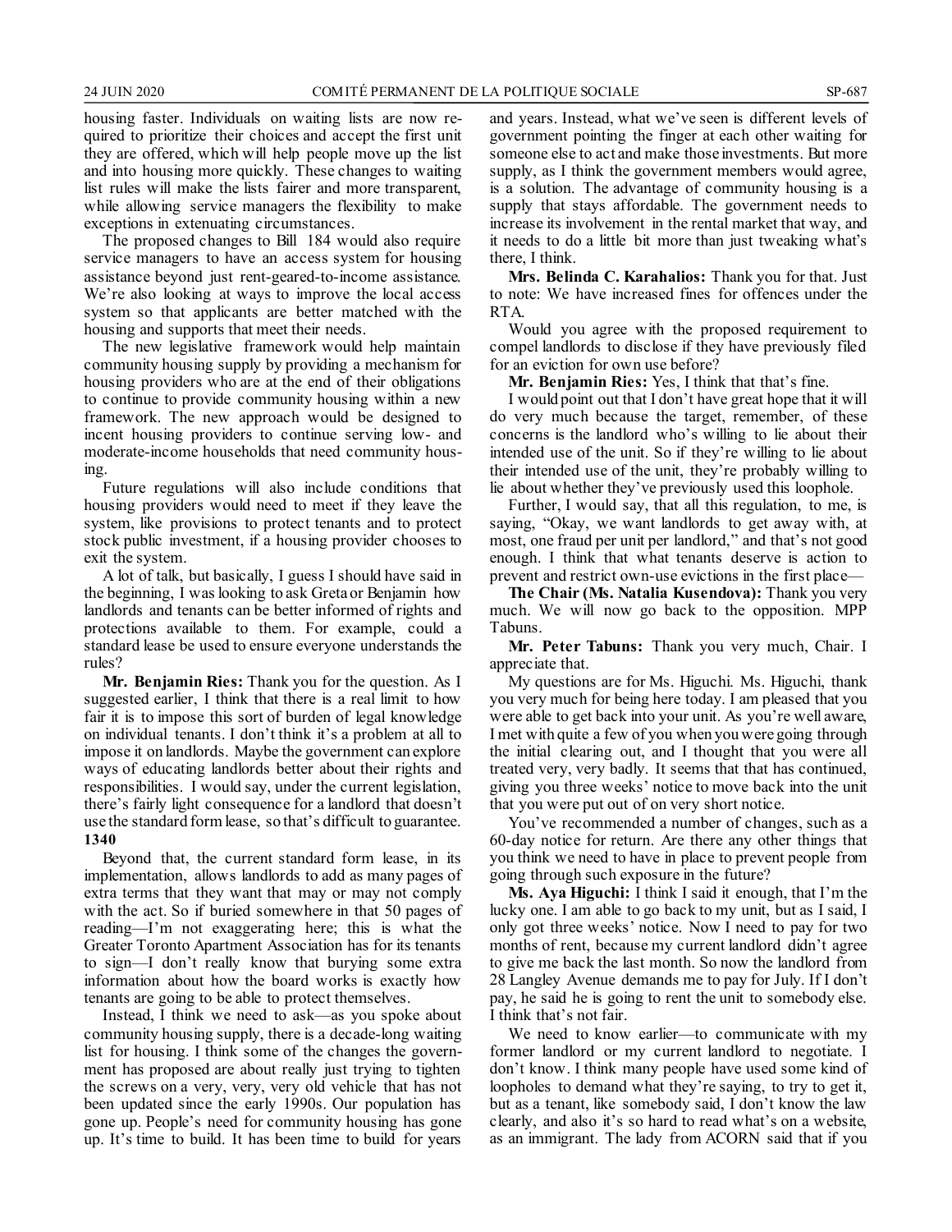housing faster. Individuals on waiting lists are now required to prioritize their choices and accept the first unit they are offered, which will help people move up the list and into housing more quickly. These changes to waiting list rules will make the lists fairer and more transparent, while allowing service managers the flexibility to make exceptions in extenuating circumstances.

The proposed changes to Bill 184 would also require service managers to have an access system for housing assistance beyond just rent-geared-to-income assistance. We're also looking at ways to improve the local access system so that applicants are better matched with the housing and supports that meet their needs.

The new legislative framework would help maintain community housing supply by providing a mechanism for housing providers who are at the end of their obligations to continue to provide community housing within a new framework. The new approach would be designed to incent housing providers to continue serving low- and moderate-income households that need community housing.

Future regulations will also include conditions that housing providers would need to meet if they leave the system, like provisions to protect tenants and to protect stock public investment, if a housing provider chooses to exit the system.

A lot of talk, but basically, I guess I should have said in the beginning, I was looking to ask Greta or Benjamin how landlords and tenants can be better informed of rights and protections available to them. For example, could a standard lease be used to ensure everyone understands the rules?

**Mr. Benjamin Ries:** Thank you for the question. As I suggested earlier, I think that there is a real limit to how fair it is to impose this sort of burden of legal knowledge on individual tenants. I don't think it's a problem at all to impose it on landlords. Maybe the government can explore ways of educating landlords better about their rights and responsibilities. I would say, under the current legislation, there's fairly light consequence for a landlord that doesn't use the standard form lease, so that's difficult to guarantee.

**1340**

Beyond that, the current standard form lease, in its implementation, allows landlords to add as many pages of extra terms that they want that may or may not comply with the act. So if buried somewhere in that 50 pages of reading—I'm not exaggerating here; this is what the Greater Toronto Apartment Association has for its tenants to sign—I don't really know that burying some extra information about how the board works is exactly how tenants are going to be able to protect themselves.

Instead, I think we need to ask—as you spoke about community housing supply, there is a decade-long waiting list for housing. I think some of the changes the government has proposed are about really just trying to tighten the screws on a very, very, very old vehicle that has not been updated since the early 1990s. Our population has gone up. People's need for community housing has gone up. It's time to build. It has been time to build for years and years. Instead, what we've seen is different levels of government pointing the finger at each other waiting for someone else to act and make those investments. But more supply, as I think the government members would agree, is a solution. The advantage of community housing is a supply that stays affordable. The government needs to increase its involvement in the rental market that way, and it needs to do a little bit more than just tweaking what's there, I think.

**Mrs. Belinda C. Karahalios:** Thank you for that. Just to note: We have increased fines for offences under the RTA.

Would you agree with the proposed requirement to compel landlords to disclose if they have previously filed for an eviction for own use before?

**Mr. Benjamin Ries:** Yes, I think that that's fine.

I would point out that I don't have great hope that it will do very much because the target, remember, of these concerns is the landlord who's willing to lie about their intended use of the unit. So if they're willing to lie about their intended use of the unit, they're probably willing to lie about whether they've previously used this loophole.

Further, I would say, that all this regulation, to me, is saying, "Okay, we want landlords to get away with, at most, one fraud per unit per landlord," and that's not good enough. I think that what tenants deserve is action to prevent and restrict own-use evictions in the first place—

**The Chair (Ms. Natalia Kusendova):** Thank you very much. We will now go back to the opposition. MPP Tabuns.

**Mr. Peter Tabuns:** Thank you very much, Chair. I appreciate that.

My questions are for Ms. Higuchi. Ms. Higuchi, thank you very much for being here today. I am pleased that you were able to get back into your unit. As you're well aware, I met with quite a few of you when you were going through the initial clearing out, and I thought that you were all treated very, very badly. It seems that that has continued, giving you three weeks' notice to move back into the unit that you were put out of on very short notice.

You've recommended a number of changes, such as a 60-day notice for return. Are there any other things that you think we need to have in place to prevent people from going through such exposure in the future?

**Ms. Aya Higuchi:** I think I said it enough, that I'm the lucky one. I am able to go back to my unit, but as I said, I only got three weeks' notice. Now I need to pay for two months of rent, because my current landlord didn't agree to give me back the last month. So now the landlord from 28 Langley Avenue demands me to pay for July. If I don't pay, he said he is going to rent the unit to somebody else. I think that's not fair.

We need to know earlier—to communicate with my former landlord or my current landlord to negotiate. I don't know. I think many people have used some kind of loopholes to demand what they're saying, to try to get it, but as a tenant, like somebody said, I don't know the law clearly, and also it's so hard to read what's on a website, as an immigrant. The lady from ACORN said that if you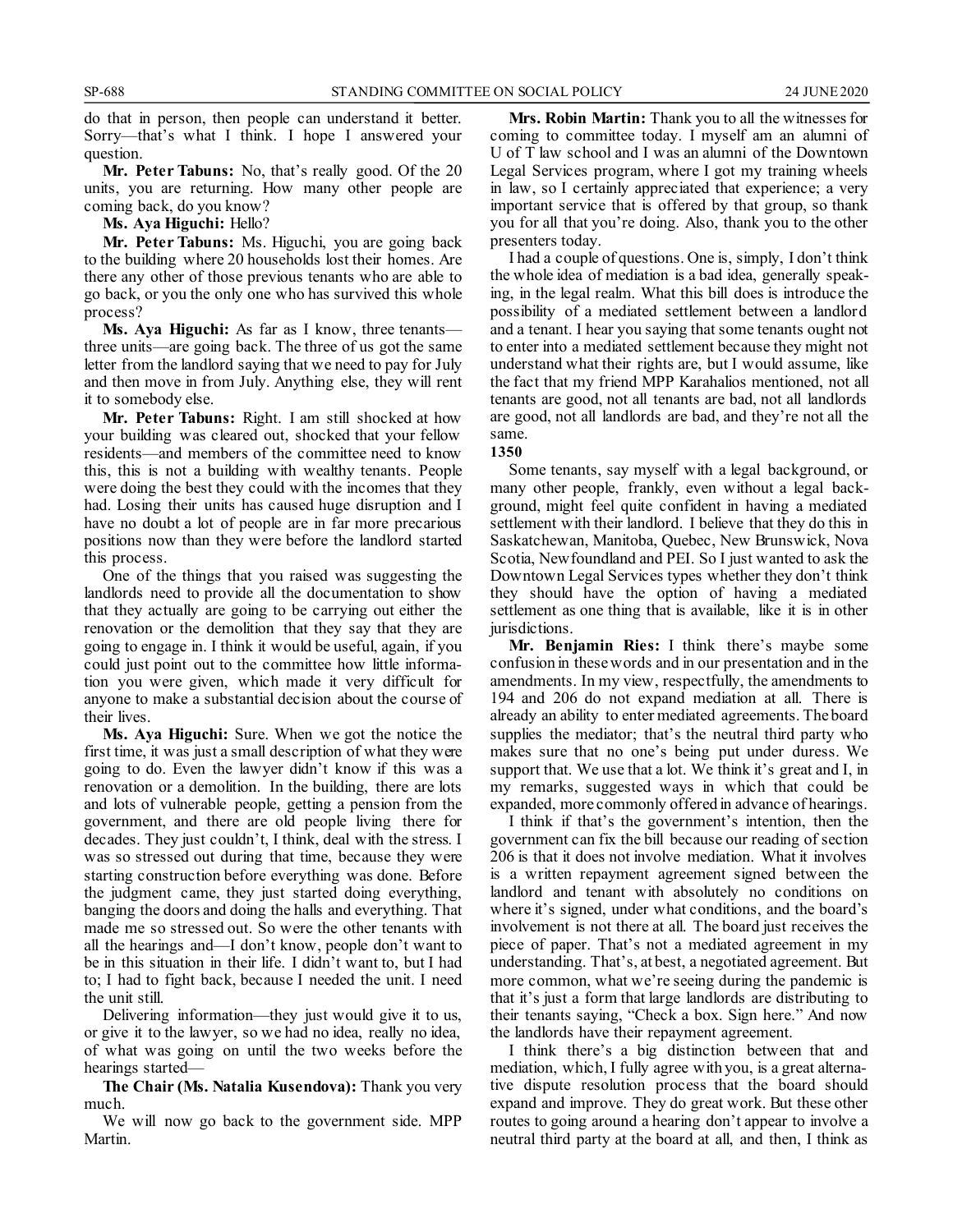do that in person, then people can understand it better. Sorry—that's what I think. I hope I answered your question.

**Mr. Peter Tabuns:** No, that's really good. Of the 20 units, you are returning. How many other people are coming back, do you know?

**Ms. Aya Higuchi:** Hello?

**Mr. Peter Tabuns:** Ms. Higuchi, you are going back to the building where 20 households lost their homes. Are there any other of those previous tenants who are able to go back, or you the only one who has survived this whole process?

**Ms. Aya Higuchi:** As far as I know, three tenants—three units—are going back. The three of us got the same letter from the landlord saying that we need to pay for July and then move in from July. Anything else, they will rent it to somebody else.

**Mr. Peter Tabuns:** Right. I am still shocked at how your building was cleared out, shocked that your fellow residents—and members of the committee need to know this, this is not a building with wealthy tenants. People were doing the best they could with the incomes that they had. Losing their units has caused huge disruption and I have no doubt a lot of people are in far more precarious positions now than they were before the landlord started this process.

One of the things that you raised was suggesting the landlords need to provide all the documentation to show that they actually are going to be carrying out either the renovation or the demolition that they say that they are going to engage in. I think it would be useful, again, if you could just point out to the committee how little information you were given, which made it very difficult for anyone to make a substantial decision about the course of their lives.

**Ms. Aya Higuchi:** Sure. When we got the notice the first time, it was just a small description of what they were going to do. Even the lawyer didn't know if this was a renovation or a demolition. In the building, there are lots and lots of vulnerable people, getting a pension from the government, and there are old people living there for decades. They just couldn't, I think, deal with the stress. I was so stressed out during that time, because they were starting construction before everything was done. Before the judgment came, they just started doing everything, banging the doors and doing the halls and everything. That made me so stressed out. So were the other tenants with all the hearings and—I don't know, people don't want to be in this situation in their life. I didn't want to, but I had to; I had to fight back, because I needed the unit. I need the unit still.

Delivering information—they just would give it to us, or give it to the lawyer, so we had no idea, really no idea, of what was going on until the two weeks before the hearings started—

**The Chair (Ms. Natalia Kusendova):** Thank you very much.

We will now go back to the government side. MPP Martin.

**Mrs. Robin Martin:** Thank you to all the witnesses for coming to committee today. I myself am an alumni of U of T law school and I was an alumni of the Downtown Legal Services program, where I got my training wheels in law, so I certainly appreciated that experience; a very important service that is offered by that group, so thank you for all that you're doing. Also, thank you to the other presenters today.

I had a couple of questions. One is, simply, I don't think the whole idea of mediation is a bad idea, generally speaking, in the legal realm. What this bill does is introduce the possibility of a mediated settlement between a landlord and a tenant. I hear you saying that some tenants ought not to enter into a mediated settlement because they might not understand what their rights are, but I would assume, like the fact that my friend MPP Karahalios mentioned, not all tenants are good, not all tenants are bad, not all landlords are good, not all landlords are bad, and they're not all the same.

**1350**

Some tenants, say myself with a legal background, or many other people, frankly, even without a legal background, might feel quite confident in having a mediated settlement with their landlord. I believe that they do this in Saskatchewan, Manitoba, Quebec, New Brunswick, Nova Scotia, Newfoundland and PEI. So I just wanted to ask the Downtown Legal Services types whether they don't think they should have the option of having a mediated settlement as one thing that is available, like it is in other jurisdictions.

**Mr. Benjamin Ries:** I think there's maybe some confusion in these words and in our presentation and in the amendments. In my view, respectfully, the amendments to 194 and 206 do not expand mediation at all. There is already an ability to enter mediated agreements. The board supplies the mediator; that's the neutral third party who makes sure that no one's being put under duress. We support that. We use that a lot. We think it's great and I, in my remarks, suggested ways in which that could be expanded, more commonly offered in advance of hearings.

I think if that's the government's intention, then the government can fix the bill because our reading of section 206 is that it does not involve mediation. What it involves is a written repayment agreement signed between the landlord and tenant with absolutely no conditions on where it's signed, under what conditions, and the board's involvement is not there at all. The board just receives the piece of paper. That's not a mediated agreement in my understanding. That's, at best, a negotiated agreement. But more common, what we're seeing during the pandemic is that it's just a form that large landlords are distributing to their tenants saying, "Check a box. Sign here." And now the landlords have their repayment agreement.

I think there's a big distinction between that and mediation, which, I fully agree with you, is a great alternative dispute resolution process that the board should expand and improve. They do great work. But these other routes to going around a hearing don't appear to involve a neutral third party at the board at all, and then, I think as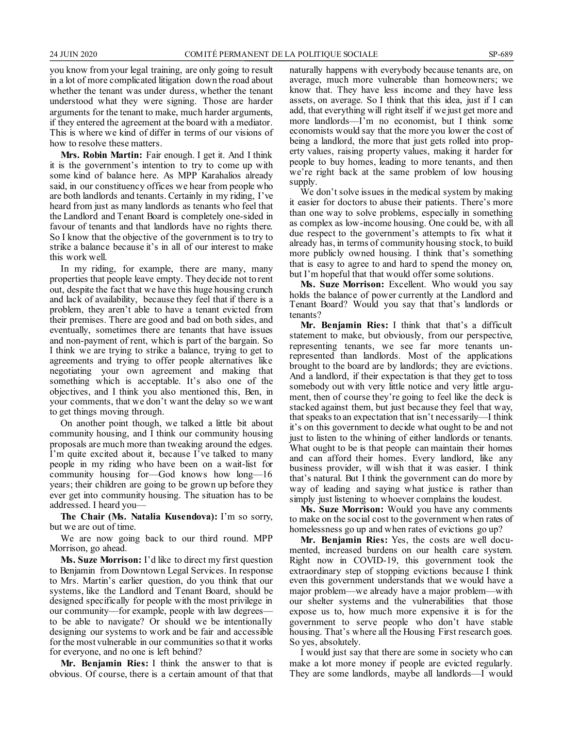you know from your legal training, are only going to result in a lot of more complicated litigation down the road about whether the tenant was under duress, whether the tenant understood what they were signing. Those are harder arguments for the tenant to make, much harder arguments, if they entered the agreement at the board with a mediator. This is where we kind of differ in terms of our visions of how to resolve these matters.

**Mrs. Robin Martin:** Fair enough. I get it. And I think it is the government's intention to try to come up with some kind of balance here. As MPP Karahalios already said, in our constituency offices we hear from people who are both landlords and tenants. Certainly in my riding, I've heard from just as many landlords as tenants who feel that the Landlord and Tenant Board is completely one-sided in favour of tenants and that landlords have no rights there. So I know that the objective of the government is to try to strike a balance because it's in all of our interest to make this work well.

In my riding, for example, there are many, many properties that people leave empty. They decide not to rent out, despite the fact that we have this huge housing crunch and lack of availability, because they feel that if there is a problem, they aren't able to have a tenant evicted from their premises. There are good and bad on both sides, and eventually, sometimes there are tenants that have issues and non-payment of rent, which is part of the bargain. So I think we are trying to strike a balance, trying to get to agreements and trying to offer people alternatives like negotiating your own agreement and making that something which is acceptable. It's also one of the objectives, and I think you also mentioned this, Ben, in your comments, that we don't want the delay so we want to get things moving through.

On another point though, we talked a little bit about community housing, and I think our community housing proposals are much more than tweaking around the edges. I'm quite excited about it, because I've talked to many people in my riding who have been on a wait-list for community housing for—God knows how long—16 years; their children are going to be grown up before they ever get into community housing. The situation has to be addressed. I heard you—

**The Chair (Ms. Natalia Kusendova):** I'm so sorry, but we are out of time.

We are now going back to our third round. MPP Morrison, go ahead.

**Ms. Suze Morrison:** I'd like to direct my first question to Benjamin from Downtown Legal Services. In response to Mrs. Martin's earlier question, do you think that our systems, like the Landlord and Tenant Board, should be designed specifically for people with the most privilege in our community—for example, people with law degrees—to be able to navigate? Or should we be intentionally designing our systems to work and be fair and accessible for the most vulnerable in our communities so that it works for everyone, and no one is left behind?

**Mr. Benjamin Ries:** I think the answer to that is obvious. Of course, there is a certain amount of that that naturally happens with everybody because tenants are, on average, much more vulnerable than homeowners; we know that. They have less income and they have less assets, on average. So I think that this idea, just if I can add, that everything will right itself if we just get more and more landlords—I'm no economist, but I think some economists would say that the more you lower the cost of being a landlord, the more that just gets rolled into property values, raising property values, making it harder for people to buy homes, leading to more tenants, and then we're right back at the same problem of low housing supply.

We don't solve issues in the medical system by making it easier for doctors to abuse their patients. There's more than one way to solve problems, especially in something as complex as low-income housing. One could be, with all due respect to the government's attempts to fix what it already has, in terms of community housing stock, to build more publicly owned housing. I think that's something that is easy to agree to and hard to spend the money on, but I'm hopeful that that would offer some solutions.

**Ms. Suze Morrison:** Excellent. Who would you say holds the balance of power currently at the Landlord and Tenant Board? Would you say that that's landlords or tenants?

**Mr. Benjamin Ries:** I think that that's a difficult statement to make, but obviously, from our perspective, representing tenants, we see far more tenants unrepresented than landlords. Most of the applications brought to the board are by landlords; they are evictions. And a landlord, if their expectation is that they get to toss somebody out with very little notice and very little argument, then of course they're going to feel like the deck is stacked against them, but just because they feel that way, that speaks to an expectation that isn't necessarily—I think it's on this government to decide what ought to be and not just to listen to the whining of either landlords or tenants. What ought to be is that people can maintain their homes and can afford their homes. Every landlord, like any business provider, will wish that it was easier. I think that's natural. But I think the government can do more by way of leading and saying what justice is rather than simply just listening to whoever complains the loudest.

**Ms. Suze Morrison:** Would you have any comments to make on the social cost to the government when rates of homelessness go up and when rates of evictions go up?

**Mr. Benjamin Ries:** Yes, the costs are well documented, increased burdens on our health care system. Right now in COVID-19, this government took the extraordinary step of stopping evictions because I think even this government understands that we would have a major problem—we already have a major problem—with our shelter systems and the vulnerabilities that those expose us to, how much more expensive it is for the government to serve people who don't have stable housing. That's where all the Housing First research goes. So yes, absolutely.

I would just say that there are some in society who can make a lot more money if people are evicted regularly. They are some landlords, maybe all landlords—I would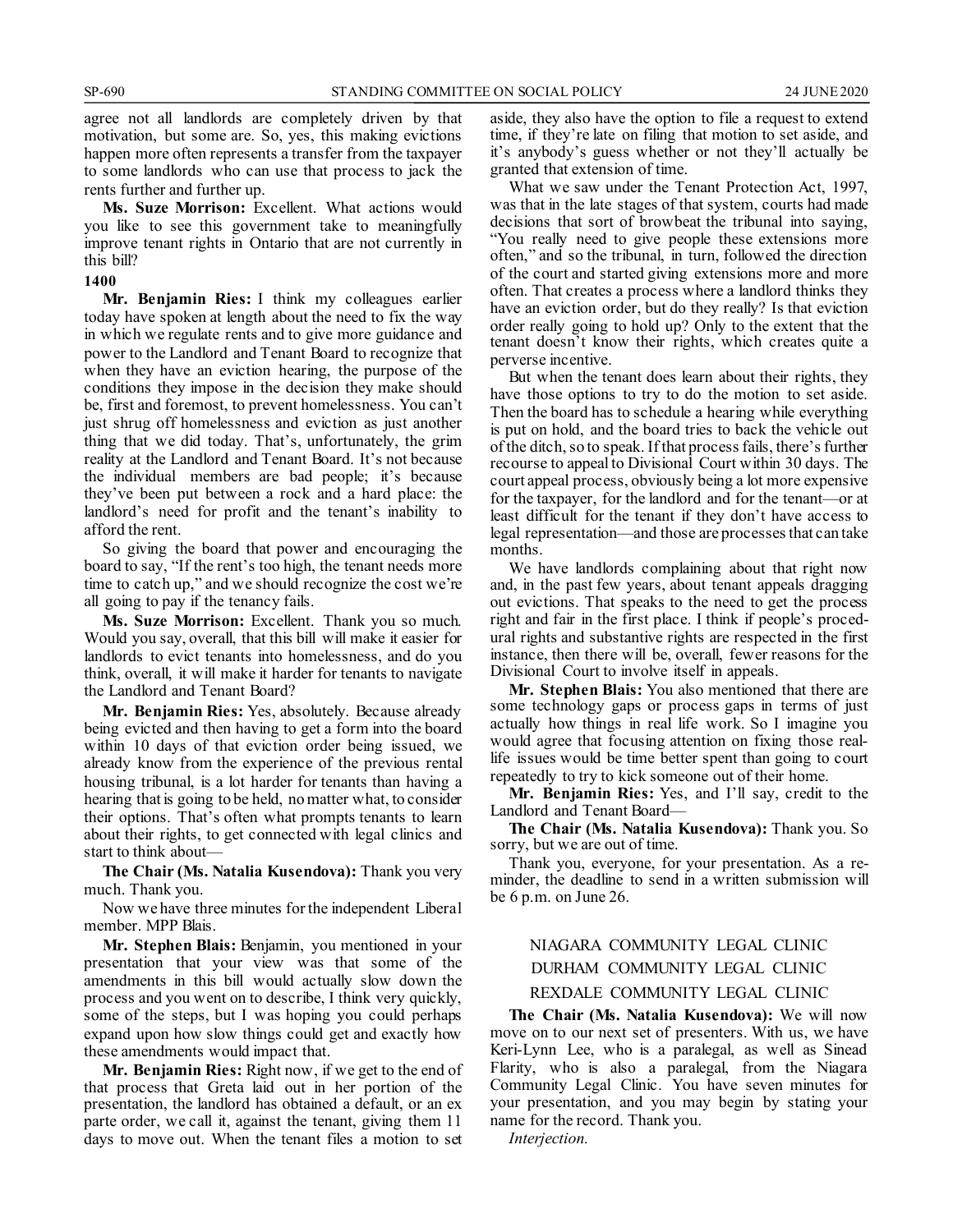agree not all landlords are completely driven by that motivation, but some are. So, yes, this making evictions happen more often represents a transfer from the taxpayer to some landlords who can use that process to jack the rents further and further up.

**Ms. Suze Morrison:** Excellent. What actions would you like to see this government take to meaningfully improve tenant rights in Ontario that are not currently in this bill?

**1400**

**Mr. Benjamin Ries:** I think my colleagues earlier today have spoken at length about the need to fix the way in which we regulate rents and to give more guidance and power to the Landlord and Tenant Board to recognize that when they have an eviction hearing, the purpose of the conditions they impose in the decision they make should be, first and foremost, to prevent homelessness. You can't just shrug off homelessness and eviction as just another thing that we did today. That's, unfortunately, the grim reality at the Landlord and Tenant Board. It's not because the individual members are bad people; it's because they've been put between a rock and a hard place: the landlord's need for profit and the tenant's inability to afford the rent.

So giving the board that power and encouraging the board to say, "If the rent's too high, the tenant needs more time to catch up," and we should recognize the cost we're all going to pay if the tenancy fails.

**Ms. Suze Morrison:** Excellent. Thank you so much. Would you say, overall, that this bill will make it easier for landlords to evict tenants into homelessness, and do you think, overall, it will make it harder for tenants to navigate the Landlord and Tenant Board?

**Mr. Benjamin Ries:** Yes, absolutely. Because already being evicted and then having to get a form into the board within 10 days of that eviction order being issued, we already know from the experience of the previous rental housing tribunal, is a lot harder for tenants than having a hearing that is going to be held, no matter what, to consider their options. That's often what prompts tenants to learn about their rights, to get connected with legal clinics and start to think about—

**The Chair (Ms. Natalia Kusendova):** Thank you very much. Thank you.

Now we have three minutes for the independent Liberal member. MPP Blais.

**Mr. Stephen Blais:** Benjamin, you mentioned in your presentation that your view was that some of the amendments in this bill would actually slow down the process and you went on to describe, I think very quickly, some of the steps, but I was hoping you could perhaps expand upon how slow things could get and exactly how these amendments would impact that.

**Mr. Benjamin Ries:** Right now, if we get to the end of that process that Greta laid out in her portion of the presentation, the landlord has obtained a default, or an ex parte order, we call it, against the tenant, giving them 11 days to move out. When the tenant files a motion to set aside, they also have the option to file a request to extend time, if they're late on filing that motion to set aside, and it's anybody's guess whether or not they'll actually be granted that extension of time.

What we saw under the Tenant Protection Act, 1997, was that in the late stages of that system, courts had made decisions that sort of browbeat the tribunal into saying, "You really need to give people these extensions more often," and so the tribunal, in turn, followed the direction of the court and started giving extensions more and more often. That creates a process where a landlord thinks they have an eviction order, but do they really? Is that eviction order really going to hold up? Only to the extent that the tenant doesn't know their rights, which creates quite a perverse incentive.

But when the tenant does learn about their rights, they have those options to try to do the motion to set aside. Then the board has to schedule a hearing while everything is put on hold, and the board tries to back the vehicle out of the ditch, so to speak. If that process fails, there's further recourse to appeal to Divisional Court within 30 days. The court appeal process, obviously being a lot more expensive for the taxpayer, for the landlord and for the tenant—or at least difficult for the tenant if they don't have access to legal representation—and those are processes that can take months.

We have landlords complaining about that right now and, in the past few years, about tenant appeals dragging out evictions. That speaks to the need to get the process right and fair in the first place. I think if people's procedural rights and substantive rights are respected in the first instance, then there will be, overall, fewer reasons for the Divisional Court to involve itself in appeals.

**Mr. Stephen Blais:** You also mentioned that there are some technology gaps or process gaps in terms of just actually how things in real life work. So I imagine you would agree that focusing attention on fixing those real-life issues would be time better spent than going to court repeatedly to try to kick someone out of their home.

**Mr. Benjamin Ries:** Yes, and I'll say, credit to the Landlord and Tenant Board—

**The Chair (Ms. Natalia Kusendova):** Thank you. So sorry, but we are out of time.

Thank you, everyone, for your presentation. As a reminder, the deadline to send in a written submission will be 6 p.m. on June 26.

## NIAGARA COMMUNITY LEGAL CLINIC
## DURHAM COMMUNITY LEGAL CLINIC
## REXDALE COMMUNITY LEGAL CLINIC

**The Chair (Ms. Natalia Kusendova):** We will now move on to our next set of presenters. With us, we have Keri-Lynn Lee, who is a paralegal, as well as Sinead Flarity, who is also a paralegal, from the Niagara Community Legal Clinic. You have seven minutes for your presentation, and you may begin by stating your name for the record. Thank you.

*Interjection.*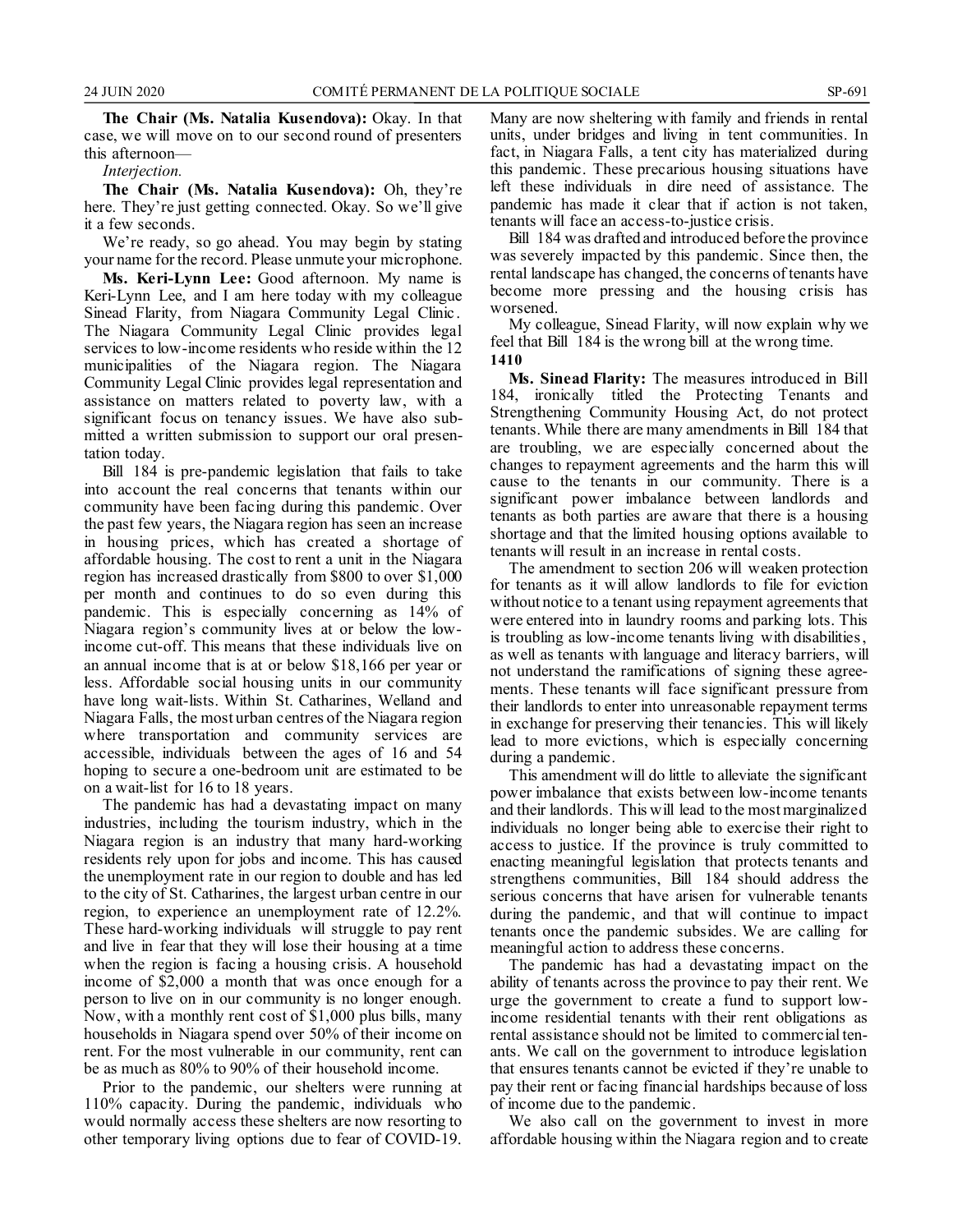**The Chair (Ms. Natalia Kusendova):** Okay. In that case, we will move on to our second round of presenters this afternoon—

*Interjection.*

**The Chair (Ms. Natalia Kusendova):** Oh, they're here. They're just getting connected. Okay. So we'll give it a few seconds.

We're ready, so go ahead. You may begin by stating your name for the record. Please unmute your microphone.

**Ms. Keri-Lynn Lee:** Good afternoon. My name is Keri-Lynn Lee, and I am here today with my colleague Sinead Flarity, from Niagara Community Legal Clinic. The Niagara Community Legal Clinic provides legal services to low-income residents who reside within the 12 municipalities of the Niagara region. The Niagara Community Legal Clinic provides legal representation and assistance on matters related to poverty law, with a significant focus on tenancy issues. We have also submitted a written submission to support our oral presentation today.

Bill 184 is pre-pandemic legislation that fails to take into account the real concerns that tenants within our community have been facing during this pandemic. Over the past few years, the Niagara region has seen an increase in housing prices, which has created a shortage of affordable housing. The cost to rent a unit in the Niagara region has increased drastically from $800 to over $1,000 per month and continues to do so even during this pandemic. This is especially concerning as 14% of Niagara region's community lives at or below the low-income cut-off. This means that these individuals live on an annual income that is at or below $18,166 per year or less. Affordable social housing units in our community have long wait-lists. Within St. Catharines, Welland and Niagara Falls, the most urban centres of the Niagara region where transportation and community services are accessible, individuals between the ages of 16 and 54 hoping to secure a one-bedroom unit are estimated to be on a wait-list for 16 to 18 years.

The pandemic has had a devastating impact on many industries, including the tourism industry, which in the Niagara region is an industry that many hard-working residents rely upon for jobs and income. This has caused the unemployment rate in our region to double and has led to the city of St. Catharines, the largest urban centre in our region, to experience an unemployment rate of 12.2%. These hard-working individuals will struggle to pay rent and live in fear that they will lose their housing at a time when the region is facing a housing crisis. A household income of $2,000 a month that was once enough for a person to live on in our community is no longer enough. Now, with a monthly rent cost of $1,000 plus bills, many households in Niagara spend over 50% of their income on rent. For the most vulnerable in our community, rent can be as much as 80% to 90% of their household income.

Prior to the pandemic, our shelters were running at 110% capacity. During the pandemic, individuals who would normally access these shelters are now resorting to other temporary living options due to fear of COVID-19. Many are now sheltering with family and friends in rental units, under bridges and living in tent communities. In fact, in Niagara Falls, a tent city has materialized during this pandemic. These precarious housing situations have left these individuals in dire need of assistance. The pandemic has made it clear that if action is not taken, tenants will face an access-to-justice crisis.

Bill 184 was drafted and introduced before the province was severely impacted by this pandemic. Since then, the rental landscape has changed, the concerns of tenants have become more pressing and the housing crisis has worsened.

My colleague, Sinead Flarity, will now explain why we feel that Bill 184 is the wrong bill at the wrong time.

**1410**

**Ms. Sinead Flarity:** The measures introduced in Bill 184, ironically titled the Protecting Tenants and Strengthening Community Housing Act, do not protect tenants. While there are many amendments in Bill 184 that are troubling, we are especially concerned about the changes to repayment agreements and the harm this will cause to the tenants in our community. There is a significant power imbalance between landlords and tenants as both parties are aware that there is a housing shortage and that the limited housing options available to tenants will result in an increase in rental costs.

The amendment to section 206 will weaken protection for tenants as it will allow landlords to file for eviction without notice to a tenant using repayment agreements that were entered into in laundry rooms and parking lots. This is troubling as low-income tenants living with disabilities, as well as tenants with language and literacy barriers, will not understand the ramifications of signing these agreements. These tenants will face significant pressure from their landlords to enter into unreasonable repayment terms in exchange for preserving their tenancies. This will likely lead to more evictions, which is especially concerning during a pandemic.

This amendment will do little to alleviate the significant power imbalance that exists between low-income tenants and their landlords. This will lead to the most marginalized individuals no longer being able to exercise their right to access to justice. If the province is truly committed to enacting meaningful legislation that protects tenants and strengthens communities, Bill 184 should address the serious concerns that have arisen for vulnerable tenants during the pandemic, and that will continue to impact tenants once the pandemic subsides. We are calling for meaningful action to address these concerns.

The pandemic has had a devastating impact on the ability of tenants across the province to pay their rent. We urge the government to create a fund to support low-income residential tenants with their rent obligations as rental assistance should not be limited to commercial tenants. We call on the government to introduce legislation that ensures tenants cannot be evicted if they're unable to pay their rent or facing financial hardships because of loss of income due to the pandemic.

We also call on the government to invest in more affordable housing within the Niagara region and to create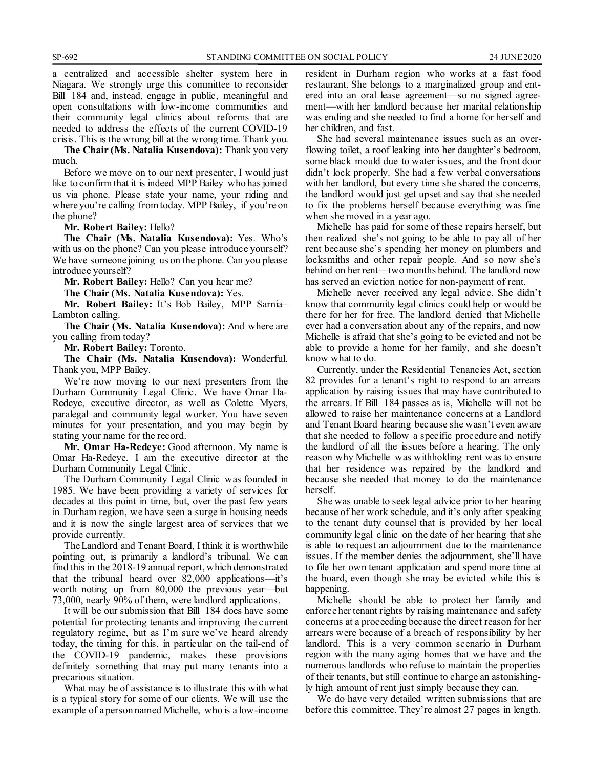a centralized and accessible shelter system here in Niagara. We strongly urge this committee to reconsider Bill 184 and, instead, engage in public, meaningful and open consultations with low-income communities and their community legal clinics about reforms that are needed to address the effects of the current COVID-19 crisis. This is the wrong bill at the wrong time. Thank you.

**The Chair (Ms. Natalia Kusendova):** Thank you very much.

Before we move on to our next presenter, I would just like to confirm that it is indeed MPP Bailey who has joined us via phone. Please state your name, your riding and where you're calling from today. MPP Bailey, if you're on the phone?

**Mr. Robert Bailey:** Hello?

**The Chair (Ms. Natalia Kusendova):** Yes. Who's with us on the phone? Can you please introduce yourself? We have someone joining us on the phone. Can you please introduce yourself?

**Mr. Robert Bailey:** Hello? Can you hear me?

**The Chair (Ms. Natalia Kusendova):** Yes.

**Mr. Robert Bailey:** It's Bob Bailey, MPP Sarnia–Lambton calling.

**The Chair (Ms. Natalia Kusendova):** And where are you calling from today?

**Mr. Robert Bailey:** Toronto.

**The Chair (Ms. Natalia Kusendova):** Wonderful. Thank you, MPP Bailey.

We're now moving to our next presenters from the Durham Community Legal Clinic. We have Omar Ha-Redeye, executive director, as well as Colette Myers, paralegal and community legal worker. You have seven minutes for your presentation, and you may begin by stating your name for the record.

**Mr. Omar Ha-Redeye:** Good afternoon. My name is Omar Ha-Redeye. I am the executive director at the Durham Community Legal Clinic.

The Durham Community Legal Clinic was founded in 1985. We have been providing a variety of services for decades at this point in time, but, over the past few years in Durham region, we have seen a surge in housing needs and it is now the single largest area of services that we provide currently.

The Landlord and Tenant Board, I think it is worthwhile pointing out, is primarily a landlord's tribunal. We can find this in the 2018-19 annual report, which demonstrated that the tribunal heard over 82,000 applications—it's worth noting up from 80,000 the previous year—but 73,000, nearly 90% of them, were landlord applications.

It will be our submission that Bill 184 does have some potential for protecting tenants and improving the current regulatory regime, but as I'm sure we've heard already today, the timing for this, in particular on the tail-end of the COVID-19 pandemic, makes these provisions definitely something that may put many tenants into a precarious situation.

What may be of assistance is to illustrate this with what is a typical story for some of our clients. We will use the example of a person named Michelle, who is a low-income resident in Durham region who works at a fast food restaurant. She belongs to a marginalized group and entered into an oral lease agreement—so no signed agreement—with her landlord because her marital relationship was ending and she needed to find a home for herself and her children, and fast.

She had several maintenance issues such as an overflowing toilet, a roof leaking into her daughter's bedroom, some black mould due to water issues, and the front door didn't lock properly. She had a few verbal conversations with her landlord, but every time she shared the concerns, the landlord would just get upset and say that she needed to fix the problems herself because everything was fine when she moved in a year ago.

Michelle has paid for some of these repairs herself, but then realized she's not going to be able to pay all of her rent because she's spending her money on plumbers and locksmiths and other repair people. And so now she's behind on her rent—two months behind. The landlord now has served an eviction notice for non-payment of rent.

Michelle never received any legal advice. She didn't know that community legal clinics could help or would be there for her for free. The landlord denied that Michelle ever had a conversation about any of the repairs, and now Michelle is afraid that she's going to be evicted and not be able to provide a home for her family, and she doesn't know what to do.

Currently, under the Residential Tenancies Act, section 82 provides for a tenant's right to respond to an arrears application by raising issues that may have contributed to the arrears. If Bill 184 passes as is, Michelle will not be allowed to raise her maintenance concerns at a Landlord and Tenant Board hearing because she wasn't even aware that she needed to follow a specific procedure and notify the landlord of all the issues before a hearing. The only reason why Michelle was withholding rent was to ensure that her residence was repaired by the landlord and because she needed that money to do the maintenance herself.

She was unable to seek legal advice prior to her hearing because of her work schedule, and it's only after speaking to the tenant duty counsel that is provided by her local community legal clinic on the date of her hearing that she is able to request an adjournment due to the maintenance issues. If the member denies the adjournment, she'll have to file her own tenant application and spend more time at the board, even though she may be evicted while this is happening.

Michelle should be able to protect her family and enforce her tenant rights by raising maintenance and safety concerns at a proceeding because the direct reason for her arrears were because of a breach of responsibility by her landlord. This is a very common scenario in Durham region with the many aging homes that we have and the numerous landlords who refuse to maintain the properties of their tenants, but still continue to charge an astonishingly high amount of rent just simply because they can.

We do have very detailed written submissions that are before this committee. They're almost 27 pages in length.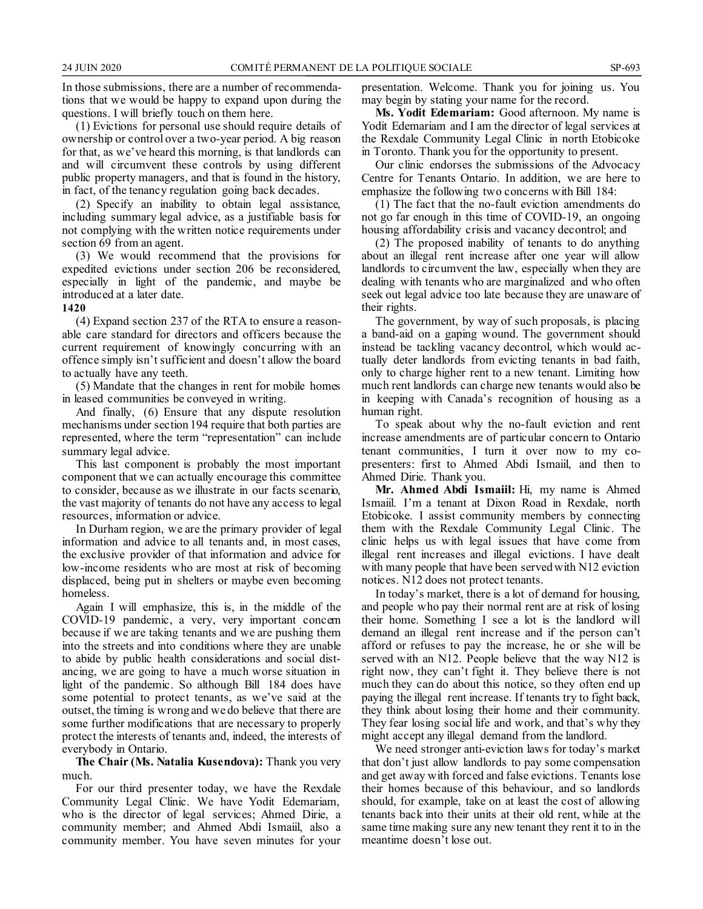In those submissions, there are a number of recommendations that we would be happy to expand upon during the questions. I will briefly touch on them here.

(1) Evictions for personal use should require details of ownership or control over a two-year period. A big reason for that, as we've heard this morning, is that landlords can and will circumvent these controls by using different public property managers, and that is found in the history, in fact, of the tenancy regulation going back decades.

(2) Specify an inability to obtain legal assistance, including summary legal advice, as a justifiable basis for not complying with the written notice requirements under section 69 from an agent.

(3) We would recommend that the provisions for expedited evictions under section 206 be reconsidered, especially in light of the pandemic, and maybe be introduced at a later date.

**1420**

(4) Expand section 237 of the RTA to ensure a reasonable care standard for directors and officers because the current requirement of knowingly concurring with an offence simply isn't sufficient and doesn't allow the board to actually have any teeth.

(5) Mandate that the changes in rent for mobile homes in leased communities be conveyed in writing.

And finally, (6) Ensure that any dispute resolution mechanisms under section 194 require that both parties are represented, where the term "representation" can include summary legal advice.

This last component is probably the most important component that we can actually encourage this committee to consider, because as we illustrate in our facts scenario, the vast majority of tenants do not have any access to legal resources, information or advice.

In Durham region, we are the primary provider of legal information and advice to all tenants and, in most cases, the exclusive provider of that information and advice for low-income residents who are most at risk of becoming displaced, being put in shelters or maybe even becoming homeless.

Again I will emphasize, this is, in the middle of the COVID-19 pandemic, a very, very important concern because if we are taking tenants and we are pushing them into the streets and into conditions where they are unable to abide by public health considerations and social distancing, we are going to have a much worse situation in light of the pandemic. So although Bill 184 does have some potential to protect tenants, as we've said at the outset, the timing is wrong and we do believe that there are some further modifications that are necessary to properly protect the interests of tenants and, indeed, the interests of everybody in Ontario.

**The Chair (Ms. Natalia Kusendova):** Thank you very much.

For our third presenter today, we have the Rexdale Community Legal Clinic. We have Yodit Edemariam, who is the director of legal services; Ahmed Dirie, a community member; and Ahmed Abdi Ismaiil, also a community member. You have seven minutes for your presentation. Welcome. Thank you for joining us. You may begin by stating your name for the record.

**Ms. Yodit Edemariam:** Good afternoon. My name is Yodit Edemariam and I am the director of legal services at the Rexdale Community Legal Clinic in north Etobicoke in Toronto. Thank you for the opportunity to present.

Our clinic endorses the submissions of the Advocacy Centre for Tenants Ontario. In addition, we are here to emphasize the following two concerns with Bill 184:

(1) The fact that the no-fault eviction amendments do not go far enough in this time of COVID-19, an ongoing housing affordability crisis and vacancy decontrol; and

(2) The proposed inability of tenants to do anything about an illegal rent increase after one year will allow landlords to circumvent the law, especially when they are dealing with tenants who are marginalized and who often seek out legal advice too late because they are unaware of their rights.

The government, by way of such proposals, is placing a band-aid on a gaping wound. The government should instead be tackling vacancy decontrol, which would actually deter landlords from evicting tenants in bad faith, only to charge higher rent to a new tenant. Limiting how much rent landlords can charge new tenants would also be in keeping with Canada's recognition of housing as a human right.

To speak about why the no-fault eviction and rent increase amendments are of particular concern to Ontario tenant communities, I turn it over now to my co-presenters: first to Ahmed Abdi Ismaiil, and then to Ahmed Dirie. Thank you.

**Mr. Ahmed Abdi Ismaiil:** Hi, my name is Ahmed Ismaiil. I'm a tenant at Dixon Road in Rexdale, north Etobicoke. I assist community members by connecting them with the Rexdale Community Legal Clinic. The clinic helps us with legal issues that have come from illegal rent increases and illegal evictions. I have dealt with many people that have been served with N12 eviction notices. N12 does not protect tenants.

In today's market, there is a lot of demand for housing, and people who pay their normal rent are at risk of losing their home. Something I see a lot is the landlord will demand an illegal rent increase and if the person can't afford or refuses to pay the increase, he or she will be served with an N12. People believe that the way N12 is right now, they can't fight it. They believe there is not much they can do about this notice, so they often end up paying the illegal rent increase. If tenants try to fight back, they think about losing their home and their community. They fear losing social life and work, and that's why they might accept any illegal demand from the landlord.

We need stronger anti-eviction laws for today's market that don't just allow landlords to pay some compensation and get away with forced and false evictions. Tenants lose their homes because of this behaviour, and so landlords should, for example, take on at least the cost of allowing tenants back into their units at their old rent, while at the same time making sure any new tenant they rent it to in the meantime doesn't lose out.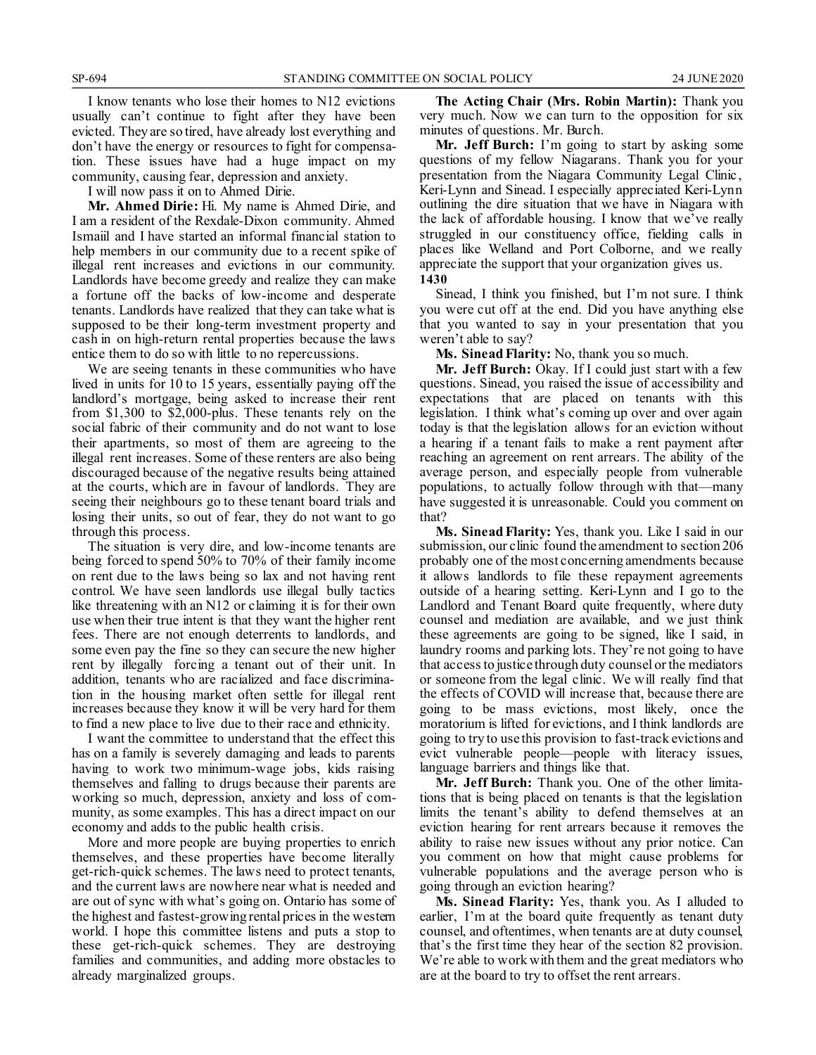I know tenants who lose their homes to N12 evictions usually can't continue to fight after they have been evicted. They are so tired, have already lost everything and don't have the energy or resources to fight for compensation. These issues have had a huge impact on my community, causing fear, depression and anxiety.

I will now pass it on to Ahmed Dirie.

**Mr. Ahmed Dirie:** Hi. My name is Ahmed Dirie, and I am a resident of the Rexdale-Dixon community. Ahmed Ismaiil and I have started an informal financial station to help members in our community due to a recent spike of illegal rent increases and evictions in our community. Landlords have become greedy and realize they can make a fortune off the backs of low-income and desperate tenants. Landlords have realized that they can take what is supposed to be their long-term investment property and cash in on high-return rental properties because the laws entice them to do so with little to no repercussions.

We are seeing tenants in these communities who have lived in units for 10 to 15 years, essentially paying off the landlord's mortgage, being asked to increase their rent from $1,300 to $2,000-plus. These tenants rely on the social fabric of their community and do not want to lose their apartments, so most of them are agreeing to the illegal rent increases. Some of these renters are also being discouraged because of the negative results being attained at the courts, which are in favour of landlords. They are seeing their neighbours go to these tenant board trials and losing their units, so out of fear, they do not want to go through this process.

The situation is very dire, and low-income tenants are being forced to spend 50% to 70% of their family income on rent due to the laws being so lax and not having rent control. We have seen landlords use illegal bully tactics like threatening with an N12 or claiming it is for their own use when their true intent is that they want the higher rent fees. There are not enough deterrents to landlords, and some even pay the fine so they can secure the new higher rent by illegally forcing a tenant out of their unit. In addition, tenants who are racialized and face discrimination in the housing market often settle for illegal rent increases because they know it will be very hard for them to find a new place to live due to their race and ethnicity.

I want the committee to understand that the effect this has on a family is severely damaging and leads to parents having to work two minimum-wage jobs, kids raising themselves and falling to drugs because their parents are working so much, depression, anxiety and loss of community, as some examples. This has a direct impact on our economy and adds to the public health crisis.

More and more people are buying properties to enrich themselves, and these properties have become literally get-rich-quick schemes. The laws need to protect tenants, and the current laws are nowhere near what is needed and are out of sync with what's going on. Ontario has some of the highest and fastest-growing rental prices in the western world. I hope this committee listens and puts a stop to these get-rich-quick schemes. They are destroying families and communities, and adding more obstacles to already marginalized groups.

**The Acting Chair (Mrs. Robin Martin):** Thank you very much. Now we can turn to the opposition for six minutes of questions. Mr. Burch.

**Mr. Jeff Burch:** I'm going to start by asking some questions of my fellow Niagarans. Thank you for your presentation from the Niagara Community Legal Clinic, Keri-Lynn and Sinead. I especially appreciated Keri-Lynn outlining the dire situation that we have in Niagara with the lack of affordable housing. I know that we've really struggled in our constituency office, fielding calls in places like Welland and Port Colborne, and we really appreciate the support that your organization gives us.

**1430**

Sinead, I think you finished, but I'm not sure. I think you were cut off at the end. Did you have anything else that you wanted to say in your presentation that you weren't able to say?

**Ms. Sinead Flarity:** No, thank you so much.

**Mr. Jeff Burch:** Okay. If I could just start with a few questions. Sinead, you raised the issue of accessibility and expectations that are placed on tenants with this legislation. I think what's coming up over and over again today is that the legislation allows for an eviction without a hearing if a tenant fails to make a rent payment after reaching an agreement on rent arrears. The ability of the average person, and especially people from vulnerable populations, to actually follow through with that—many have suggested it is unreasonable. Could you comment on that?

**Ms. Sinead Flarity:** Yes, thank you. Like I said in our submission, our clinic found the amendment to section 206 probably one of the most concerning amendments because it allows landlords to file these repayment agreements outside of a hearing setting. Keri-Lynn and I go to the Landlord and Tenant Board quite frequently, where duty counsel and mediation are available, and we just think these agreements are going to be signed, like I said, in laundry rooms and parking lots. They're not going to have that access to justice through duty counsel or the mediators or someone from the legal clinic. We will really find that the effects of COVID will increase that, because there are going to be mass evictions, most likely, once the moratorium is lifted for evictions, and I think landlords are going to try to use this provision to fast-track evictions and evict vulnerable people—people with literacy issues, language barriers and things like that.

**Mr. Jeff Burch:** Thank you. One of the other limitations that is being placed on tenants is that the legislation limits the tenant's ability to defend themselves at an eviction hearing for rent arrears because it removes the ability to raise new issues without any prior notice. Can you comment on how that might cause problems for vulnerable populations and the average person who is going through an eviction hearing?

**Ms. Sinead Flarity:** Yes, thank you. As I alluded to earlier, I'm at the board quite frequently as tenant duty counsel, and oftentimes, when tenants are at duty counsel, that's the first time they hear of the section 82 provision. We're able to work with them and the great mediators who are at the board to try to offset the rent arrears.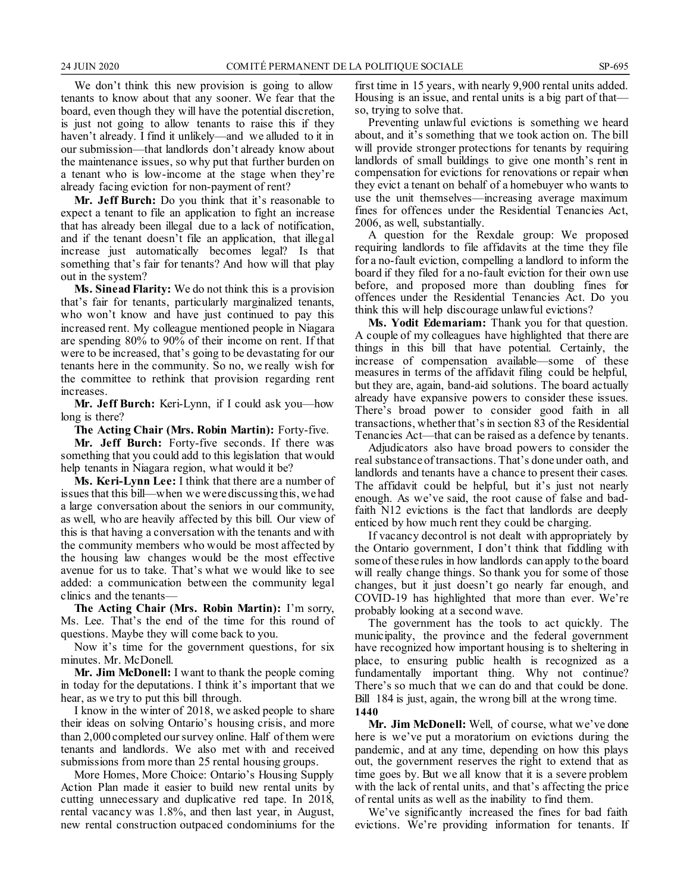We don't think this new provision is going to allow tenants to know about that any sooner. We fear that the board, even though they will have the potential discretion, is just not going to allow tenants to raise this if they haven't already. I find it unlikely—and we alluded to it in our submission—that landlords don't already know about the maintenance issues, so why put that further burden on a tenant who is low-income at the stage when they're already facing eviction for non-payment of rent?

**Mr. Jeff Burch:** Do you think that it's reasonable to expect a tenant to file an application to fight an increase that has already been illegal due to a lack of notification, and if the tenant doesn't file an application, that illegal increase just automatically becomes legal? Is that something that's fair for tenants? And how will that play out in the system?

**Ms. Sinead Flarity:** We do not think this is a provision that's fair for tenants, particularly marginalized tenants, who won't know and have just continued to pay this increased rent. My colleague mentioned people in Niagara are spending 80% to 90% of their income on rent. If that were to be increased, that's going to be devastating for our tenants here in the community. So no, we really wish for the committee to rethink that provision regarding rent increases.

**Mr. Jeff Burch:** Keri-Lynn, if I could ask you—how long is there?

**The Acting Chair (Mrs. Robin Martin):** Forty-five.

**Mr. Jeff Burch:** Forty-five seconds. If there was something that you could add to this legislation that would help tenants in Niagara region, what would it be?

**Ms. Keri-Lynn Lee:** I think that there are a number of issues that this bill—when we were discussing this, we had a large conversation about the seniors in our community, as well, who are heavily affected by this bill. Our view of this is that having a conversation with the tenants and with the community members who would be most affected by the housing law changes would be the most effective avenue for us to take. That's what we would like to see added: a communication between the community legal clinics and the tenants—

**The Acting Chair (Mrs. Robin Martin):** I'm sorry, Ms. Lee. That's the end of the time for this round of questions. Maybe they will come back to you.

Now it's time for the government questions, for six minutes. Mr. McDonell.

**Mr. Jim McDonell:** I want to thank the people coming in today for the deputations. I think it's important that we hear, as we try to put this bill through.

I know in the winter of 2018, we asked people to share their ideas on solving Ontario's housing crisis, and more than 2,000 completed our survey online. Half of them were tenants and landlords. We also met with and received submissions from more than 25 rental housing groups.

More Homes, More Choice: Ontario's Housing Supply Action Plan made it easier to build new rental units by cutting unnecessary and duplicative red tape. In 2018, rental vacancy was 1.8%, and then last year, in August, new rental construction outpaced condominiums for the first time in 15 years, with nearly 9,900 rental units added. Housing is an issue, and rental units is a big part of that—so, trying to solve that.

Preventing unlawful evictions is something we heard about, and it's something that we took action on. The bill will provide stronger protections for tenants by requiring landlords of small buildings to give one month's rent in compensation for evictions for renovations or repair when they evict a tenant on behalf of a homebuyer who wants to use the unit themselves—increasing average maximum fines for offences under the Residential Tenancies Act, 2006, as well, substantially.

A question for the Rexdale group: We proposed requiring landlords to file affidavits at the time they file for a no-fault eviction, compelling a landlord to inform the board if they filed for a no-fault eviction for their own use before, and proposed more than doubling fines for offences under the Residential Tenancies Act. Do you think this will help discourage unlawful evictions?

**Ms. Yodit Edemariam:** Thank you for that question. A couple of my colleagues have highlighted that there are things in this bill that have potential. Certainly, the increase of compensation available—some of these measures in terms of the affidavit filing could be helpful, but they are, again, band-aid solutions. The board actually already have expansive powers to consider these issues. There's broad power to consider good faith in all transactions, whether that's in section 83 of the Residential Tenancies Act—that can be raised as a defence by tenants.

Adjudicators also have broad powers to consider the real substance of transactions. That's done under oath, and landlords and tenants have a chance to present their cases. The affidavit could be helpful, but it's just not nearly enough. As we've said, the root cause of false and bad-faith N12 evictions is the fact that landlords are deeply enticed by how much rent they could be charging.

If vacancy decontrol is not dealt with appropriately by the Ontario government, I don't think that fiddling with some of these rules in how landlords can apply to the board will really change things. So thank you for some of those changes, but it just doesn't go nearly far enough, and COVID-19 has highlighted that more than ever. We're probably looking at a second wave.

The government has the tools to act quickly. The municipality, the province and the federal government have recognized how important housing is to sheltering in place, to ensuring public health is recognized as a fundamentally important thing. Why not continue? There's so much that we can do and that could be done. Bill 184 is just, again, the wrong bill at the wrong time.

**1440**

**Mr. Jim McDonell:** Well, of course, what we've done here is we've put a moratorium on evictions during the pandemic, and at any time, depending on how this plays out, the government reserves the right to extend that as time goes by. But we all know that it is a severe problem with the lack of rental units, and that's affecting the price of rental units as well as the inability to find them.

We've significantly increased the fines for bad faith evictions. We're providing information for tenants. If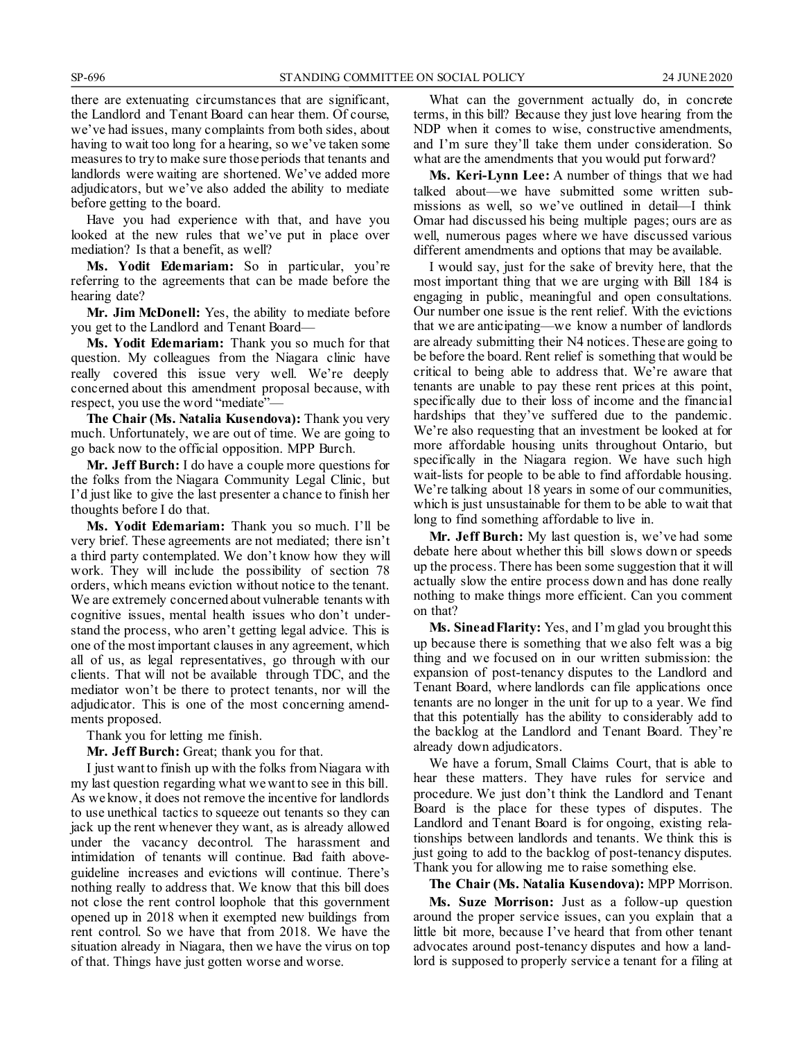there are extenuating circumstances that are significant, the Landlord and Tenant Board can hear them. Of course, we've had issues, many complaints from both sides, about having to wait too long for a hearing, so we've taken some measures to try to make sure those periods that tenants and landlords were waiting are shortened. We've added more adjudicators, but we've also added the ability to mediate before getting to the board.

Have you had experience with that, and have you looked at the new rules that we've put in place over mediation? Is that a benefit, as well?

**Ms. Yodit Edemariam:** So in particular, you're referring to the agreements that can be made before the hearing date?

**Mr. Jim McDonell:** Yes, the ability to mediate before you get to the Landlord and Tenant Board—

**Ms. Yodit Edemariam:** Thank you so much for that question. My colleagues from the Niagara clinic have really covered this issue very well. We're deeply concerned about this amendment proposal because, with respect, you use the word "mediate"—

**The Chair (Ms. Natalia Kusendova):** Thank you very much. Unfortunately, we are out of time. We are going to go back now to the official opposition. MPP Burch.

**Mr. Jeff Burch:** I do have a couple more questions for the folks from the Niagara Community Legal Clinic, but I'd just like to give the last presenter a chance to finish her thoughts before I do that.

**Ms. Yodit Edemariam:** Thank you so much. I'll be very brief. These agreements are not mediated; there isn't a third party contemplated. We don't know how they will work. They will include the possibility of section 78 orders, which means eviction without notice to the tenant. We are extremely concerned about vulnerable tenants with cognitive issues, mental health issues who don't understand the process, who aren't getting legal advice. This is one of the most important clauses in any agreement, which all of us, as legal representatives, go through with our clients. That will not be available through TDC, and the mediator won't be there to protect tenants, nor will the adjudicator. This is one of the most concerning amendments proposed.

Thank you for letting me finish.

**Mr. Jeff Burch:** Great; thank you for that.

I just want to finish up with the folks from Niagara with my last question regarding what we want to see in this bill. As we know, it does not remove the incentive for landlords to use unethical tactics to squeeze out tenants so they can jack up the rent whenever they want, as is already allowed under the vacancy decontrol. The harassment and intimidation of tenants will continue. Bad faith above-guideline increases and evictions will continue. There's nothing really to address that. We know that this bill does not close the rent control loophole that this government opened up in 2018 when it exempted new buildings from rent control. So we have that from 2018. We have the situation already in Niagara, then we have the virus on top of that. Things have just gotten worse and worse.

What can the government actually do, in concrete terms, in this bill? Because they just love hearing from the NDP when it comes to wise, constructive amendments, and I'm sure they'll take them under consideration. So what are the amendments that you would put forward?

**Ms. Keri-Lynn Lee:** A number of things that we had talked about—we have submitted some written submissions as well, so we've outlined in detail—I think Omar had discussed his being multiple pages; ours are as well, numerous pages where we have discussed various different amendments and options that may be available.

I would say, just for the sake of brevity here, that the most important thing that we are urging with Bill 184 is engaging in public, meaningful and open consultations. Our number one issue is the rent relief. With the evictions that we are anticipating—we know a number of landlords are already submitting their N4 notices. These are going to be before the board. Rent relief is something that would be critical to being able to address that. We're aware that tenants are unable to pay these rent prices at this point, specifically due to their loss of income and the financial hardships that they've suffered due to the pandemic. We're also requesting that an investment be looked at for more affordable housing units throughout Ontario, but specifically in the Niagara region. We have such high wait-lists for people to be able to find affordable housing. We're talking about 18 years in some of our communities, which is just unsustainable for them to be able to wait that long to find something affordable to live in.

**Mr. Jeff Burch:** My last question is, we've had some debate here about whether this bill slows down or speeds up the process. There has been some suggestion that it will actually slow the entire process down and has done really nothing to make things more efficient. Can you comment on that?

**Ms. Sinead Flarity:** Yes, and I'm glad you brought this up because there is something that we also felt was a big thing and we focused on in our written submission: the expansion of post-tenancy disputes to the Landlord and Tenant Board, where landlords can file applications once tenants are no longer in the unit for up to a year. We find that this potentially has the ability to considerably add to the backlog at the Landlord and Tenant Board. They're already down adjudicators.

We have a forum, Small Claims Court, that is able to hear these matters. They have rules for service and procedure. We just don't think the Landlord and Tenant Board is the place for these types of disputes. The Landlord and Tenant Board is for ongoing, existing relationships between landlords and tenants. We think this is just going to add to the backlog of post-tenancy disputes. Thank you for allowing me to raise something else.

**The Chair (Ms. Natalia Kusendova):** MPP Morrison.

**Ms. Suze Morrison:** Just as a follow-up question around the proper service issues, can you explain that a little bit more, because I've heard that from other tenant advocates around post-tenancy disputes and how a landlord is supposed to properly service a tenant for a filing at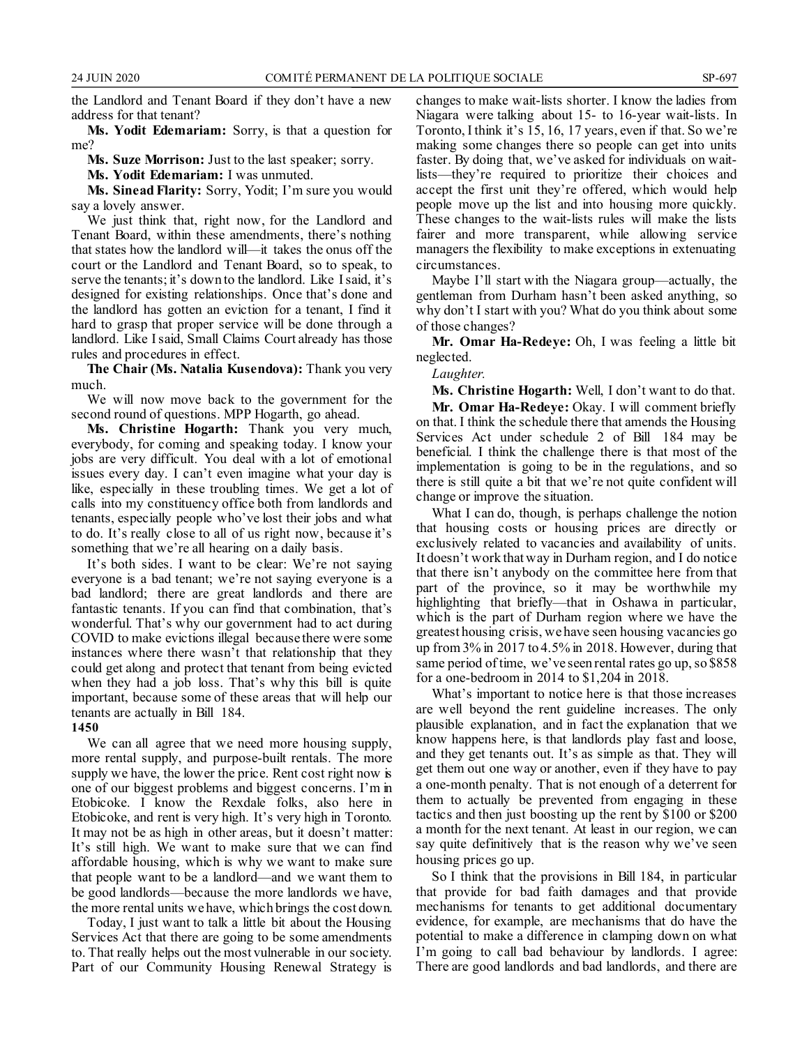the Landlord and Tenant Board if they don't have a new address for that tenant?

**Ms. Yodit Edemariam:** Sorry, is that a question for me?

**Ms. Suze Morrison:** Just to the last speaker; sorry.

**Ms. Yodit Edemariam:** I was unmuted.

**Ms. Sinead Flarity:** Sorry, Yodit; I'm sure you would say a lovely answer.

We just think that, right now, for the Landlord and Tenant Board, within these amendments, there's nothing that states how the landlord will—it takes the onus off the court or the Landlord and Tenant Board, so to speak, to serve the tenants; it's down to the landlord. Like I said, it's designed for existing relationships. Once that's done and the landlord has gotten an eviction for a tenant, I find it hard to grasp that proper service will be done through a landlord. Like I said, Small Claims Court already has those rules and procedures in effect.

**The Chair (Ms. Natalia Kusendova):** Thank you very much.

We will now move back to the government for the second round of questions. MPP Hogarth, go ahead.

**Ms. Christine Hogarth:** Thank you very much, everybody, for coming and speaking today. I know your jobs are very difficult. You deal with a lot of emotional issues every day. I can't even imagine what your day is like, especially in these troubling times. We get a lot of calls into my constituency office both from landlords and tenants, especially people who've lost their jobs and what to do. It's really close to all of us right now, because it's something that we're all hearing on a daily basis.

It's both sides. I want to be clear: We're not saying everyone is a bad tenant; we're not saying everyone is a bad landlord; there are great landlords and there are fantastic tenants. If you can find that combination, that's wonderful. That's why our government had to act during COVID to make evictions illegal because there were some instances where there wasn't that relationship that they could get along and protect that tenant from being evicted when they had a job loss. That's why this bill is quite important, because some of these areas that will help our tenants are actually in Bill 184.

**1450**

We can all agree that we need more housing supply, more rental supply, and purpose-built rentals. The more supply we have, the lower the price. Rent cost right now is one of our biggest problems and biggest concerns. I'm in Etobicoke. I know the Rexdale folks, also here in Etobicoke, and rent is very high. It's very high in Toronto. It may not be as high in other areas, but it doesn't matter: It's still high. We want to make sure that we can find affordable housing, which is why we want to make sure that people want to be a landlord—and we want them to be good landlords—because the more landlords we have, the more rental units we have, which brings the cost down.

Today, I just want to talk a little bit about the Housing Services Act that there are going to be some amendments to. That really helps out the most vulnerable in our society. Part of our Community Housing Renewal Strategy is changes to make wait-lists shorter. I know the ladies from Niagara were talking about 15- to 16-year wait-lists. In Toronto, I think it's 15, 16, 17 years, even if that. So we're making some changes there so people can get into units faster. By doing that, we've asked for individuals on wait-lists—they're required to prioritize their choices and accept the first unit they're offered, which would help people move up the list and into housing more quickly. These changes to the wait-lists rules will make the lists fairer and more transparent, while allowing service managers the flexibility to make exceptions in extenuating circumstances.

Maybe I'll start with the Niagara group—actually, the gentleman from Durham hasn't been asked anything, so why don't I start with you? What do you think about some of those changes?

**Mr. Omar Ha-Redeye:** Oh, I was feeling a little bit neglected.

*Laughter.*

**Ms. Christine Hogarth:** Well, I don't want to do that.

**Mr. Omar Ha-Redeye:** Okay. I will comment briefly on that. I think the schedule there that amends the Housing Services Act under schedule 2 of Bill 184 may be beneficial. I think the challenge there is that most of the implementation is going to be in the regulations, and so there is still quite a bit that we're not quite confident will change or improve the situation.

What I can do, though, is perhaps challenge the notion that housing costs or housing prices are directly or exclusively related to vacancies and availability of units. It doesn't work that way in Durham region, and I do notice that there isn't anybody on the committee here from that part of the province, so it may be worthwhile my highlighting that briefly—that in Oshawa in particular, which is the part of Durham region where we have the greatest housing crisis, we have seen housing vacancies go up from 3% in 2017 to 4.5% in 2018. However, during that same period of time, we've seen rental rates go up, so $858 for a one-bedroom in 2014 to $1,204 in 2018.

What's important to notice here is that those increases are well beyond the rent guideline increases. The only plausible explanation, and in fact the explanation that we know happens here, is that landlords play fast and loose, and they get tenants out. It's as simple as that. They will get them out one way or another, even if they have to pay a one-month penalty. That is not enough of a deterrent for them to actually be prevented from engaging in these tactics and then just boosting up the rent by $100 or $200 a month for the next tenant. At least in our region, we can say quite definitively that is the reason why we've seen housing prices go up.

So I think that the provisions in Bill 184, in particular that provide for bad faith damages and that provide mechanisms for tenants to get additional documentary evidence, for example, are mechanisms that do have the potential to make a difference in clamping down on what I'm going to call bad behaviour by landlords. I agree: There are good landlords and bad landlords, and there are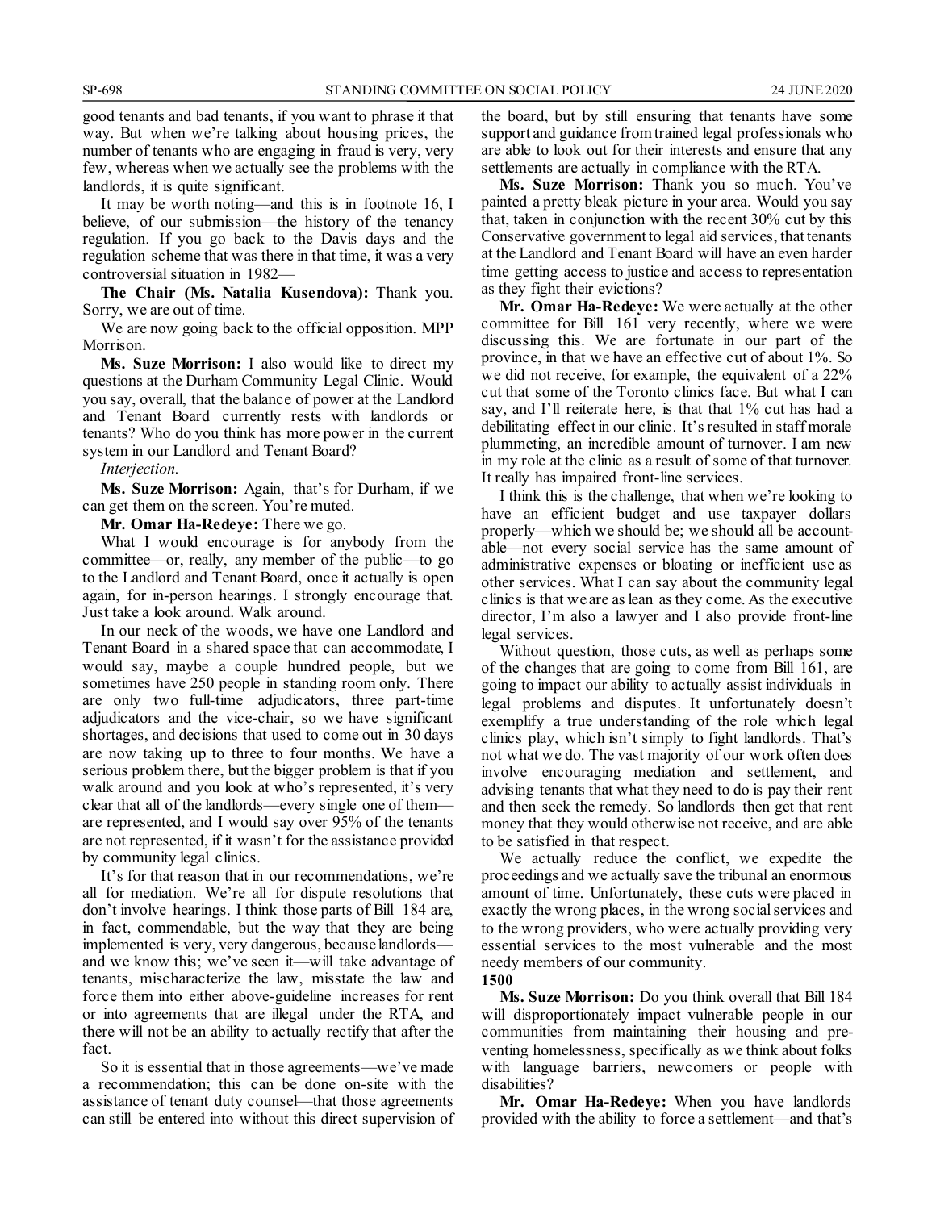good tenants and bad tenants, if you want to phrase it that way. But when we're talking about housing prices, the number of tenants who are engaging in fraud is very, very few, whereas when we actually see the problems with the landlords, it is quite significant.

It may be worth noting—and this is in footnote 16, I believe, of our submission—the history of the tenancy regulation. If you go back to the Davis days and the regulation scheme that was there in that time, it was a very controversial situation in 1982—

**The Chair (Ms. Natalia Kusendova):** Thank you. Sorry, we are out of time.

We are now going back to the official opposition. MPP Morrison.

**Ms. Suze Morrison:** I also would like to direct my questions at the Durham Community Legal Clinic. Would you say, overall, that the balance of power at the Landlord and Tenant Board currently rests with landlords or tenants? Who do you think has more power in the current system in our Landlord and Tenant Board?

*Interjection.*

**Ms. Suze Morrison:** Again, that's for Durham, if we can get them on the screen. You're muted.

**Mr. Omar Ha-Redeye:** There we go.

What I would encourage is for anybody from the committee—or, really, any member of the public—to go to the Landlord and Tenant Board, once it actually is open again, for in-person hearings. I strongly encourage that. Just take a look around. Walk around.

In our neck of the woods, we have one Landlord and Tenant Board in a shared space that can accommodate, I would say, maybe a couple hundred people, but we sometimes have 250 people in standing room only. There are only two full-time adjudicators, three part-time adjudicators and the vice-chair, so we have significant shortages, and decisions that used to come out in 30 days are now taking up to three to four months. We have a serious problem there, but the bigger problem is that if you walk around and you look at who's represented, it's very clear that all of the landlords—every single one of them—are represented, and I would say over 95% of the tenants are not represented, if it wasn't for the assistance provided by community legal clinics.

It's for that reason that in our recommendations, we're all for mediation. We're all for dispute resolutions that don't involve hearings. I think those parts of Bill 184 are, in fact, commendable, but the way that they are being implemented is very, very dangerous, because landlords—and we know this; we've seen it—will take advantage of tenants, mischaracterize the law, misstate the law and force them into either above-guideline increases for rent or into agreements that are illegal under the RTA, and there will not be an ability to actually rectify that after the fact.

So it is essential that in those agreements—we've made a recommendation; this can be done on-site with the assistance of tenant duty counsel—that those agreements can still be entered into without this direct supervision of the board, but by still ensuring that tenants have some support and guidance from trained legal professionals who are able to look out for their interests and ensure that any settlements are actually in compliance with the RTA.

**Ms. Suze Morrison:** Thank you so much. You've painted a pretty bleak picture in your area. Would you say that, taken in conjunction with the recent 30% cut by this Conservative government to legal aid services, that tenants at the Landlord and Tenant Board will have an even harder time getting access to justice and access to representation as they fight their evictions?

**Mr. Omar Ha-Redeye:** We were actually at the other committee for Bill 161 very recently, where we were discussing this. We are fortunate in our part of the province, in that we have an effective cut of about 1%. So we did not receive, for example, the equivalent of a 22% cut that some of the Toronto clinics face. But what I can say, and I'll reiterate here, is that that 1% cut has had a debilitating effect in our clinic. It's resulted in staff morale plummeting, an incredible amount of turnover. I am new in my role at the clinic as a result of some of that turnover. It really has impaired front-line services.

I think this is the challenge, that when we're looking to have an efficient budget and use taxpayer dollars properly—which we should be; we should all be accountable—not every social service has the same amount of administrative expenses or bloating or inefficient use as other services. What I can say about the community legal clinics is that we are as lean as they come. As the executive director, I'm also a lawyer and I also provide front-line legal services.

Without question, those cuts, as well as perhaps some of the changes that are going to come from Bill 161, are going to impact our ability to actually assist individuals in legal problems and disputes. It unfortunately doesn't exemplify a true understanding of the role which legal clinics play, which isn't simply to fight landlords. That's not what we do. The vast majority of our work often does involve encouraging mediation and settlement, and advising tenants that what they need to do is pay their rent and then seek the remedy. So landlords then get that rent money that they would otherwise not receive, and are able to be satisfied in that respect.

We actually reduce the conflict, we expedite the proceedings and we actually save the tribunal an enormous amount of time. Unfortunately, these cuts were placed in exactly the wrong places, in the wrong social services and to the wrong providers, who were actually providing very essential services to the most vulnerable and the most needy members of our community.

**1500**

**Ms. Suze Morrison:** Do you think overall that Bill 184 will disproportionately impact vulnerable people in our communities from maintaining their housing and preventing homelessness, specifically as we think about folks with language barriers, newcomers or people with disabilities?

**Mr. Omar Ha-Redeye:** When you have landlords provided with the ability to force a settlement—and that's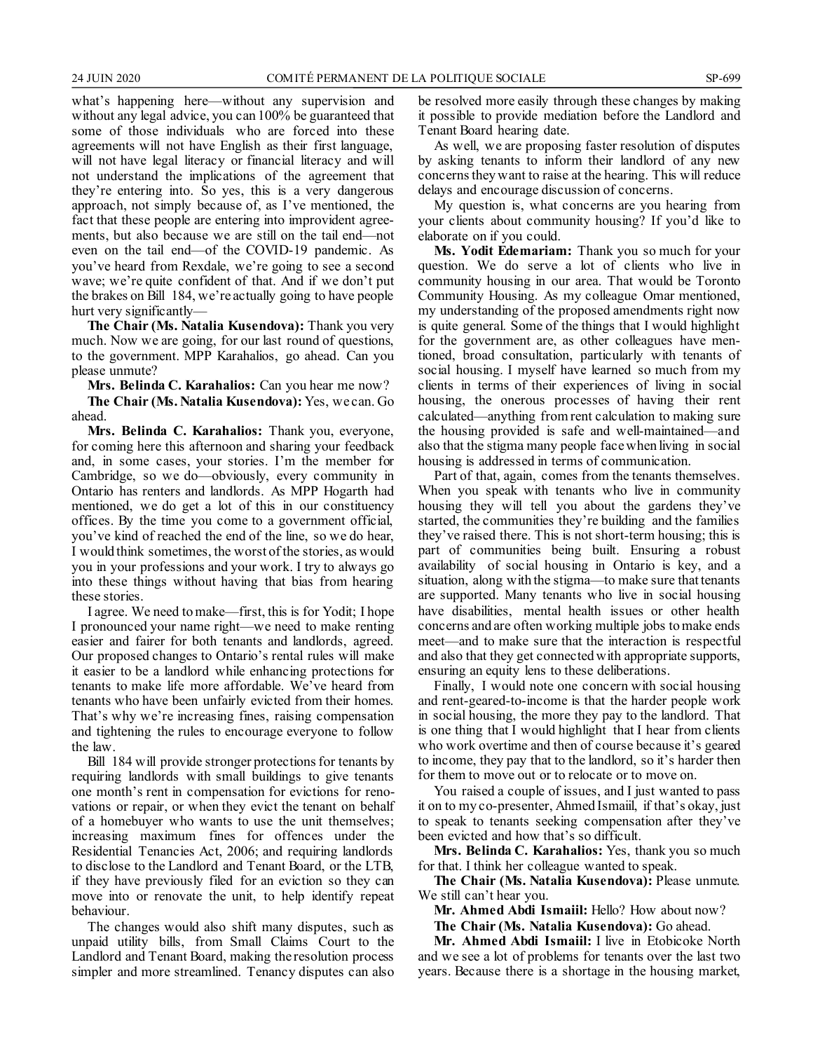what's happening here—without any supervision and without any legal advice, you can 100% be guaranteed that some of those individuals who are forced into these agreements will not have English as their first language, will not have legal literacy or financial literacy and will not understand the implications of the agreement that they're entering into. So yes, this is a very dangerous approach, not simply because of, as I've mentioned, the fact that these people are entering into improvident agreements, but also because we are still on the tail end—not even on the tail end—of the COVID-19 pandemic. As you've heard from Rexdale, we're going to see a second wave; we're quite confident of that. And if we don't put the brakes on Bill 184, we're actually going to have people hurt very significantly—

**The Chair (Ms. Natalia Kusendova):** Thank you very much. Now we are going, for our last round of questions, to the government. MPP Karahalios, go ahead. Can you please unmute?

**Mrs. Belinda C. Karahalios:** Can you hear me now?

**The Chair (Ms. Natalia Kusendova):** Yes, we can. Go ahead.

**Mrs. Belinda C. Karahalios:** Thank you, everyone, for coming here this afternoon and sharing your feedback and, in some cases, your stories. I'm the member for Cambridge, so we do—obviously, every community in Ontario has renters and landlords. As MPP Hogarth had mentioned, we do get a lot of this in our constituency offices. By the time you come to a government official, you've kind of reached the end of the line, so we do hear, I would think sometimes, the worst of the stories, as would you in your professions and your work. I try to always go into these things without having that bias from hearing these stories.

I agree. We need to make—first, this is for Yodit; I hope I pronounced your name right—we need to make renting easier and fairer for both tenants and landlords, agreed. Our proposed changes to Ontario's rental rules will make it easier to be a landlord while enhancing protections for tenants to make life more affordable. We've heard from tenants who have been unfairly evicted from their homes. That's why we're increasing fines, raising compensation and tightening the rules to encourage everyone to follow the law.

Bill 184 will provide stronger protections for tenants by requiring landlords with small buildings to give tenants one month's rent in compensation for evictions for renovations or repair, or when they evict the tenant on behalf of a homebuyer who wants to use the unit themselves; increasing maximum fines for offences under the Residential Tenancies Act, 2006; and requiring landlords to disclose to the Landlord and Tenant Board, or the LTB, if they have previously filed for an eviction so they can move into or renovate the unit, to help identify repeat behaviour.

The changes would also shift many disputes, such as unpaid utility bills, from Small Claims Court to the Landlord and Tenant Board, making the resolution process simpler and more streamlined. Tenancy disputes can also be resolved more easily through these changes by making it possible to provide mediation before the Landlord and Tenant Board hearing date.

As well, we are proposing faster resolution of disputes by asking tenants to inform their landlord of any new concerns they want to raise at the hearing. This will reduce delays and encourage discussion of concerns.

My question is, what concerns are you hearing from your clients about community housing? If you'd like to elaborate on if you could.

**Ms. Yodit Edemariam:** Thank you so much for your question. We do serve a lot of clients who live in community housing in our area. That would be Toronto Community Housing. As my colleague Omar mentioned, my understanding of the proposed amendments right now is quite general. Some of the things that I would highlight for the government are, as other colleagues have mentioned, broad consultation, particularly with tenants of social housing. I myself have learned so much from my clients in terms of their experiences of living in social housing, the onerous processes of having their rent calculated—anything from rent calculation to making sure the housing provided is safe and well-maintained—and also that the stigma many people face when living in social housing is addressed in terms of communication.

Part of that, again, comes from the tenants themselves. When you speak with tenants who live in community housing they will tell you about the gardens they've started, the communities they're building and the families they've raised there. This is not short-term housing; this is part of communities being built. Ensuring a robust availability of social housing in Ontario is key, and a situation, along with the stigma—to make sure that tenants are supported. Many tenants who live in social housing have disabilities, mental health issues or other health concerns and are often working multiple jobs to make ends meet—and to make sure that the interaction is respectful and also that they get connected with appropriate supports, ensuring an equity lens to these deliberations.

Finally, I would note one concern with social housing and rent-geared-to-income is that the harder people work in social housing, the more they pay to the landlord. That is one thing that I would highlight that I hear from clients who work overtime and then of course because it's geared to income, they pay that to the landlord, so it's harder then for them to move out or to relocate or to move on.

You raised a couple of issues, and I just wanted to pass it on to my co-presenter, Ahmed Ismaiil, if that's okay, just to speak to tenants seeking compensation after they've been evicted and how that's so difficult.

**Mrs. Belinda C. Karahalios:** Yes, thank you so much for that. I think her colleague wanted to speak.

**The Chair (Ms. Natalia Kusendova):** Please unmute. We still can't hear you.

**Mr. Ahmed Abdi Ismaiil:** Hello? How about now?

**The Chair (Ms. Natalia Kusendova):** Go ahead.

**Mr. Ahmed Abdi Ismaiil:** I live in Etobicoke North and we see a lot of problems for tenants over the last two years. Because there is a shortage in the housing market,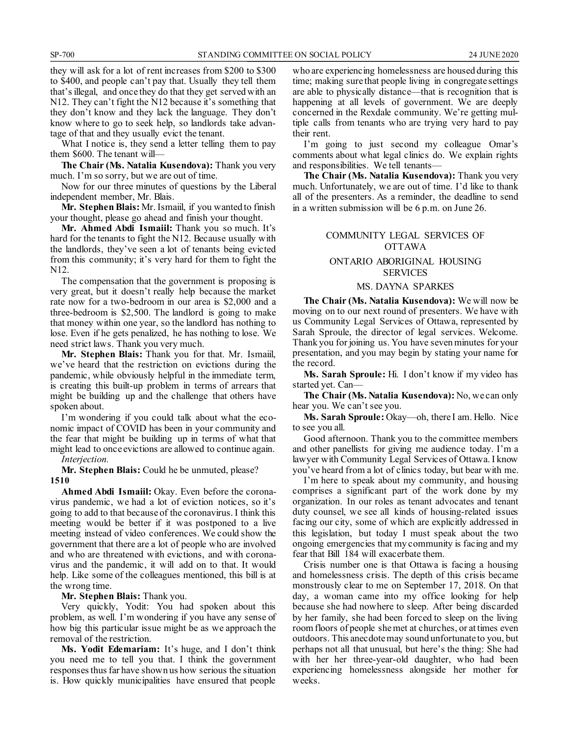they will ask for a lot of rent increases from $200 to $300 to $400, and people can't pay that. Usually they tell them that's illegal, and once they do that they get served with an N12. They can't fight the N12 because it's something that they don't know and they lack the language. They don't know where to go to seek help, so landlords take advantage of that and they usually evict the tenant.

What I notice is, they send a letter telling them to pay them $600. The tenant will—

**The Chair (Ms. Natalia Kusendova):** Thank you very much. I'm so sorry, but we are out of time.

Now for our three minutes of questions by the Liberal independent member, Mr. Blais.

**Mr. Stephen Blais:** Mr. Ismaiil, if you wanted to finish your thought, please go ahead and finish your thought.

**Mr. Ahmed Abdi Ismaiil:** Thank you so much. It's hard for the tenants to fight the N12. Because usually with the landlords, they've seen a lot of tenants being evicted from this community; it's very hard for them to fight the N12.

The compensation that the government is proposing is very great, but it doesn't really help because the market rate now for a two-bedroom in our area is $2,000 and a three-bedroom is $2,500. The landlord is going to make that money within one year, so the landlord has nothing to lose. Even if he gets penalized, he has nothing to lose. We need strict laws. Thank you very much.

**Mr. Stephen Blais:** Thank you for that. Mr. Ismaiil, we've heard that the restriction on evictions during the pandemic, while obviously helpful in the immediate term, is creating this built-up problem in terms of arrears that might be building up and the challenge that others have spoken about.

I'm wondering if you could talk about what the economic impact of COVID has been in your community and the fear that might be building up in terms of what that might lead to once evictions are allowed to continue again.

*Interjection.*

**Mr. Stephen Blais:** Could he be unmuted, please?

**1510**

**Ahmed Abdi Ismaiil:** Okay. Even before the coronavirus pandemic, we had a lot of eviction notices, so it's going to add to that because of the coronavirus. I think this meeting would be better if it was postponed to a live meeting instead of video conferences. We could show the government that there are a lot of people who are involved and who are threatened with evictions, and with coronavirus and the pandemic, it will add on to that. It would help. Like some of the colleagues mentioned, this bill is at the wrong time.

**Mr. Stephen Blais:** Thank you.

Very quickly, Yodit: You had spoken about this problem, as well. I'm wondering if you have any sense of how big this particular issue might be as we approach the removal of the restriction.

**Ms. Yodit Edemariam:** It's huge, and I don't think you need me to tell you that. I think the government responses thus far have shown us how serious the situation is. How quickly municipalities have ensured that people who are experiencing homelessness are housed during this time; making sure that people living in congregate settings are able to physically distance—that is recognition that is happening at all levels of government. We are deeply concerned in the Rexdale community. We're getting multiple calls from tenants who are trying very hard to pay their rent.

I'm going to just second my colleague Omar's comments about what legal clinics do. We explain rights and responsibilities. We tell tenants—

**The Chair (Ms. Natalia Kusendova):** Thank you very much. Unfortunately, we are out of time. I'd like to thank all of the presenters. As a reminder, the deadline to send in a written submission will be 6 p.m. on June 26.

## COMMUNITY LEGAL SERVICES OF OTTAWA

## ONTARIO ABORIGINAL HOUSING SERVICES

## MS. DAYNA SPARKES

**The Chair (Ms. Natalia Kusendova):** We will now be moving on to our next round of presenters. We have with us Community Legal Services of Ottawa, represented by Sarah Sproule, the director of legal services. Welcome. Thank you for joining us. You have seven minutes for your presentation, and you may begin by stating your name for the record.

**Ms. Sarah Sproule:** Hi. I don't know if my video has started yet. Can—

**The Chair (Ms. Natalia Kusendova):** No, we can only hear you. We can't see you.

**Ms. Sarah Sproule:** Okay—oh, there I am. Hello. Nice to see you all.

Good afternoon. Thank you to the committee members and other panellists for giving me audience today. I'm a lawyer with Community Legal Services of Ottawa. I know you've heard from a lot of clinics today, but bear with me.

I'm here to speak about my community, and housing comprises a significant part of the work done by my organization. In our roles as tenant advocates and tenant duty counsel, we see all kinds of housing-related issues facing our city, some of which are explicitly addressed in this legislation, but today I must speak about the two ongoing emergencies that my community is facing and my fear that Bill 184 will exacerbate them.

Crisis number one is that Ottawa is facing a housing and homelessness crisis. The depth of this crisis became monstrously clear to me on September 17, 2018. On that day, a woman came into my office looking for help because she had nowhere to sleep. After being discarded by her family, she had been forced to sleep on the living room floors of people she met at churches, or at times even outdoors. This anecdote may sound unfortunate to you, but perhaps not all that unusual, but here's the thing: She had with her her three-year-old daughter, who had been experiencing homelessness alongside her mother for weeks.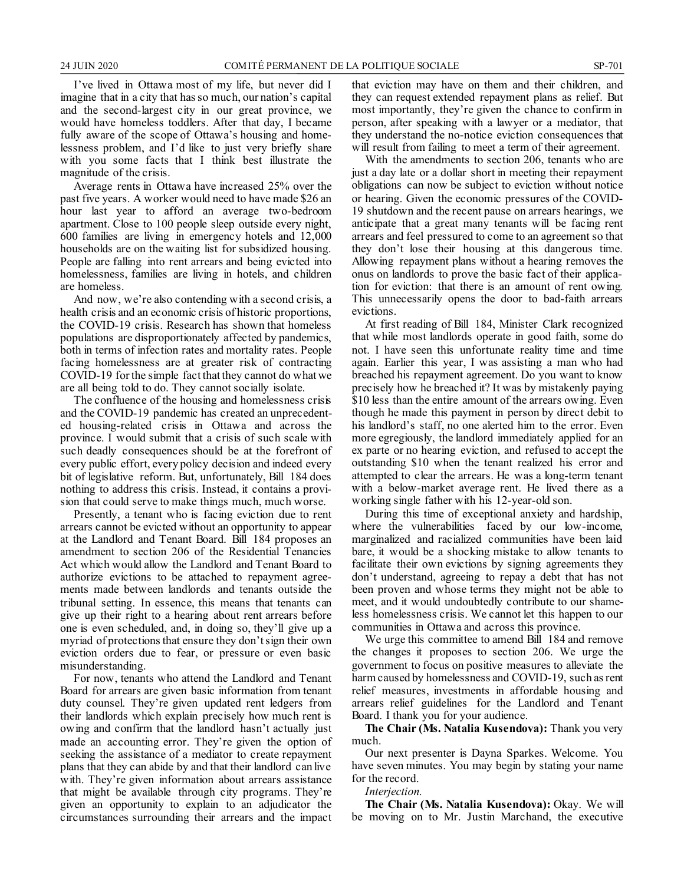I've lived in Ottawa most of my life, but never did I imagine that in a city that has so much, our nation's capital and the second-largest city in our great province, we would have homeless toddlers. After that day, I became fully aware of the scope of Ottawa's housing and homelessness problem, and I'd like to just very briefly share with you some facts that I think best illustrate the magnitude of the crisis.

Average rents in Ottawa have increased 25% over the past five years. A worker would need to have made $26 an hour last year to afford an average two-bedroom apartment. Close to 100 people sleep outside every night, 600 families are living in emergency hotels and 12,000 households are on the waiting list for subsidized housing. People are falling into rent arrears and being evicted into homelessness, families are living in hotels, and children are homeless.

And now, we're also contending with a second crisis, a health crisis and an economic crisis of historic proportions, the COVID-19 crisis. Research has shown that homeless populations are disproportionately affected by pandemics, both in terms of infection rates and mortality rates. People facing homelessness are at greater risk of contracting COVID-19 for the simple fact that they cannot do what we are all being told to do. They cannot socially isolate.

The confluence of the housing and homelessness crisis and the COVID-19 pandemic has created an unprecedented housing-related crisis in Ottawa and across the province. I would submit that a crisis of such scale with such deadly consequences should be at the forefront of every public effort, every policy decision and indeed every bit of legislative reform. But, unfortunately, Bill 184 does nothing to address this crisis. Instead, it contains a provision that could serve to make things much, much worse.

Presently, a tenant who is facing eviction due to rent arrears cannot be evicted without an opportunity to appear at the Landlord and Tenant Board. Bill 184 proposes an amendment to section 206 of the Residential Tenancies Act which would allow the Landlord and Tenant Board to authorize evictions to be attached to repayment agreements made between landlords and tenants outside the tribunal setting. In essence, this means that tenants can give up their right to a hearing about rent arrears before one is even scheduled, and, in doing so, they'll give up a myriad of protections that ensure they don't sign their own eviction orders due to fear, or pressure or even basic misunderstanding.

For now, tenants who attend the Landlord and Tenant Board for arrears are given basic information from tenant duty counsel. They're given updated rent ledgers from their landlords which explain precisely how much rent is owing and confirm that the landlord hasn't actually just made an accounting error. They're given the option of seeking the assistance of a mediator to create repayment plans that they can abide by and that their landlord can live with. They're given information about arrears assistance that might be available through city programs. They're given an opportunity to explain to an adjudicator the circumstances surrounding their arrears and the impact that eviction may have on them and their children, and they can request extended repayment plans as relief. But most importantly, they're given the chance to confirm in person, after speaking with a lawyer or a mediator, that they understand the no-notice eviction consequences that will result from failing to meet a term of their agreement.

With the amendments to section 206, tenants who are just a day late or a dollar short in meeting their repayment obligations can now be subject to eviction without notice or hearing. Given the economic pressures of the COVID-19 shutdown and the recent pause on arrears hearings, we anticipate that a great many tenants will be facing rent arrears and feel pressured to come to an agreement so that they don't lose their housing at this dangerous time. Allowing repayment plans without a hearing removes the onus on landlords to prove the basic fact of their application for eviction: that there is an amount of rent owing. This unnecessarily opens the door to bad-faith arrears evictions.

At first reading of Bill 184, Minister Clark recognized that while most landlords operate in good faith, some do not. I have seen this unfortunate reality time and time again. Earlier this year, I was assisting a man who had breached his repayment agreement. Do you want to know precisely how he breached it? It was by mistakenly paying $10 less than the entire amount of the arrears owing. Even though he made this payment in person by direct debit to his landlord's staff, no one alerted him to the error. Even more egregiously, the landlord immediately applied for an ex parte or no hearing eviction, and refused to accept the outstanding $10 when the tenant realized his error and attempted to clear the arrears. He was a long-term tenant with a below-market average rent. He lived there as a working single father with his 12-year-old son.

During this time of exceptional anxiety and hardship, where the vulnerabilities faced by our low-income, marginalized and racialized communities have been laid bare, it would be a shocking mistake to allow tenants to facilitate their own evictions by signing agreements they don't understand, agreeing to repay a debt that has not been proven and whose terms they might not be able to meet, and it would undoubtedly contribute to our shameless homelessness crisis. We cannot let this happen to our communities in Ottawa and across this province.

We urge this committee to amend Bill 184 and remove the changes it proposes to section 206. We urge the government to focus on positive measures to alleviate the harm caused by homelessness and COVID-19, such as rent relief measures, investments in affordable housing and arrears relief guidelines for the Landlord and Tenant Board. I thank you for your audience.

**The Chair (Ms. Natalia Kusendova):** Thank you very much.

Our next presenter is Dayna Sparkes. Welcome. You have seven minutes. You may begin by stating your name for the record.

*Interjection.*

**The Chair (Ms. Natalia Kusendova):** Okay. We will be moving on to Mr. Justin Marchand, the executive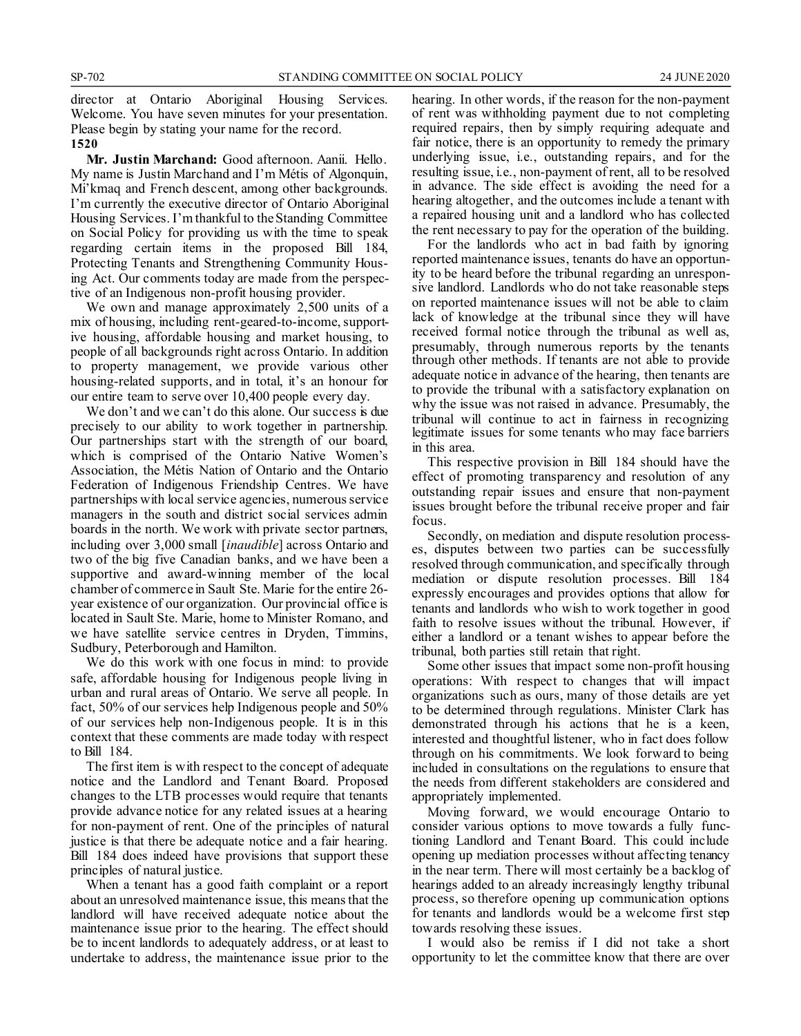director at Ontario Aboriginal Housing Services. Welcome. You have seven minutes for your presentation. Please begin by stating your name for the record.

**1520**

**Mr. Justin Marchand:** Good afternoon. Aanii. Hello. My name is Justin Marchand and I'm Métis of Algonquin, Mi'kmaq and French descent, among other backgrounds. I'm currently the executive director of Ontario Aboriginal Housing Services. I'm thankful to the Standing Committee on Social Policy for providing us with the time to speak regarding certain items in the proposed Bill 184, Protecting Tenants and Strengthening Community Housing Act. Our comments today are made from the perspective of an Indigenous non-profit housing provider.

We own and manage approximately 2,500 units of a mix of housing, including rent-geared-to-income, supportive housing, affordable housing and market housing, to people of all backgrounds right across Ontario. In addition to property management, we provide various other housing-related supports, and in total, it's an honour for our entire team to serve over 10,400 people every day.

We don't and we can't do this alone. Our success is due precisely to our ability to work together in partnership. Our partnerships start with the strength of our board, which is comprised of the Ontario Native Women's Association, the Métis Nation of Ontario and the Ontario Federation of Indigenous Friendship Centres. We have partnerships with local service agencies, numerous service managers in the south and district social services admin boards in the north. We work with private sector partners, including over 3,000 small [*inaudible*] across Ontario and two of the big five Canadian banks, and we have been a supportive and award-winning member of the local chamber of commerce in Sault Ste. Marie for the entire 26-year existence of our organization. Our provincial office is located in Sault Ste. Marie, home to Minister Romano, and we have satellite service centres in Dryden, Timmins, Sudbury, Peterborough and Hamilton.

We do this work with one focus in mind: to provide safe, affordable housing for Indigenous people living in urban and rural areas of Ontario. We serve all people. In fact, 50% of our services help Indigenous people and 50% of our services help non-Indigenous people. It is in this context that these comments are made today with respect to Bill 184.

The first item is with respect to the concept of adequate notice and the Landlord and Tenant Board. Proposed changes to the LTB processes would require that tenants provide advance notice for any related issues at a hearing for non-payment of rent. One of the principles of natural justice is that there be adequate notice and a fair hearing. Bill 184 does indeed have provisions that support these principles of natural justice.

When a tenant has a good faith complaint or a report about an unresolved maintenance issue, this means that the landlord will have received adequate notice about the maintenance issue prior to the hearing. The effect should be to incent landlords to adequately address, or at least to undertake to address, the maintenance issue prior to the hearing. In other words, if the reason for the non-payment of rent was withholding payment due to not completing required repairs, then by simply requiring adequate and fair notice, there is an opportunity to remedy the primary underlying issue, i.e., outstanding repairs, and for the resulting issue, i.e., non-payment of rent, all to be resolved in advance. The side effect is avoiding the need for a hearing altogether, and the outcomes include a tenant with a repaired housing unit and a landlord who has collected the rent necessary to pay for the operation of the building.

For the landlords who act in bad faith by ignoring reported maintenance issues, tenants do have an opportunity to be heard before the tribunal regarding an unresponsive landlord. Landlords who do not take reasonable steps on reported maintenance issues will not be able to claim lack of knowledge at the tribunal since they will have received formal notice through the tribunal as well as, presumably, through numerous reports by the tenants through other methods. If tenants are not able to provide adequate notice in advance of the hearing, then tenants are to provide the tribunal with a satisfactory explanation on why the issue was not raised in advance. Presumably, the tribunal will continue to act in fairness in recognizing legitimate issues for some tenants who may face barriers in this area.

This respective provision in Bill 184 should have the effect of promoting transparency and resolution of any outstanding repair issues and ensure that non-payment issues brought before the tribunal receive proper and fair focus.

Secondly, on mediation and dispute resolution processes, disputes between two parties can be successfully resolved through communication, and specifically through mediation or dispute resolution processes. Bill 184 expressly encourages and provides options that allow for tenants and landlords who wish to work together in good faith to resolve issues without the tribunal. However, if either a landlord or a tenant wishes to appear before the tribunal, both parties still retain that right.

Some other issues that impact some non-profit housing operations: With respect to changes that will impact organizations such as ours, many of those details are yet to be determined through regulations. Minister Clark has demonstrated through his actions that he is a keen, interested and thoughtful listener, who in fact does follow through on his commitments. We look forward to being included in consultations on the regulations to ensure that the needs from different stakeholders are considered and appropriately implemented.

Moving forward, we would encourage Ontario to consider various options to move towards a fully functioning Landlord and Tenant Board. This could include opening up mediation processes without affecting tenancy in the near term. There will most certainly be a backlog of hearings added to an already increasingly lengthy tribunal process, so therefore opening up communication options for tenants and landlords would be a welcome first step towards resolving these issues.

I would also be remiss if I did not take a short opportunity to let the committee know that there are over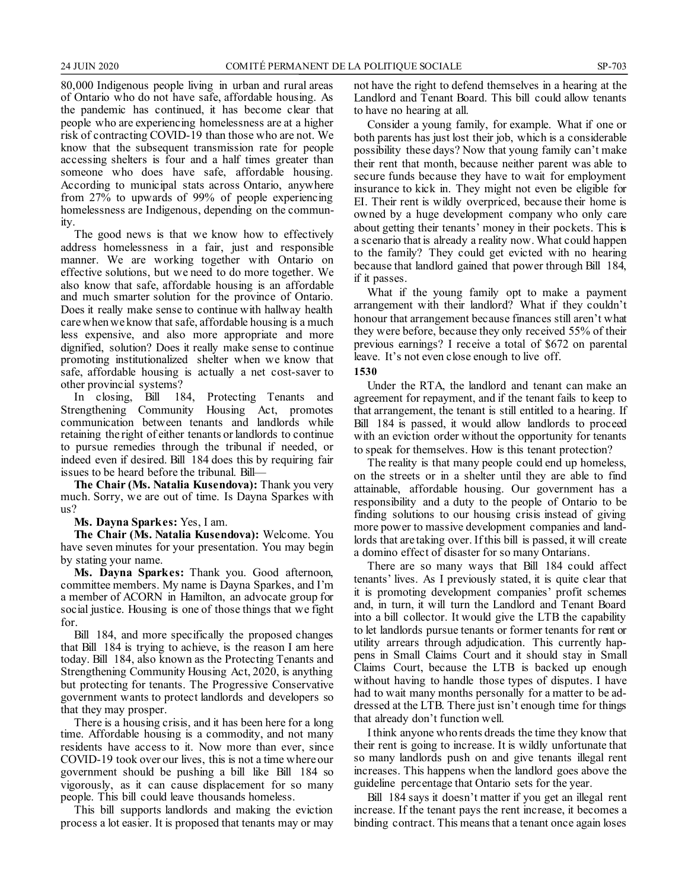80,000 Indigenous people living in urban and rural areas of Ontario who do not have safe, affordable housing. As the pandemic has continued, it has become clear that people who are experiencing homelessness are at a higher risk of contracting COVID-19 than those who are not. We know that the subsequent transmission rate for people accessing shelters is four and a half times greater than someone who does have safe, affordable housing. According to municipal stats across Ontario, anywhere from 27% to upwards of 99% of people experiencing homelessness are Indigenous, depending on the community.

The good news is that we know how to effectively address homelessness in a fair, just and responsible manner. We are working together with Ontario on effective solutions, but we need to do more together. We also know that safe, affordable housing is an affordable and much smarter solution for the province of Ontario. Does it really make sense to continue with hallway health care when we know that safe, affordable housing is a much less expensive, and also more appropriate and more dignified, solution? Does it really make sense to continue promoting institutionalized shelter when we know that safe, affordable housing is actually a net cost-saver to other provincial systems?

In closing, Bill 184, Protecting Tenants and Strengthening Community Housing Act, promotes communication between tenants and landlords while retaining the right of either tenants or landlords to continue to pursue remedies through the tribunal if needed, or indeed even if desired. Bill 184 does this by requiring fair issues to be heard before the tribunal. Bill—

**The Chair (Ms. Natalia Kusendova):** Thank you very much. Sorry, we are out of time. Is Dayna Sparkes with us?

**Ms. Dayna Sparkes:** Yes, I am.

**The Chair (Ms. Natalia Kusendova):** Welcome. You have seven minutes for your presentation. You may begin by stating your name.

**Ms. Dayna Sparkes:** Thank you. Good afternoon, committee members. My name is Dayna Sparkes, and I'm a member of ACORN in Hamilton, an advocate group for social justice. Housing is one of those things that we fight for.

Bill 184, and more specifically the proposed changes that Bill 184 is trying to achieve, is the reason I am here today. Bill 184, also known as the Protecting Tenants and Strengthening Community Housing Act, 2020, is anything but protecting for tenants. The Progressive Conservative government wants to protect landlords and developers so that they may prosper.

There is a housing crisis, and it has been here for a long time. Affordable housing is a commodity, and not many residents have access to it. Now more than ever, since COVID-19 took over our lives, this is not a time where our government should be pushing a bill like Bill 184 so vigorously, as it can cause displacement for so many people. This bill could leave thousands homeless.

This bill supports landlords and making the eviction process a lot easier. It is proposed that tenants may or may not have the right to defend themselves in a hearing at the Landlord and Tenant Board. This bill could allow tenants to have no hearing at all.

Consider a young family, for example. What if one or both parents has just lost their job, which is a considerable possibility these days? Now that young family can't make their rent that month, because neither parent was able to secure funds because they have to wait for employment insurance to kick in. They might not even be eligible for EI. Their rent is wildly overpriced, because their home is owned by a huge development company who only care about getting their tenants' money in their pockets. This is a scenario that is already a reality now. What could happen to the family? They could get evicted with no hearing because that landlord gained that power through Bill 184, if it passes.

What if the young family opt to make a payment arrangement with their landlord? What if they couldn't honour that arrangement because finances still aren't what they were before, because they only received 55% of their previous earnings? I receive a total of $672 on parental leave. It's not even close enough to live off.

**1530**

Under the RTA, the landlord and tenant can make an agreement for repayment, and if the tenant fails to keep to that arrangement, the tenant is still entitled to a hearing. If Bill 184 is passed, it would allow landlords to proceed with an eviction order without the opportunity for tenants to speak for themselves. How is this tenant protection?

The reality is that many people could end up homeless, on the streets or in a shelter until they are able to find attainable, affordable housing. Our government has a responsibility and a duty to the people of Ontario to be finding solutions to our housing crisis instead of giving more power to massive development companies and landlords that are taking over. If this bill is passed, it will create a domino effect of disaster for so many Ontarians.

There are so many ways that Bill 184 could affect tenants' lives. As I previously stated, it is quite clear that it is promoting development companies' profit schemes and, in turn, it will turn the Landlord and Tenant Board into a bill collector. It would give the LTB the capability to let landlords pursue tenants or former tenants for rent or utility arrears through adjudication. This currently happens in Small Claims Court and it should stay in Small Claims Court, because the LTB is backed up enough without having to handle those types of disputes. I have had to wait many months personally for a matter to be addressed at the LTB. There just isn't enough time for things that already don't function well.

I think anyone who rents dreads the time they know that their rent is going to increase. It is wildly unfortunate that so many landlords push on and give tenants illegal rent increases. This happens when the landlord goes above the guideline percentage that Ontario sets for the year.

Bill 184 says it doesn't matter if you get an illegal rent increase. If the tenant pays the rent increase, it becomes a binding contract. This means that a tenant once again loses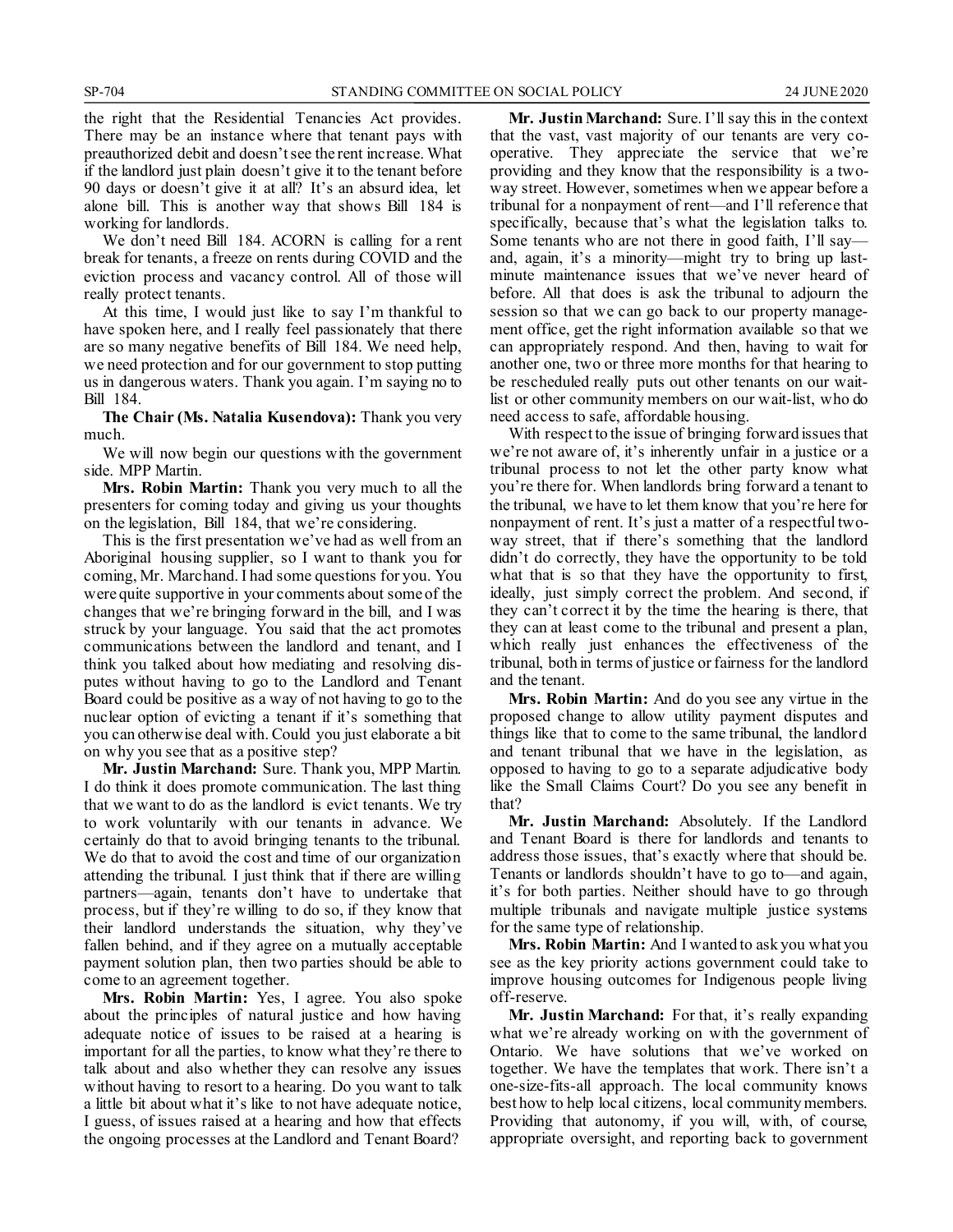the right that the Residential Tenancies Act provides. There may be an instance where that tenant pays with preauthorized debit and doesn't see the rent increase. What if the landlord just plain doesn't give it to the tenant before 90 days or doesn't give it at all? It's an absurd idea, let alone bill. This is another way that shows Bill 184 is working for landlords.

We don't need Bill 184. ACORN is calling for a rent break for tenants, a freeze on rents during COVID and the eviction process and vacancy control. All of those will really protect tenants.

At this time, I would just like to say I'm thankful to have spoken here, and I really feel passionately that there are so many negative benefits of Bill 184. We need help, we need protection and for our government to stop putting us in dangerous waters. Thank you again. I'm saying no to Bill 184.

**The Chair (Ms. Natalia Kusendova):** Thank you very much.

We will now begin our questions with the government side. MPP Martin.

**Mrs. Robin Martin:** Thank you very much to all the presenters for coming today and giving us your thoughts on the legislation, Bill 184, that we're considering.

This is the first presentation we've had as well from an Aboriginal housing supplier, so I want to thank you for coming, Mr. Marchand. I had some questions for you. You were quite supportive in your comments about some of the changes that we're bringing forward in the bill, and I was struck by your language. You said that the act promotes communications between the landlord and tenant, and I think you talked about how mediating and resolving disputes without having to go to the Landlord and Tenant Board could be positive as a way of not having to go to the nuclear option of evicting a tenant if it's something that you can otherwise deal with. Could you just elaborate a bit on why you see that as a positive step?

**Mr. Justin Marchand:** Sure. Thank you, MPP Martin. I do think it does promote communication. The last thing that we want to do as the landlord is evict tenants. We try to work voluntarily with our tenants in advance. We certainly do that to avoid bringing tenants to the tribunal. We do that to avoid the cost and time of our organization attending the tribunal. I just think that if there are willing partners—again, tenants don't have to undertake that process, but if they're willing to do so, if they know that their landlord understands the situation, why they've fallen behind, and if they agree on a mutually acceptable payment solution plan, then two parties should be able to come to an agreement together.

**Mrs. Robin Martin:** Yes, I agree. You also spoke about the principles of natural justice and how having adequate notice of issues to be raised at a hearing is important for all the parties, to know what they're there to talk about and also whether they can resolve any issues without having to resort to a hearing. Do you want to talk a little bit about what it's like to not have adequate notice, I guess, of issues raised at a hearing and how that effects the ongoing processes at the Landlord and Tenant Board?

**Mr. Justin Marchand:** Sure. I'll say this in the context that the vast, vast majority of our tenants are very co-operative. They appreciate the service that we're providing and they know that the responsibility is a two-way street. However, sometimes when we appear before a tribunal for a nonpayment of rent—and I'll reference that specifically, because that's what the legislation talks to. Some tenants who are not there in good faith, I'll say—and, again, it's a minority—might try to bring up last-minute maintenance issues that we've never heard of before. All that does is ask the tribunal to adjourn the session so that we can go back to our property management office, get the right information available so that we can appropriately respond. And then, having to wait for another one, two or three more months for that hearing to be rescheduled really puts out other tenants on our wait-list or other community members on our wait-list, who do need access to safe, affordable housing.

With respect to the issue of bringing forward issues that we're not aware of, it's inherently unfair in a justice or a tribunal process to not let the other party know what you're there for. When landlords bring forward a tenant to the tribunal, we have to let them know that you're here for nonpayment of rent. It's just a matter of a respectful two-way street, that if there's something that the landlord didn't do correctly, they have the opportunity to be told what that is so that they have the opportunity to first, ideally, just simply correct the problem. And second, if they can't correct it by the time the hearing is there, that they can at least come to the tribunal and present a plan, which really just enhances the effectiveness of the tribunal, both in terms of justice or fairness for the landlord and the tenant.

**Mrs. Robin Martin:** And do you see any virtue in the proposed change to allow utility payment disputes and things like that to come to the same tribunal, the landlord and tenant tribunal that we have in the legislation, as opposed to having to go to a separate adjudicative body like the Small Claims Court? Do you see any benefit in that?

**Mr. Justin Marchand:** Absolutely. If the Landlord and Tenant Board is there for landlords and tenants to address those issues, that's exactly where that should be. Tenants or landlords shouldn't have to go to—and again, it's for both parties. Neither should have to go through multiple tribunals and navigate multiple justice systems for the same type of relationship.

**Mrs. Robin Martin:** And I wanted to ask you what you see as the key priority actions government could take to improve housing outcomes for Indigenous people living off-reserve.

**Mr. Justin Marchand:** For that, it's really expanding what we're already working on with the government of Ontario. We have solutions that we've worked on together. We have the templates that work. There isn't a one-size-fits-all approach. The local community knows best how to help local citizens, local community members. Providing that autonomy, if you will, with, of course, appropriate oversight, and reporting back to government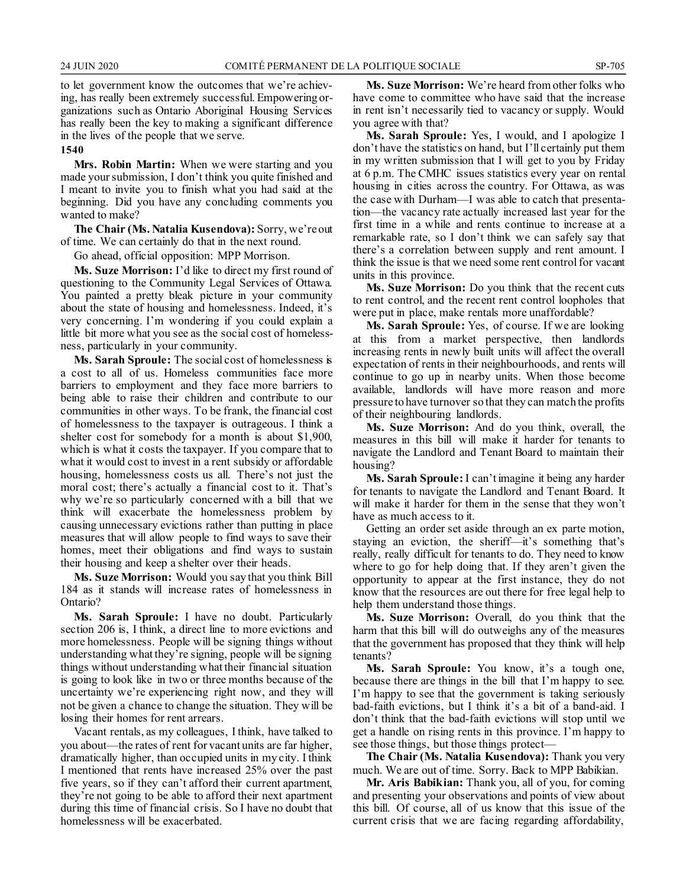to let government know the outcomes that we're achieving, has really been extremely successful. Empowering organizations such as Ontario Aboriginal Housing Services has really been the key to making a significant difference in the lives of the people that we serve.

**1540**

**Mrs. Robin Martin:** When we were starting and you made your submission, I don't think you quite finished and I meant to invite you to finish what you had said at the beginning. Did you have any concluding comments you wanted to make?

**The Chair (Ms. Natalia Kusendova):** Sorry, we're out of time. We can certainly do that in the next round.

Go ahead, official opposition: MPP Morrison.

**Ms. Suze Morrison:** I'd like to direct my first round of questioning to the Community Legal Services of Ottawa. You painted a pretty bleak picture in your community about the state of housing and homelessness. Indeed, it's very concerning. I'm wondering if you could explain a little bit more what you see as the social cost of homelessness, particularly in your community.

**Ms. Sarah Sproule:** The social cost of homelessness is a cost to all of us. Homeless communities face more barriers to employment and they face more barriers to being able to raise their children and contribute to our communities in other ways. To be frank, the financial cost of homelessness to the taxpayer is outrageous. I think a shelter cost for somebody for a month is about $1,900, which is what it costs the taxpayer. If you compare that to what it would cost to invest in a rent subsidy or affordable housing, homelessness costs us all. There's not just the moral cost; there's actually a financial cost to it. That's why we're so particularly concerned with a bill that we think will exacerbate the homelessness problem by causing unnecessary evictions rather than putting in place measures that will allow people to find ways to save their homes, meet their obligations and find ways to sustain their housing and keep a shelter over their heads.

**Ms. Suze Morrison:** Would you say that you think Bill 184 as it stands will increase rates of homelessness in Ontario?

**Ms. Sarah Sproule:** I have no doubt. Particularly section 206 is, I think, a direct line to more evictions and more homelessness. People will be signing things without understanding what they're signing, people will be signing things without understanding what their financial situation is going to look like in two or three months because of the uncertainty we're experiencing right now, and they will not be given a chance to change the situation. They will be losing their homes for rent arrears.

Vacant rentals, as my colleagues, I think, have talked to you about—the rates of rent for vacant units are far higher, dramatically higher, than occupied units in my city. I think I mentioned that rents have increased 25% over the past five years, so if they can't afford their current apartment, they're not going to be able to afford their next apartment during this time of financial crisis. So I have no doubt that homelessness will be exacerbated.

**Ms. Suze Morrison:** We're heard from other folks who have come to committee who have said that the increase in rent isn't necessarily tied to vacancy or supply. Would you agree with that?

**Ms. Sarah Sproule:** Yes, I would, and I apologize I don't have the statistics on hand, but I'll certainly put them in my written submission that I will get to you by Friday at 6 p.m. The CMHC issues statistics every year on rental housing in cities across the country. For Ottawa, as was the case with Durham—I was able to catch that presentation—the vacancy rate actually increased last year for the first time in a while and rents continue to increase at a remarkable rate, so I don't think we can safely say that there's a correlation between supply and rent amount. I think the issue is that we need some rent control for vacant units in this province.

**Ms. Suze Morrison:** Do you think that the recent cuts to rent control, and the recent rent control loopholes that were put in place, make rentals more unaffordable?

**Ms. Sarah Sproule:** Yes, of course. If we are looking at this from a market perspective, then landlords increasing rents in newly built units will affect the overall expectation of rents in their neighbourhoods, and rents will continue to go up in nearby units. When those become available, landlords will have more reason and more pressure to have turnover so that they can match the profits of their neighbouring landlords.

**Ms. Suze Morrison:** And do you think, overall, the measures in this bill will make it harder for tenants to navigate the Landlord and Tenant Board to maintain their housing?

**Ms. Sarah Sproule:** I can't imagine it being any harder for tenants to navigate the Landlord and Tenant Board. It will make it harder for them in the sense that they won't have as much access to it.

Getting an order set aside through an ex parte motion, staying an eviction, the sheriff—it's something that's really, really difficult for tenants to do. They need to know where to go for help doing that. If they aren't given the opportunity to appear at the first instance, they do not know that the resources are out there for free legal help to help them understand those things.

**Ms. Suze Morrison:** Overall, do you think that the harm that this bill will do outweighs any of the measures that the government has proposed that they think will help tenants?

**Ms. Sarah Sproule:** You know, it's a tough one, because there are things in the bill that I'm happy to see. I'm happy to see that the government is taking seriously bad-faith evictions, but I think it's a bit of a band-aid. I don't think that the bad-faith evictions will stop until we get a handle on rising rents in this province. I'm happy to see those things, but those things protect—

**The Chair (Ms. Natalia Kusendova):** Thank you very much. We are out of time. Sorry. Back to MPP Babikian.

**Mr. Aris Babikian:** Thank you, all of you, for coming and presenting your observations and points of view about this bill. Of course, all of us know that this issue of the current crisis that we are facing regarding affordability,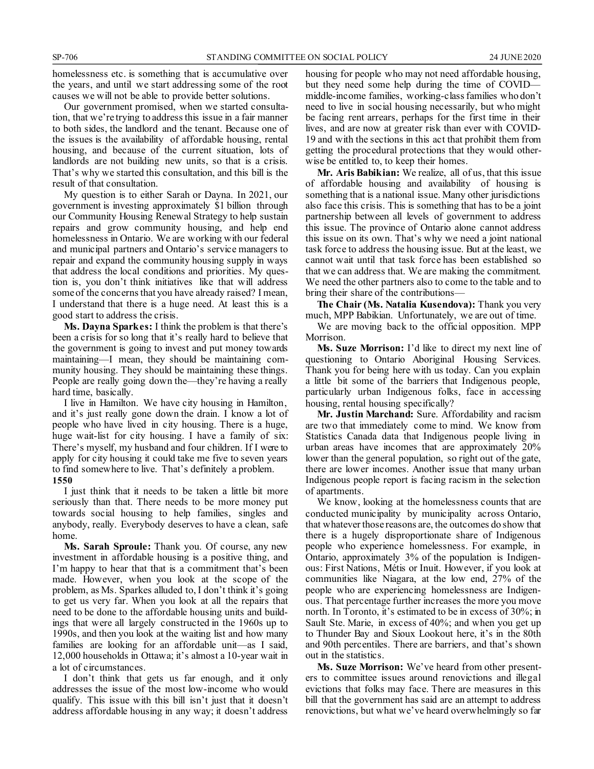homelessness etc. is something that is accumulative over the years, and until we start addressing some of the root causes we will not be able to provide better solutions.

Our government promised, when we started consultation, that we're trying to address this issue in a fair manner to both sides, the landlord and the tenant. Because one of the issues is the availability of affordable housing, rental housing, and because of the current situation, lots of landlords are not building new units, so that is a crisis. That's why we started this consultation, and this bill is the result of that consultation.

My question is to either Sarah or Dayna. In 2021, our government is investing approximately $1 billion through our Community Housing Renewal Strategy to help sustain repairs and grow community housing, and help end homelessness in Ontario. We are working with our federal and municipal partners and Ontario's service managers to repair and expand the community housing supply in ways that address the local conditions and priorities. My question is, you don't think initiatives like that will address some of the concerns that you have already raised? I mean, I understand that there is a huge need. At least this is a good start to address the crisis.

**Ms. Dayna Sparkes:** I think the problem is that there's been a crisis for so long that it's really hard to believe that the government is going to invest and put money towards maintaining—I mean, they should be maintaining community housing. They should be maintaining these things. People are really going down the—they're having a really hard time, basically.

I live in Hamilton. We have city housing in Hamilton, and it's just really gone down the drain. I know a lot of people who have lived in city housing. There is a huge, huge wait-list for city housing. I have a family of six: There's myself, my husband and four children. If I were to apply for city housing it could take me five to seven years to find somewhere to live. That's definitely a problem.

**1550**

I just think that it needs to be taken a little bit more seriously than that. There needs to be more money put towards social housing to help families, singles and anybody, really. Everybody deserves to have a clean, safe home.

**Ms. Sarah Sproule:** Thank you. Of course, any new investment in affordable housing is a positive thing, and I'm happy to hear that that is a commitment that's been made. However, when you look at the scope of the problem, as Ms. Sparkes alluded to, I don't think it's going to get us very far. When you look at all the repairs that need to be done to the affordable housing units and buildings that were all largely constructed in the 1960s up to 1990s, and then you look at the waiting list and how many families are looking for an affordable unit—as I said, 12,000 households in Ottawa; it's almost a 10-year wait in a lot of circumstances.

I don't think that gets us far enough, and it only addresses the issue of the most low-income who would qualify. This issue with this bill isn't just that it doesn't address affordable housing in any way; it doesn't address housing for people who may not need affordable housing, but they need some help during the time of COVID—middle-income families, working-class families who don't need to live in social housing necessarily, but who might be facing rent arrears, perhaps for the first time in their lives, and are now at greater risk than ever with COVID-19 and with the sections in this act that prohibit them from getting the procedural protections that they would otherwise be entitled to, to keep their homes.

**Mr. Aris Babikian:** We realize, all of us, that this issue of affordable housing and availability of housing is something that is a national issue. Many other jurisdictions also face this crisis. This is something that has to be a joint partnership between all levels of government to address this issue. The province of Ontario alone cannot address this issue on its own. That's why we need a joint national task force to address the housing issue. But at the least, we cannot wait until that task force has been established so that we can address that. We are making the commitment. We need the other partners also to come to the table and to bring their share of the contributions—

**The Chair (Ms. Natalia Kusendova):** Thank you very much, MPP Babikian. Unfortunately, we are out of time.

We are moving back to the official opposition. MPP Morrison.

**Ms. Suze Morrison:** I'd like to direct my next line of questioning to Ontario Aboriginal Housing Services. Thank you for being here with us today. Can you explain a little bit some of the barriers that Indigenous people, particularly urban Indigenous folks, face in accessing housing, rental housing specifically?

**Mr. Justin Marchand:** Sure. Affordability and racism are two that immediately come to mind. We know from Statistics Canada data that Indigenous people living in urban areas have incomes that are approximately 20% lower than the general population, so right out of the gate, there are lower incomes. Another issue that many urban Indigenous people report is facing racism in the selection of apartments.

We know, looking at the homelessness counts that are conducted municipality by municipality across Ontario, that whatever those reasons are, the outcomes do show that there is a hugely disproportionate share of Indigenous people who experience homelessness. For example, in Ontario, approximately 3% of the population is Indigenous: First Nations, Métis or Inuit. However, if you look at communities like Niagara, at the low end, 27% of the people who are experiencing homelessness are Indigenous. That percentage further increases the more you move north. In Toronto, it's estimated to be in excess of 30%; in Sault Ste. Marie, in excess of 40%; and when you get up to Thunder Bay and Sioux Lookout here, it's in the 80th and 90th percentiles. There are barriers, and that's shown out in the statistics.

**Ms. Suze Morrison:** We've heard from other presenters to committee issues around renovictions and illegal evictions that folks may face. There are measures in this bill that the government has said are an attempt to address renovictions, but what we've heard overwhelmingly so far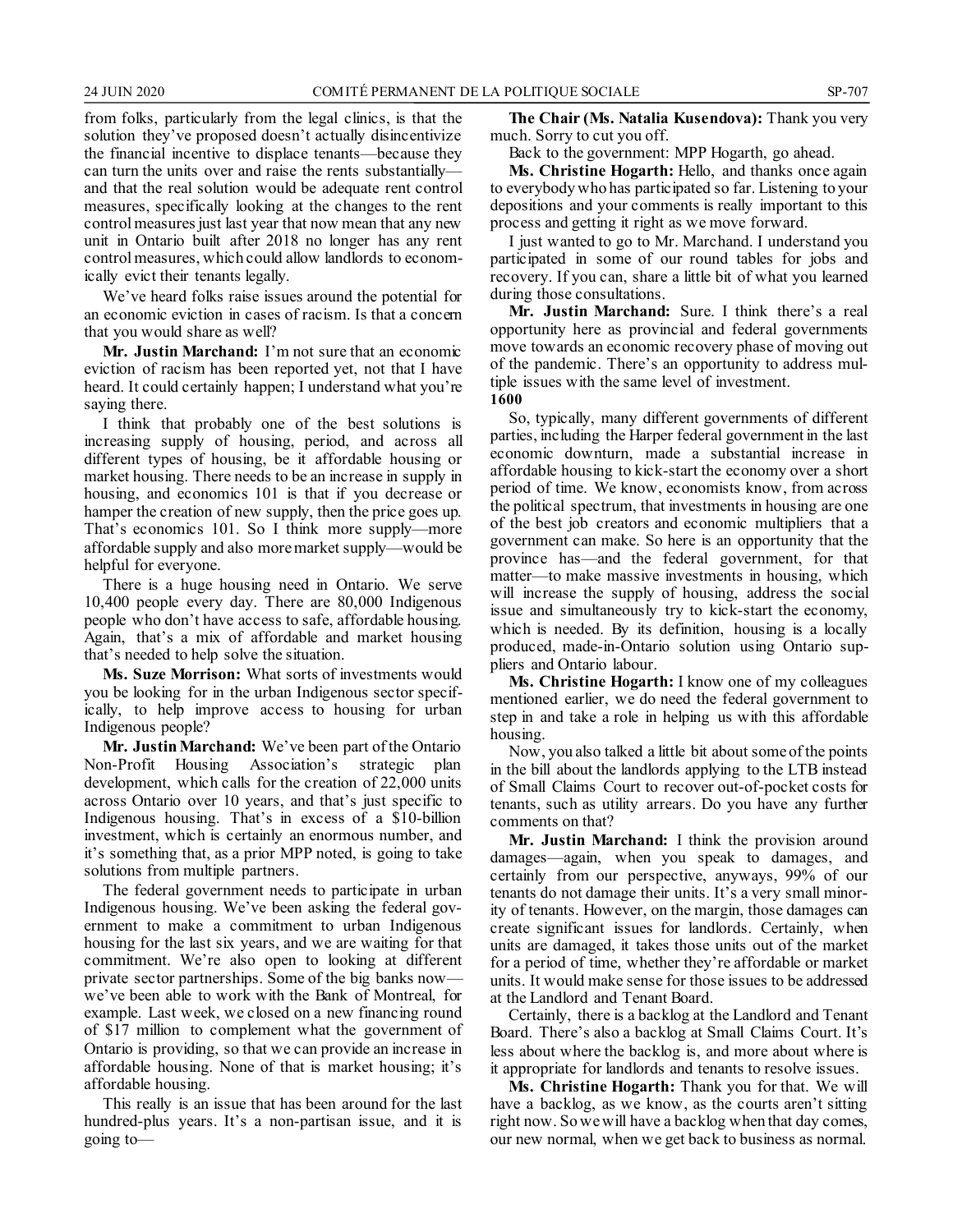from folks, particularly from the legal clinics, is that the solution they've proposed doesn't actually disincentivize the financial incentive to displace tenants—because they can turn the units over and raise the rents substantially—and that the real solution would be adequate rent control measures, specifically looking at the changes to the rent control measures just last year that now mean that any new unit in Ontario built after 2018 no longer has any rent control measures, which could allow landlords to economically evict their tenants legally.

We've heard folks raise issues around the potential for an economic eviction in cases of racism. Is that a concern that you would share as well?

**Mr. Justin Marchand:** I'm not sure that an economic eviction of racism has been reported yet, not that I have heard. It could certainly happen; I understand what you're saying there.

I think that probably one of the best solutions is increasing supply of housing, period, and across all different types of housing, be it affordable housing or market housing. There needs to be an increase in supply in housing, and economics 101 is that if you decrease or hamper the creation of new supply, then the price goes up. That's economics 101. So I think more supply—more affordable supply and also more market supply—would be helpful for everyone.

There is a huge housing need in Ontario. We serve 10,400 people every day. There are 80,000 Indigenous people who don't have access to safe, affordable housing. Again, that's a mix of affordable and market housing that's needed to help solve the situation.

**Ms. Suze Morrison:** What sorts of investments would you be looking for in the urban Indigenous sector specifically, to help improve access to housing for urban Indigenous people?

**Mr. Justin Marchand:** We've been part of the Ontario Non-Profit Housing Association's strategic plan development, which calls for the creation of 22,000 units across Ontario over 10 years, and that's just specific to Indigenous housing. That's in excess of a $10-billion investment, which is certainly an enormous number, and it's something that, as a prior MPP noted, is going to take solutions from multiple partners.

The federal government needs to participate in urban Indigenous housing. We've been asking the federal government to make a commitment to urban Indigenous housing for the last six years, and we are waiting for that commitment. We're also open to looking at different private sector partnerships. Some of the big banks now—we've been able to work with the Bank of Montreal, for example. Last week, we closed on a new financing round of $17 million to complement what the government of Ontario is providing, so that we can provide an increase in affordable housing. None of that is market housing; it's affordable housing.

This really is an issue that has been around for the last hundred-plus years. It's a non-partisan issue, and it is going to—

**The Chair (Ms. Natalia Kusendova):** Thank you very much. Sorry to cut you off.

Back to the government: MPP Hogarth, go ahead.

**Ms. Christine Hogarth:** Hello, and thanks once again to everybody who has participated so far. Listening to your depositions and your comments is really important to this process and getting it right as we move forward.

I just wanted to go to Mr. Marchand. I understand you participated in some of our round tables for jobs and recovery. If you can, share a little bit of what you learned during those consultations.

**Mr. Justin Marchand:** Sure. I think there's a real opportunity here as provincial and federal governments move towards an economic recovery phase of moving out of the pandemic. There's an opportunity to address multiple issues with the same level of investment.

**1600**

So, typically, many different governments of different parties, including the Harper federal government in the last economic downturn, made a substantial increase in affordable housing to kick-start the economy over a short period of time. We know, economists know, from across the political spectrum, that investments in housing are one of the best job creators and economic multipliers that a government can make. So here is an opportunity that the province has—and the federal government, for that matter—to make massive investments in housing, which will increase the supply of housing, address the social issue and simultaneously try to kick-start the economy, which is needed. By its definition, housing is a locally produced, made-in-Ontario solution using Ontario suppliers and Ontario labour.

**Ms. Christine Hogarth:** I know one of my colleagues mentioned earlier, we do need the federal government to step in and take a role in helping us with this affordable housing.

Now, you also talked a little bit about some of the points in the bill about the landlords applying to the LTB instead of Small Claims Court to recover out-of-pocket costs for tenants, such as utility arrears. Do you have any further comments on that?

**Mr. Justin Marchand:** I think the provision around damages—again, when you speak to damages, and certainly from our perspective, anyways, 99% of our tenants do not damage their units. It's a very small minority of tenants. However, on the margin, those damages can create significant issues for landlords. Certainly, when units are damaged, it takes those units out of the market for a period of time, whether they're affordable or market units. It would make sense for those issues to be addressed at the Landlord and Tenant Board.

Certainly, there is a backlog at the Landlord and Tenant Board. There's also a backlog at Small Claims Court. It's less about where the backlog is, and more about where is it appropriate for landlords and tenants to resolve issues.

**Ms. Christine Hogarth:** Thank you for that. We will have a backlog, as we know, as the courts aren't sitting right now. So we will have a backlog when that day comes, our new normal, when we get back to business as normal.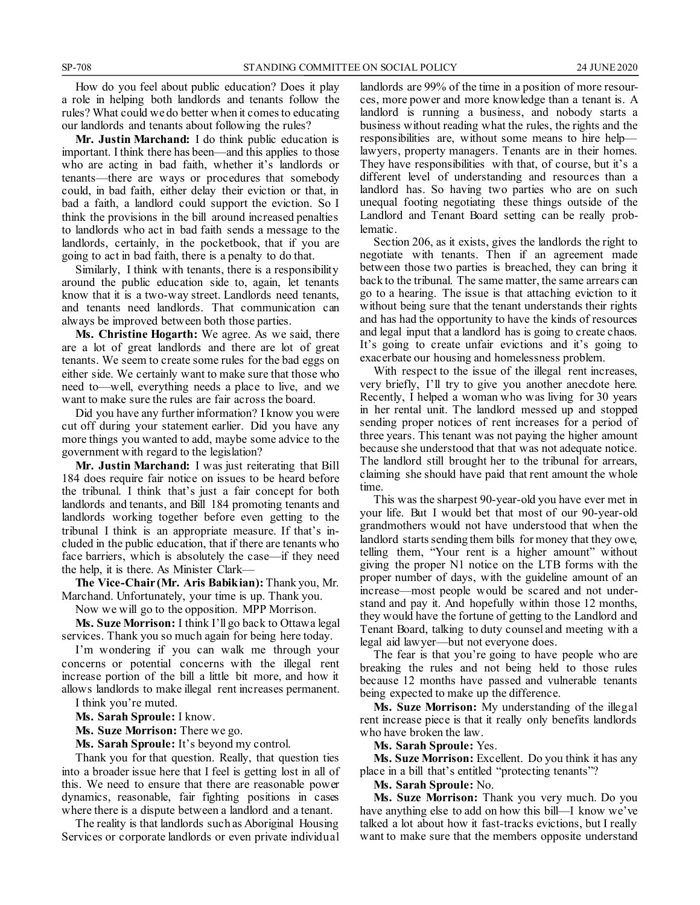How do you feel about public education? Does it play a role in helping both landlords and tenants follow the rules? What could we do better when it comes to educating our landlords and tenants about following the rules?

**Mr. Justin Marchand:** I do think public education is important. I think there has been—and this applies to those who are acting in bad faith, whether it's landlords or tenants—there are ways or procedures that somebody could, in bad faith, either delay their eviction or that, in bad a faith, a landlord could support the eviction. So I think the provisions in the bill around increased penalties to landlords who act in bad faith sends a message to the landlords, certainly, in the pocketbook, that if you are going to act in bad faith, there is a penalty to do that.

Similarly, I think with tenants, there is a responsibility around the public education side to, again, let tenants know that it is a two-way street. Landlords need tenants, and tenants need landlords. That communication can always be improved between both those parties.

**Ms. Christine Hogarth:** We agree. As we said, there are a lot of great landlords and there are lot of great tenants. We seem to create some rules for the bad eggs on either side. We certainly want to make sure that those who need to—well, everything needs a place to live, and we want to make sure the rules are fair across the board.

Did you have any further information? I know you were cut off during your statement earlier. Did you have any more things you wanted to add, maybe some advice to the government with regard to the legislation?

**Mr. Justin Marchand:** I was just reiterating that Bill 184 does require fair notice on issues to be heard before the tribunal. I think that's just a fair concept for both landlords and tenants, and Bill 184 promoting tenants and landlords working together before even getting to the tribunal I think is an appropriate measure. If that's included in the public education, that if there are tenants who face barriers, which is absolutely the case—if they need the help, it is there. As Minister Clark—

**The Vice-Chair (Mr. Aris Babikian):** Thank you, Mr. Marchand. Unfortunately, your time is up. Thank you.

Now we will go to the opposition. MPP Morrison.

**Ms. Suze Morrison:** I think I'll go back to Ottawa legal services. Thank you so much again for being here today.

I'm wondering if you can walk me through your concerns or potential concerns with the illegal rent increase portion of the bill a little bit more, and how it allows landlords to make illegal rent increases permanent.

I think you're muted.

**Ms. Sarah Sproule:** I know.

**Ms. Suze Morrison:** There we go.

**Ms. Sarah Sproule:** It's beyond my control.

Thank you for that question. Really, that question ties into a broader issue here that I feel is getting lost in all of this. We need to ensure that there are reasonable power dynamics, reasonable, fair fighting positions in cases where there is a dispute between a landlord and a tenant.

The reality is that landlords such as Aboriginal Housing Services or corporate landlords or even private individual landlords are 99% of the time in a position of more resources, more power and more knowledge than a tenant is. A landlord is running a business, and nobody starts a business without reading what the rules, the rights and the responsibilities are, without some means to hire help—lawyers, property managers. Tenants are in their homes. They have responsibilities with that, of course, but it's a different level of understanding and resources than a landlord has. So having two parties who are on such unequal footing negotiating these things outside of the Landlord and Tenant Board setting can be really problematic.

Section 206, as it exists, gives the landlords the right to negotiate with tenants. Then if an agreement made between those two parties is breached, they can bring it back to the tribunal. The same matter, the same arrears can go to a hearing. The issue is that attaching eviction to it without being sure that the tenant understands their rights and has had the opportunity to have the kinds of resources and legal input that a landlord has is going to create chaos. It's going to create unfair evictions and it's going to exacerbate our housing and homelessness problem.

With respect to the issue of the illegal rent increases, very briefly, I'll try to give you another anecdote here. Recently, I helped a woman who was living for 30 years in her rental unit. The landlord messed up and stopped sending proper notices of rent increases for a period of three years. This tenant was not paying the higher amount because she understood that that was not adequate notice. The landlord still brought her to the tribunal for arrears, claiming she should have paid that rent amount the whole time.

This was the sharpest 90-year-old you have ever met in your life. But I would bet that most of our 90-year-old grandmothers would not have understood that when the landlord starts sending them bills for money that they owe, telling them, "Your rent is a higher amount" without giving the proper N1 notice on the LTB forms with the proper number of days, with the guideline amount of an increase—most people would be scared and not understand and pay it. And hopefully within those 12 months, they would have the fortune of getting to the Landlord and Tenant Board, talking to duty counsel and meeting with a legal aid lawyer—but not everyone does.

The fear is that you're going to have people who are breaking the rules and not being held to those rules because 12 months have passed and vulnerable tenants being expected to make up the difference.

**Ms. Suze Morrison:** My understanding of the illegal rent increase piece is that it really only benefits landlords who have broken the law.

**Ms. Sarah Sproule:** Yes.

**Ms. Suze Morrison:** Excellent. Do you think it has any place in a bill that's entitled "protecting tenants"?

**Ms. Sarah Sproule:** No.

**Ms. Suze Morrison:** Thank you very much. Do you have anything else to add on how this bill—I know we've talked a lot about how it fast-tracks evictions, but I really want to make sure that the members opposite understand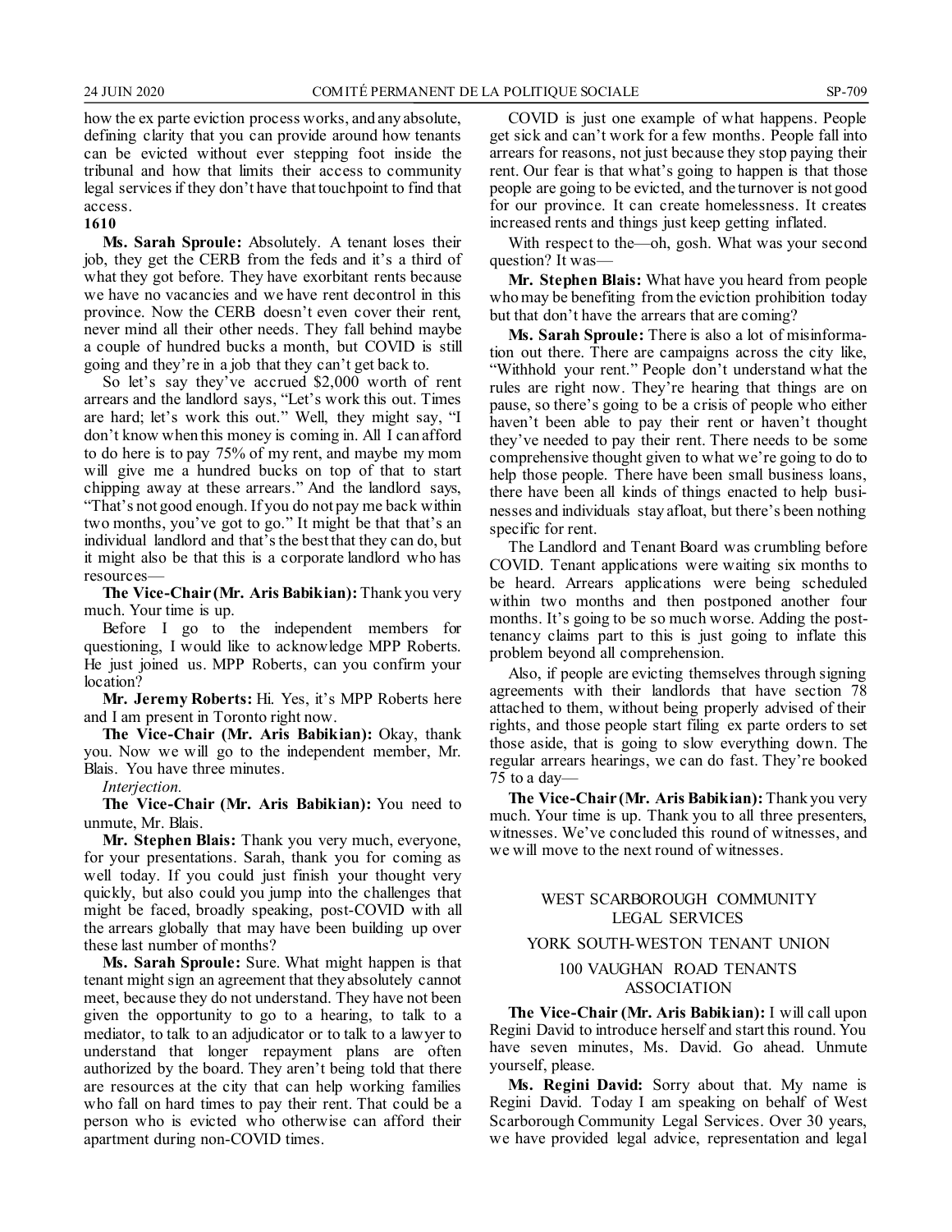how the ex parte eviction process works, and any absolute, defining clarity that you can provide around how tenants can be evicted without ever stepping foot inside the tribunal and how that limits their access to community legal services if they don't have that touchpoint to find that access.

**1610**

**Ms. Sarah Sproule:** Absolutely. A tenant loses their job, they get the CERB from the feds and it's a third of what they got before. They have exorbitant rents because we have no vacancies and we have rent decontrol in this province. Now the CERB doesn't even cover their rent, never mind all their other needs. They fall behind maybe a couple of hundred bucks a month, but COVID is still going and they're in a job that they can't get back to.

So let's say they've accrued $2,000 worth of rent arrears and the landlord says, "Let's work this out. Times are hard; let's work this out." Well, they might say, "I don't know when this money is coming in. All I can afford to do here is to pay 75% of my rent, and maybe my mom will give me a hundred bucks on top of that to start chipping away at these arrears." And the landlord says, "That's not good enough. If you do not pay me back within two months, you've got to go." It might be that that's an individual landlord and that's the best that they can do, but it might also be that this is a corporate landlord who has resources—

**The Vice-Chair (Mr. Aris Babikian):** Thank you very much. Your time is up.

Before I go to the independent members for questioning, I would like to acknowledge MPP Roberts. He just joined us. MPP Roberts, can you confirm your location?

**Mr. Jeremy Roberts:** Hi. Yes, it's MPP Roberts here and I am present in Toronto right now.

**The Vice-Chair (Mr. Aris Babikian):** Okay, thank you. Now we will go to the independent member, Mr. Blais. You have three minutes.

*Interjection.*

**The Vice-Chair (Mr. Aris Babikian):** You need to unmute, Mr. Blais.

**Mr. Stephen Blais:** Thank you very much, everyone, for your presentations. Sarah, thank you for coming as well today. If you could just finish your thought very quickly, but also could you jump into the challenges that might be faced, broadly speaking, post-COVID with all the arrears globally that may have been building up over these last number of months?

**Ms. Sarah Sproule:** Sure. What might happen is that tenant might sign an agreement that they absolutely cannot meet, because they do not understand. They have not been given the opportunity to go to a hearing, to talk to a mediator, to talk to an adjudicator or to talk to a lawyer to understand that longer repayment plans are often authorized by the board. They aren't being told that there are resources at the city that can help working families who fall on hard times to pay their rent. That could be a person who is evicted who otherwise can afford their apartment during non-COVID times.

COVID is just one example of what happens. People get sick and can't work for a few months. People fall into arrears for reasons, not just because they stop paying their rent. Our fear is that what's going to happen is that those people are going to be evicted, and the turnover is not good for our province. It can create homelessness. It creates increased rents and things just keep getting inflated.

With respect to the—oh, gosh. What was your second question? It was—

**Mr. Stephen Blais:** What have you heard from people who may be benefiting from the eviction prohibition today but that don't have the arrears that are coming?

**Ms. Sarah Sproule:** There is also a lot of misinformation out there. There are campaigns across the city like, "Withhold your rent." People don't understand what the rules are right now. They're hearing that things are on pause, so there's going to be a crisis of people who either haven't been able to pay their rent or haven't thought they've needed to pay their rent. There needs to be some comprehensive thought given to what we're going to do to help those people. There have been small business loans, there have been all kinds of things enacted to help businesses and individuals stay afloat, but there's been nothing specific for rent.

The Landlord and Tenant Board was crumbling before COVID. Tenant applications were waiting six months to be heard. Arrears applications were being scheduled within two months and then postponed another four months. It's going to be so much worse. Adding the post-tenancy claims part to this is just going to inflate this problem beyond all comprehension.

Also, if people are evicting themselves through signing agreements with their landlords that have section 78 attached to them, without being properly advised of their rights, and those people start filing ex parte orders to set those aside, that is going to slow everything down. The regular arrears hearings, we can do fast. They're booked 75 to a day—

**The Vice-Chair (Mr. Aris Babikian):** Thank you very much. Your time is up. Thank you to all three presenters, witnesses. We've concluded this round of witnesses, and we will move to the next round of witnesses.

## WEST SCARBOROUGH COMMUNITY LEGAL SERVICES

## YORK SOUTH-WESTON TENANT UNION

## 100 VAUGHAN ROAD TENANTS ASSOCIATION

**The Vice-Chair (Mr. Aris Babikian):** I will call upon Regini David to introduce herself and start this round. You have seven minutes, Ms. David. Go ahead. Unmute yourself, please.

**Ms. Regini David:** Sorry about that. My name is Regini David. Today I am speaking on behalf of West Scarborough Community Legal Services. Over 30 years, we have provided legal advice, representation and legal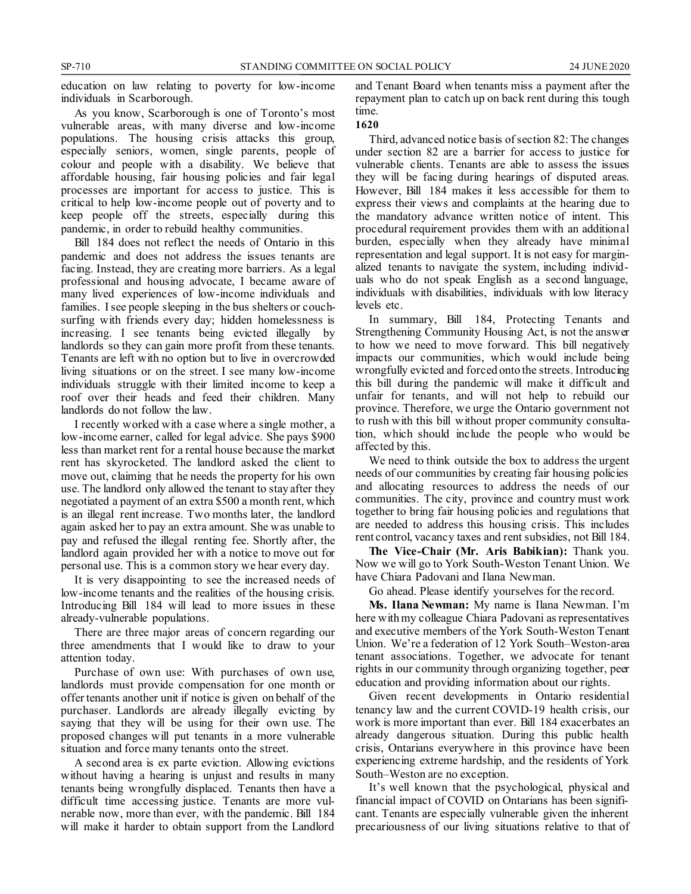education on law relating to poverty for low-income individuals in Scarborough.

As you know, Scarborough is one of Toronto's most vulnerable areas, with many diverse and low-income populations. The housing crisis attacks this group, especially seniors, women, single parents, people of colour and people with a disability. We believe that affordable housing, fair housing policies and fair legal processes are important for access to justice. This is critical to help low-income people out of poverty and to keep people off the streets, especially during this pandemic, in order to rebuild healthy communities.

Bill 184 does not reflect the needs of Ontario in this pandemic and does not address the issues tenants are facing. Instead, they are creating more barriers. As a legal professional and housing advocate, I became aware of many lived experiences of low-income individuals and families. I see people sleeping in the bus shelters or couch-surfing with friends every day; hidden homelessness is increasing. I see tenants being evicted illegally by landlords so they can gain more profit from these tenants. Tenants are left with no option but to live in overcrowded living situations or on the street. I see many low-income individuals struggle with their limited income to keep a roof over their heads and feed their children. Many landlords do not follow the law.

I recently worked with a case where a single mother, a low-income earner, called for legal advice. She pays $900 less than market rent for a rental house because the market rent has skyrocketed. The landlord asked the client to move out, claiming that he needs the property for his own use. The landlord only allowed the tenant to stay after they negotiated a payment of an extra $500 a month rent, which is an illegal rent increase. Two months later, the landlord again asked her to pay an extra amount. She was unable to pay and refused the illegal renting fee. Shortly after, the landlord again provided her with a notice to move out for personal use. This is a common story we hear every day.

It is very disappointing to see the increased needs of low-income tenants and the realities of the housing crisis. Introducing Bill 184 will lead to more issues in these already-vulnerable populations.

There are three major areas of concern regarding our three amendments that I would like to draw to your attention today.

Purchase of own use: With purchases of own use, landlords must provide compensation for one month or offer tenants another unit if notice is given on behalf of the purchaser. Landlords are already illegally evicting by saying that they will be using for their own use. The proposed changes will put tenants in a more vulnerable situation and force many tenants onto the street.

A second area is ex parte eviction. Allowing evictions without having a hearing is unjust and results in many tenants being wrongfully displaced. Tenants then have a difficult time accessing justice. Tenants are more vulnerable now, more than ever, with the pandemic. Bill 184 will make it harder to obtain support from the Landlord and Tenant Board when tenants miss a payment after the repayment plan to catch up on back rent during this tough time.

**1620**

Third, advanced notice basis of section 82: The changes under section 82 are a barrier for access to justice for vulnerable clients. Tenants are able to assess the issues they will be facing during hearings of disputed areas. However, Bill 184 makes it less accessible for them to express their views and complaints at the hearing due to the mandatory advance written notice of intent. This procedural requirement provides them with an additional burden, especially when they already have minimal representation and legal support. It is not easy for marginalized tenants to navigate the system, including individuals who do not speak English as a second language, individuals with disabilities, individuals with low literacy levels etc.

In summary, Bill 184, Protecting Tenants and Strengthening Community Housing Act, is not the answer to how we need to move forward. This bill negatively impacts our communities, which would include being wrongfully evicted and forced onto the streets. Introducing this bill during the pandemic will make it difficult and unfair for tenants, and will not help to rebuild our province. Therefore, we urge the Ontario government not to rush with this bill without proper community consultation, which should include the people who would be affected by this.

We need to think outside the box to address the urgent needs of our communities by creating fair housing policies and allocating resources to address the needs of our communities. The city, province and country must work together to bring fair housing policies and regulations that are needed to address this housing crisis. This includes rent control, vacancy taxes and rent subsidies, not Bill 184.

**The Vice-Chair (Mr. Aris Babikian):** Thank you. Now we will go to York South-Weston Tenant Union. We have Chiara Padovani and Ilana Newman.

Go ahead. Please identify yourselves for the record.

**Ms. Ilana Newman:** My name is Ilana Newman. I'm here with my colleague Chiara Padovani as representatives and executive members of the York South-Weston Tenant Union. We're a federation of 12 York South–Weston-area tenant associations. Together, we advocate for tenant rights in our community through organizing together, peer education and providing information about our rights.

Given recent developments in Ontario residential tenancy law and the current COVID-19 health crisis, our work is more important than ever. Bill 184 exacerbates an already dangerous situation. During this public health crisis, Ontarians everywhere in this province have been experiencing extreme hardship, and the residents of York South–Weston are no exception.

It's well known that the psychological, physical and financial impact of COVID on Ontarians has been significant. Tenants are especially vulnerable given the inherent precariousness of our living situations relative to that of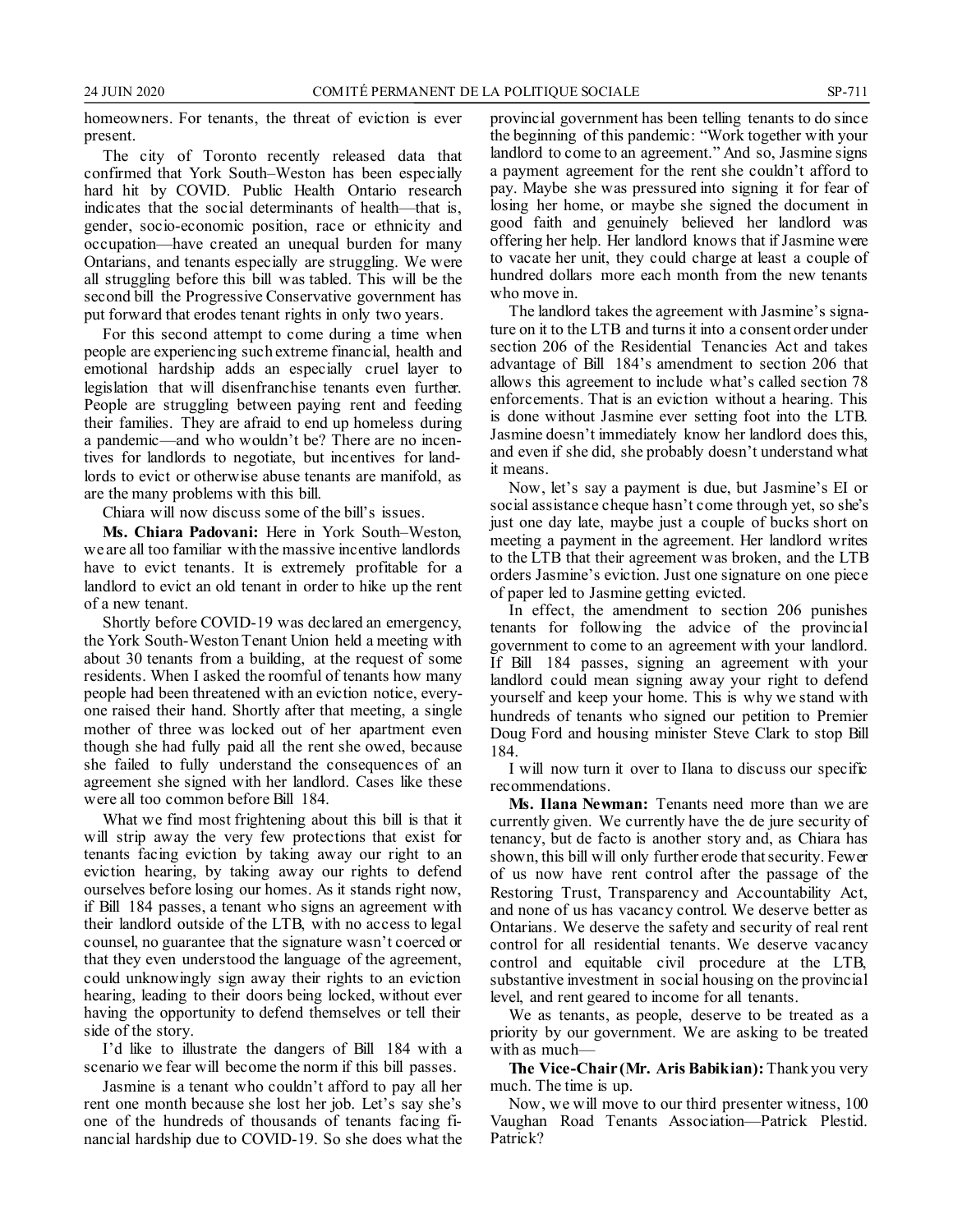homeowners. For tenants, the threat of eviction is ever present.

The city of Toronto recently released data that confirmed that York South–Weston has been especially hard hit by COVID. Public Health Ontario research indicates that the social determinants of health—that is, gender, socio-economic position, race or ethnicity and occupation—have created an unequal burden for many Ontarians, and tenants especially are struggling. We were all struggling before this bill was tabled. This will be the second bill the Progressive Conservative government has put forward that erodes tenant rights in only two years.

For this second attempt to come during a time when people are experiencing such extreme financial, health and emotional hardship adds an especially cruel layer to legislation that will disenfranchise tenants even further. People are struggling between paying rent and feeding their families. They are afraid to end up homeless during a pandemic—and who wouldn't be? There are no incentives for landlords to negotiate, but incentives for landlords to evict or otherwise abuse tenants are manifold, as are the many problems with this bill.

Chiara will now discuss some of the bill's issues.

**Ms. Chiara Padovani:** Here in York South–Weston, we are all too familiar with the massive incentive landlords have to evict tenants. It is extremely profitable for a landlord to evict an old tenant in order to hike up the rent of a new tenant.

Shortly before COVID-19 was declared an emergency, the York South-Weston Tenant Union held a meeting with about 30 tenants from a building, at the request of some residents. When I asked the roomful of tenants how many people had been threatened with an eviction notice, everyone raised their hand. Shortly after that meeting, a single mother of three was locked out of her apartment even though she had fully paid all the rent she owed, because she failed to fully understand the consequences of an agreement she signed with her landlord. Cases like these were all too common before Bill 184.

What we find most frightening about this bill is that it will strip away the very few protections that exist for tenants facing eviction by taking away our right to an eviction hearing, by taking away our rights to defend ourselves before losing our homes. As it stands right now, if Bill 184 passes, a tenant who signs an agreement with their landlord outside of the LTB, with no access to legal counsel, no guarantee that the signature wasn't coerced or that they even understood the language of the agreement, could unknowingly sign away their rights to an eviction hearing, leading to their doors being locked, without ever having the opportunity to defend themselves or tell their side of the story.

I'd like to illustrate the dangers of Bill 184 with a scenario we fear will become the norm if this bill passes.

Jasmine is a tenant who couldn't afford to pay all her rent one month because she lost her job. Let's say she's one of the hundreds of thousands of tenants facing financial hardship due to COVID-19. So she does what the provincial government has been telling tenants to do since the beginning of this pandemic: "Work together with your landlord to come to an agreement." And so, Jasmine signs a payment agreement for the rent she couldn't afford to pay. Maybe she was pressured into signing it for fear of losing her home, or maybe she signed the document in good faith and genuinely believed her landlord was offering her help. Her landlord knows that if Jasmine were to vacate her unit, they could charge at least a couple of hundred dollars more each month from the new tenants who move in.

The landlord takes the agreement with Jasmine's signature on it to the LTB and turns it into a consent order under section 206 of the Residential Tenancies Act and takes advantage of Bill 184's amendment to section 206 that allows this agreement to include what's called section 78 enforcements. That is an eviction without a hearing. This is done without Jasmine ever setting foot into the LTB. Jasmine doesn't immediately know her landlord does this, and even if she did, she probably doesn't understand what it means.

Now, let's say a payment is due, but Jasmine's EI or social assistance cheque hasn't come through yet, so she's just one day late, maybe just a couple of bucks short on meeting a payment in the agreement. Her landlord writes to the LTB that their agreement was broken, and the LTB orders Jasmine's eviction. Just one signature on one piece of paper led to Jasmine getting evicted.

In effect, the amendment to section 206 punishes tenants for following the advice of the provincial government to come to an agreement with your landlord. If Bill 184 passes, signing an agreement with your landlord could mean signing away your right to defend yourself and keep your home. This is why we stand with hundreds of tenants who signed our petition to Premier Doug Ford and housing minister Steve Clark to stop Bill 184.

I will now turn it over to Ilana to discuss our specific recommendations.

**Ms. Ilana Newman:** Tenants need more than we are currently given. We currently have the de jure security of tenancy, but de facto is another story and, as Chiara has shown, this bill will only further erode that security. Fewer of us now have rent control after the passage of the Restoring Trust, Transparency and Accountability Act, and none of us has vacancy control. We deserve better as Ontarians. We deserve the safety and security of real rent control for all residential tenants. We deserve vacancy control and equitable civil procedure at the LTB, substantive investment in social housing on the provincial level, and rent geared to income for all tenants.

We as tenants, as people, deserve to be treated as a priority by our government. We are asking to be treated with as much—

**The Vice-Chair (Mr. Aris Babikian):** Thank you very much. The time is up.

Now, we will move to our third presenter witness, 100 Vaughan Road Tenants Association—Patrick Plestid. Patrick?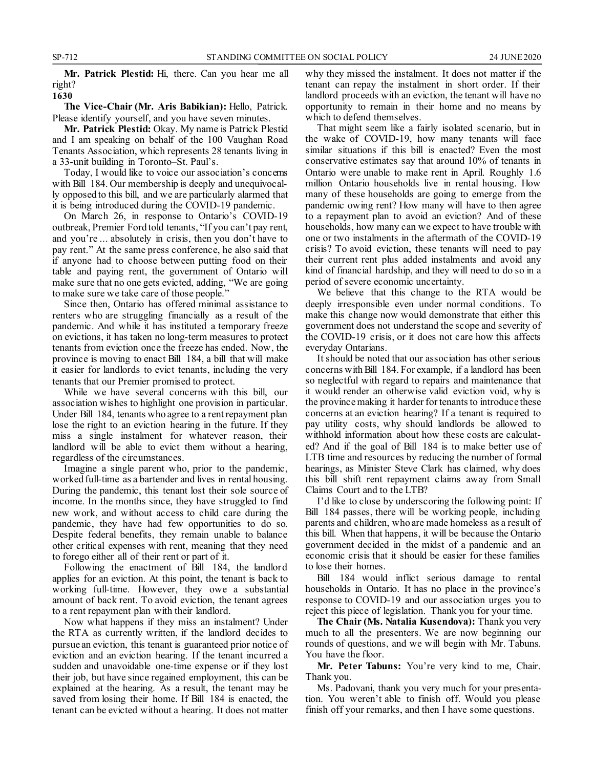**Mr. Patrick Plestid:** Hi, there. Can you hear me all right?

**1630**

**The Vice-Chair (Mr. Aris Babikian):** Hello, Patrick. Please identify yourself, and you have seven minutes.

**Mr. Patrick Plestid:** Okay. My name is Patrick Plestid and I am speaking on behalf of the 100 Vaughan Road Tenants Association, which represents 28 tenants living in a 33-unit building in Toronto–St. Paul's.

Today, I would like to voice our association's concerns with Bill 184. Our membership is deeply and unequivocally opposed to this bill, and we are particularly alarmed that it is being introduced during the COVID-19 pandemic.

On March 26, in response to Ontario's COVID-19 outbreak, Premier Ford told tenants, "If you can't pay rent, and you're ... absolutely in crisis, then you don't have to pay rent." At the same press conference, he also said that if anyone had to choose between putting food on their table and paying rent, the government of Ontario will make sure that no one gets evicted, adding, "We are going to make sure we take care of those people."

Since then, Ontario has offered minimal assistance to renters who are struggling financially as a result of the pandemic. And while it has instituted a temporary freeze on evictions, it has taken no long-term measures to protect tenants from eviction once the freeze has ended. Now, the province is moving to enact Bill 184, a bill that will make it easier for landlords to evict tenants, including the very tenants that our Premier promised to protect.

While we have several concerns with this bill, our association wishes to highlight one provision in particular. Under Bill 184, tenants who agree to a rent repayment plan lose the right to an eviction hearing in the future. If they miss a single instalment for whatever reason, their landlord will be able to evict them without a hearing, regardless of the circumstances.

Imagine a single parent who, prior to the pandemic, worked full-time as a bartender and lives in rental housing. During the pandemic, this tenant lost their sole source of income. In the months since, they have struggled to find new work, and without access to child care during the pandemic, they have had few opportunities to do so. Despite federal benefits, they remain unable to balance other critical expenses with rent, meaning that they need to forego either all of their rent or part of it.

Following the enactment of Bill 184, the landlord applies for an eviction. At this point, the tenant is back to working full-time. However, they owe a substantial amount of back rent. To avoid eviction, the tenant agrees to a rent repayment plan with their landlord.

Now what happens if they miss an instalment? Under the RTA as currently written, if the landlord decides to pursue an eviction, this tenant is guaranteed prior notice of eviction and an eviction hearing. If the tenant incurred a sudden and unavoidable one-time expense or if they lost their job, but have since regained employment, this can be explained at the hearing. As a result, the tenant may be saved from losing their home. If Bill 184 is enacted, the tenant can be evicted without a hearing. It does not matter why they missed the instalment. It does not matter if the tenant can repay the instalment in short order. If their landlord proceeds with an eviction, the tenant will have no opportunity to remain in their home and no means by which to defend themselves.

That might seem like a fairly isolated scenario, but in the wake of COVID-19, how many tenants will face similar situations if this bill is enacted? Even the most conservative estimates say that around 10% of tenants in Ontario were unable to make rent in April. Roughly 1.6 million Ontario households live in rental housing. How many of these households are going to emerge from the pandemic owing rent? How many will have to then agree to a repayment plan to avoid an eviction? And of these households, how many can we expect to have trouble with one or two instalments in the aftermath of the COVID-19 crisis? To avoid eviction, these tenants will need to pay their current rent plus added instalments and avoid any kind of financial hardship, and they will need to do so in a period of severe economic uncertainty.

We believe that this change to the RTA would be deeply irresponsible even under normal conditions. To make this change now would demonstrate that either this government does not understand the scope and severity of the COVID-19 crisis, or it does not care how this affects everyday Ontarians.

It should be noted that our association has other serious concerns with Bill 184. For example, if a landlord has been so neglectful with regard to repairs and maintenance that it would render an otherwise valid eviction void, why is the province making it harder for tenants to introduce these concerns at an eviction hearing? If a tenant is required to pay utility costs, why should landlords be allowed to withhold information about how these costs are calculated? And if the goal of Bill 184 is to make better use of LTB time and resources by reducing the number of formal hearings, as Minister Steve Clark has claimed, why does this bill shift rent repayment claims away from Small Claims Court and to the LTB?

I'd like to close by underscoring the following point: If Bill 184 passes, there will be working people, including parents and children, who are made homeless as a result of this bill. When that happens, it will be because the Ontario government decided in the midst of a pandemic and an economic crisis that it should be easier for these families to lose their homes.

Bill 184 would inflict serious damage to rental households in Ontario. It has no place in the province's response to COVID-19 and our association urges you to reject this piece of legislation. Thank you for your time.

**The Chair (Ms. Natalia Kusendova):** Thank you very much to all the presenters. We are now beginning our rounds of questions, and we will begin with Mr. Tabuns. You have the floor.

**Mr. Peter Tabuns:** You're very kind to me, Chair. Thank you.

Ms. Padovani, thank you very much for your presentation. You weren't able to finish off. Would you please finish off your remarks, and then I have some questions.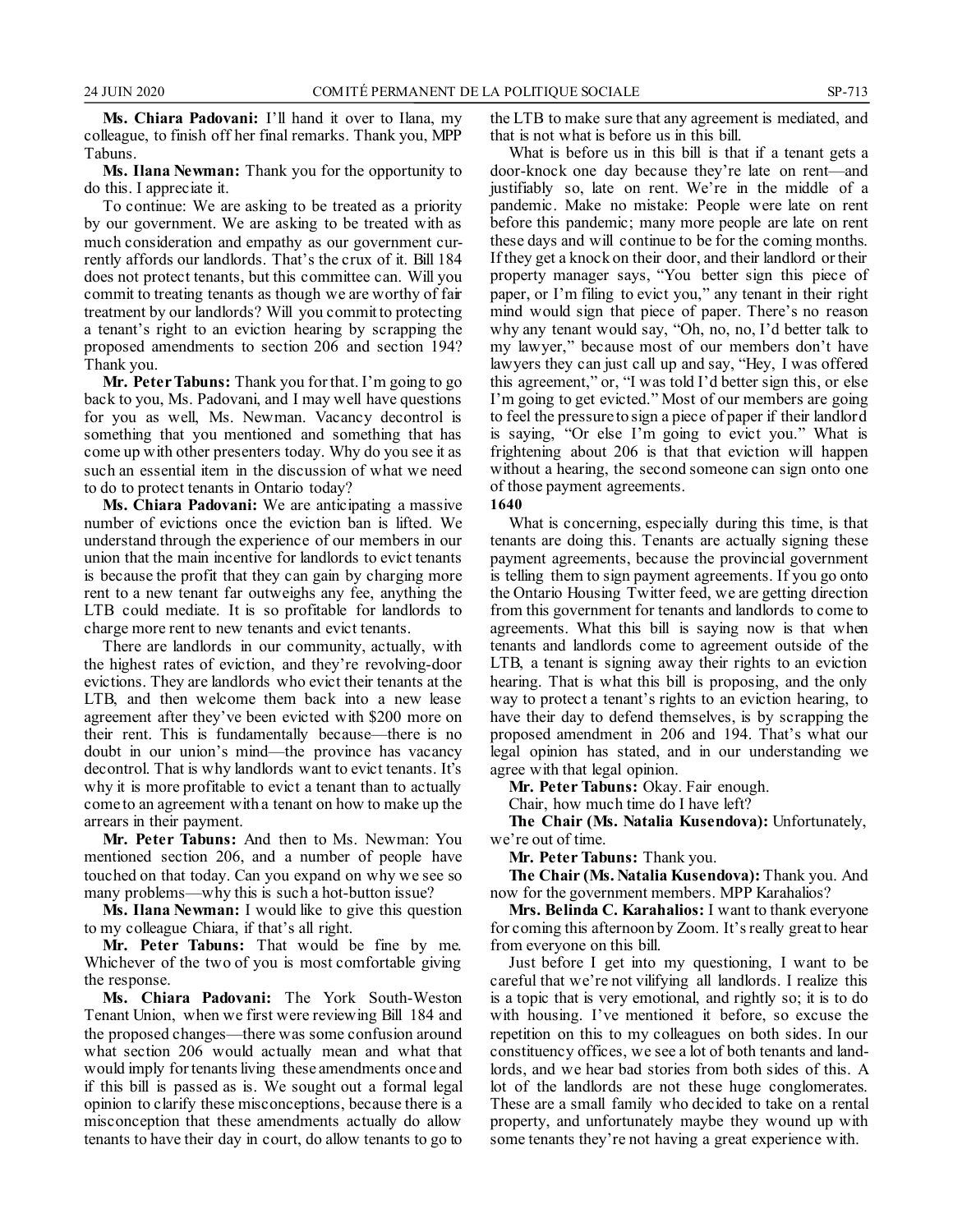**Ms. Chiara Padovani:** I'll hand it over to Ilana, my colleague, to finish off her final remarks. Thank you, MPP Tabuns.

**Ms. Ilana Newman:** Thank you for the opportunity to do this. I appreciate it.

To continue: We are asking to be treated as a priority by our government. We are asking to be treated with as much consideration and empathy as our government currently affords our landlords. That's the crux of it. Bill 184 does not protect tenants, but this committee can. Will you commit to treating tenants as though we are worthy of fair treatment by our landlords? Will you commit to protecting a tenant's right to an eviction hearing by scrapping the proposed amendments to section 206 and section 194? Thank you.

**Mr. Peter Tabuns:** Thank you for that. I'm going to go back to you, Ms. Padovani, and I may well have questions for you as well, Ms. Newman. Vacancy decontrol is something that you mentioned and something that has come up with other presenters today. Why do you see it as such an essential item in the discussion of what we need to do to protect tenants in Ontario today?

**Ms. Chiara Padovani:** We are anticipating a massive number of evictions once the eviction ban is lifted. We understand through the experience of our members in our union that the main incentive for landlords to evict tenants is because the profit that they can gain by charging more rent to a new tenant far outweighs any fee, anything the LTB could mediate. It is so profitable for landlords to charge more rent to new tenants and evict tenants.

There are landlords in our community, actually, with the highest rates of eviction, and they're revolving-door evictions. They are landlords who evict their tenants at the LTB, and then welcome them back into a new lease agreement after they've been evicted with $200 more on their rent. This is fundamentally because—there is no doubt in our union's mind—the province has vacancy decontrol. That is why landlords want to evict tenants. It's why it is more profitable to evict a tenant than to actually come to an agreement with a tenant on how to make up the arrears in their payment.

**Mr. Peter Tabuns:** And then to Ms. Newman: You mentioned section 206, and a number of people have touched on that today. Can you expand on why we see so many problems—why this is such a hot-button issue?

**Ms. Ilana Newman:** I would like to give this question to my colleague Chiara, if that's all right.

**Mr. Peter Tabuns:** That would be fine by me. Whichever of the two of you is most comfortable giving the response.

**Ms. Chiara Padovani:** The York South-Weston Tenant Union, when we first were reviewing Bill 184 and the proposed changes—there was some confusion around what section 206 would actually mean and what that would imply for tenants living these amendments once and if this bill is passed as is. We sought out a formal legal opinion to clarify these misconceptions, because there is a misconception that these amendments actually do allow tenants to have their day in court, do allow tenants to go to the LTB to make sure that any agreement is mediated, and that is not what is before us in this bill.

What is before us in this bill is that if a tenant gets a door-knock one day because they're late on rent—and justifiably so, late on rent. We're in the middle of a pandemic. Make no mistake: People were late on rent before this pandemic; many more people are late on rent these days and will continue to be for the coming months. If they get a knock on their door, and their landlord or their property manager says, "You better sign this piece of paper, or I'm filing to evict you," any tenant in their right mind would sign that piece of paper. There's no reason why any tenant would say, "Oh, no, no, I'd better talk to my lawyer," because most of our members don't have lawyers they can just call up and say, "Hey, I was offered this agreement," or, "I was told I'd better sign this, or else I'm going to get evicted." Most of our members are going to feel the pressure to sign a piece of paper if their landlord is saying, "Or else I'm going to evict you." What is frightening about 206 is that that eviction will happen without a hearing, the second someone can sign onto one of those payment agreements.

**1640**

What is concerning, especially during this time, is that tenants are doing this. Tenants are actually signing these payment agreements, because the provincial government is telling them to sign payment agreements. If you go onto the Ontario Housing Twitter feed, we are getting direction from this government for tenants and landlords to come to agreements. What this bill is saying now is that when tenants and landlords come to agreement outside of the LTB, a tenant is signing away their rights to an eviction hearing. That is what this bill is proposing, and the only way to protect a tenant's rights to an eviction hearing, to have their day to defend themselves, is by scrapping the proposed amendment in 206 and 194. That's what our legal opinion has stated, and in our understanding we agree with that legal opinion.

**Mr. Peter Tabuns:** Okay. Fair enough.

Chair, how much time do I have left?

**The Chair (Ms. Natalia Kusendova):** Unfortunately, we're out of time.

**Mr. Peter Tabuns:** Thank you.

**The Chair (Ms. Natalia Kusendova):** Thank you. And now for the government members. MPP Karahalios?

**Mrs. Belinda C. Karahalios:** I want to thank everyone for coming this afternoon by Zoom. It's really great to hear from everyone on this bill.

Just before I get into my questioning, I want to be careful that we're not vilifying all landlords. I realize this is a topic that is very emotional, and rightly so; it is to do with housing. I've mentioned it before, so excuse the repetition on this to my colleagues on both sides. In our constituency offices, we see a lot of both tenants and landlords, and we hear bad stories from both sides of this. A lot of the landlords are not these huge conglomerates. These are a small family who decided to take on a rental property, and unfortunately maybe they wound up with some tenants they're not having a great experience with.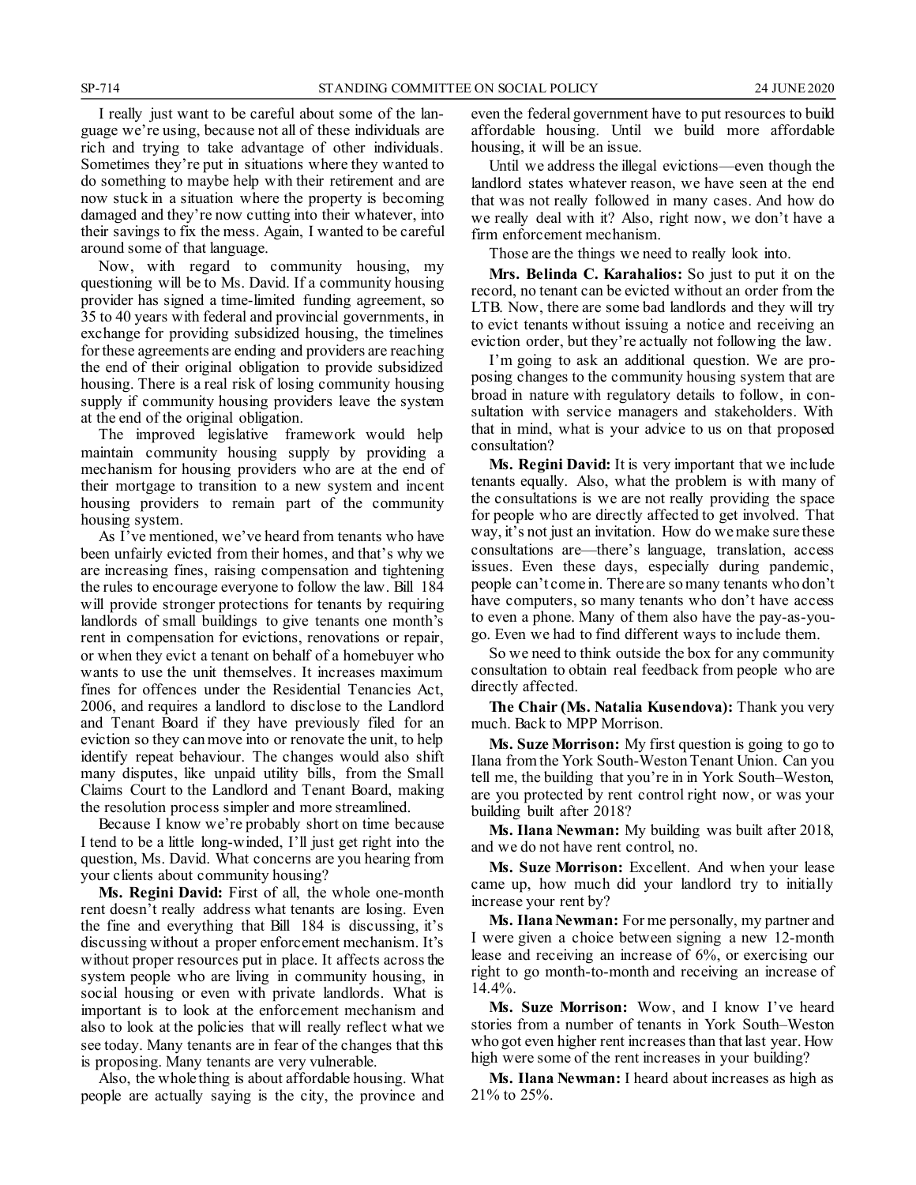I really just want to be careful about some of the language we're using, because not all of these individuals are rich and trying to take advantage of other individuals. Sometimes they're put in situations where they wanted to do something to maybe help with their retirement and are now stuck in a situation where the property is becoming damaged and they're now cutting into their whatever, into their savings to fix the mess. Again, I wanted to be careful around some of that language.

Now, with regard to community housing, my questioning will be to Ms. David. If a community housing provider has signed a time-limited funding agreement, so 35 to 40 years with federal and provincial governments, in exchange for providing subsidized housing, the timelines for these agreements are ending and providers are reaching the end of their original obligation to provide subsidized housing. There is a real risk of losing community housing supply if community housing providers leave the system at the end of the original obligation.

The improved legislative framework would help maintain community housing supply by providing a mechanism for housing providers who are at the end of their mortgage to transition to a new system and incent housing providers to remain part of the community housing system.

As I've mentioned, we've heard from tenants who have been unfairly evicted from their homes, and that's why we are increasing fines, raising compensation and tightening the rules to encourage everyone to follow the law. Bill 184 will provide stronger protections for tenants by requiring landlords of small buildings to give tenants one month's rent in compensation for evictions, renovations or repair, or when they evict a tenant on behalf of a homebuyer who wants to use the unit themselves. It increases maximum fines for offences under the Residential Tenancies Act, 2006, and requires a landlord to disclose to the Landlord and Tenant Board if they have previously filed for an eviction so they can move into or renovate the unit, to help identify repeat behaviour. The changes would also shift many disputes, like unpaid utility bills, from the Small Claims Court to the Landlord and Tenant Board, making the resolution process simpler and more streamlined.

Because I know we're probably short on time because I tend to be a little long-winded, I'll just get right into the question, Ms. David. What concerns are you hearing from your clients about community housing?

**Ms. Regini David:** First of all, the whole one-month rent doesn't really address what tenants are losing. Even the fine and everything that Bill 184 is discussing, it's discussing without a proper enforcement mechanism. It's without proper resources put in place. It affects across the system people who are living in community housing, in social housing or even with private landlords. What is important is to look at the enforcement mechanism and also to look at the policies that will really reflect what we see today. Many tenants are in fear of the changes that this is proposing. Many tenants are very vulnerable.

Also, the whole thing is about affordable housing. What people are actually saying is the city, the province and even the federal government have to put resources to build affordable housing. Until we build more affordable housing, it will be an issue.

Until we address the illegal evictions—even though the landlord states whatever reason, we have seen at the end that was not really followed in many cases. And how do we really deal with it? Also, right now, we don't have a firm enforcement mechanism.

Those are the things we need to really look into.

**Mrs. Belinda C. Karahalios:** So just to put it on the record, no tenant can be evicted without an order from the LTB. Now, there are some bad landlords and they will try to evict tenants without issuing a notice and receiving an eviction order, but they're actually not following the law.

I'm going to ask an additional question. We are proposing changes to the community housing system that are broad in nature with regulatory details to follow, in consultation with service managers and stakeholders. With that in mind, what is your advice to us on that proposed consultation?

**Ms. Regini David:** It is very important that we include tenants equally. Also, what the problem is with many of the consultations is we are not really providing the space for people who are directly affected to get involved. That way, it's not just an invitation. How do we make sure these consultations are—there's language, translation, access issues. Even these days, especially during pandemic, people can't come in. There are so many tenants who don't have computers, so many tenants who don't have access to even a phone. Many of them also have the pay-as-you-go. Even we had to find different ways to include them.

So we need to think outside the box for any community consultation to obtain real feedback from people who are directly affected.

**The Chair (Ms. Natalia Kusendova):** Thank you very much. Back to MPP Morrison.

**Ms. Suze Morrison:** My first question is going to go to Ilana from the York South-Weston Tenant Union. Can you tell me, the building that you're in in York South–Weston, are you protected by rent control right now, or was your building built after 2018?

**Ms. Ilana Newman:** My building was built after 2018, and we do not have rent control, no.

**Ms. Suze Morrison:** Excellent. And when your lease came up, how much did your landlord try to initially increase your rent by?

**Ms. Ilana Newman:** For me personally, my partner and I were given a choice between signing a new 12-month lease and receiving an increase of 6%, or exercising our right to go month-to-month and receiving an increase of 14.4%.

**Ms. Suze Morrison:** Wow, and I know I've heard stories from a number of tenants in York South–Weston who got even higher rent increases than that last year. How high were some of the rent increases in your building?

**Ms. Ilana Newman:** I heard about increases as high as 21% to 25%.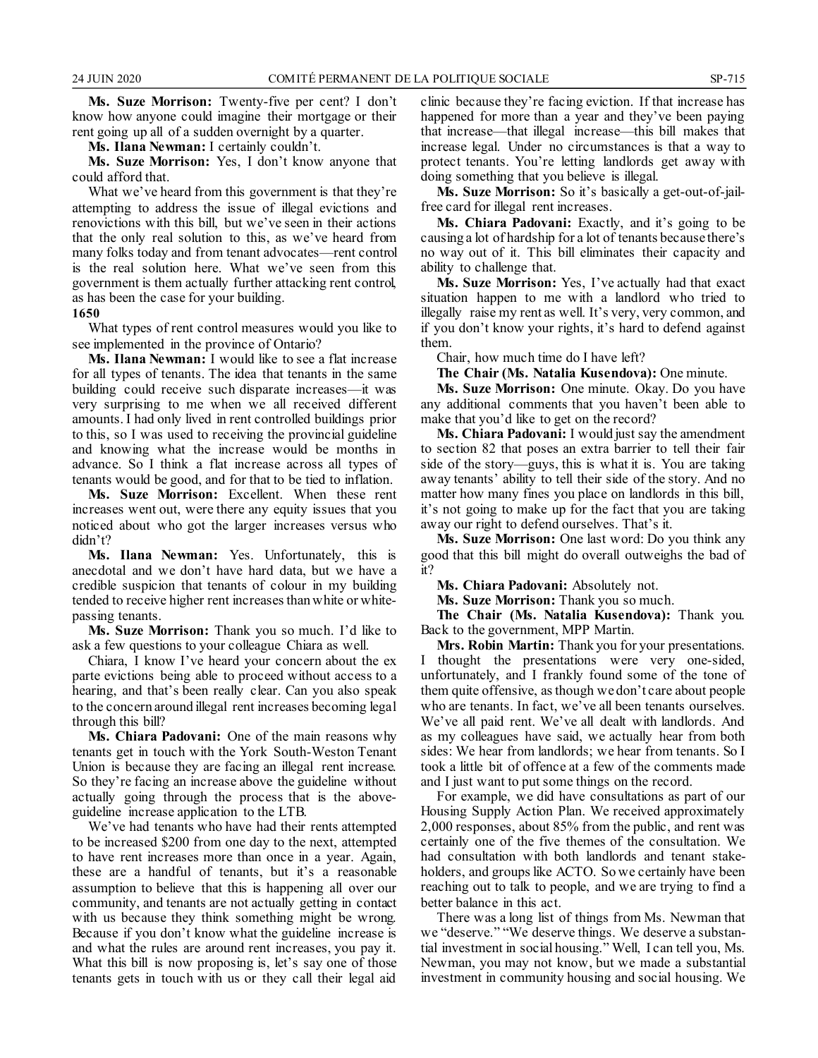**Ms. Suze Morrison:** Twenty-five per cent? I don't know how anyone could imagine their mortgage or their rent going up all of a sudden overnight by a quarter.

**Ms. Ilana Newman:** I certainly couldn't.

**Ms. Suze Morrison:** Yes, I don't know anyone that could afford that.

What we've heard from this government is that they're attempting to address the issue of illegal evictions and renovictions with this bill, but we've seen in their actions that the only real solution to this, as we've heard from many folks today and from tenant advocates—rent control is the real solution here. What we've seen from this government is them actually further attacking rent control, as has been the case for your building.

**1650**

What types of rent control measures would you like to see implemented in the province of Ontario?

**Ms. Ilana Newman:** I would like to see a flat increase for all types of tenants. The idea that tenants in the same building could receive such disparate increases—it was very surprising to me when we all received different amounts. I had only lived in rent controlled buildings prior to this, so I was used to receiving the provincial guideline and knowing what the increase would be months in advance. So I think a flat increase across all types of tenants would be good, and for that to be tied to inflation.

**Ms. Suze Morrison:** Excellent. When these rent increases went out, were there any equity issues that you noticed about who got the larger increases versus who didn't?

**Ms. Ilana Newman:** Yes. Unfortunately, this is anecdotal and we don't have hard data, but we have a credible suspicion that tenants of colour in my building tended to receive higher rent increases than white or white-passing tenants.

**Ms. Suze Morrison:** Thank you so much. I'd like to ask a few questions to your colleague Chiara as well.

Chiara, I know I've heard your concern about the ex parte evictions being able to proceed without access to a hearing, and that's been really clear. Can you also speak to the concern around illegal rent increases becoming legal through this bill?

**Ms. Chiara Padovani:** One of the main reasons why tenants get in touch with the York South-Weston Tenant Union is because they are facing an illegal rent increase. So they're facing an increase above the guideline without actually going through the process that is the above-guideline increase application to the LTB.

We've had tenants who have had their rents attempted to be increased $200 from one day to the next, attempted to have rent increases more than once in a year. Again, these are a handful of tenants, but it's a reasonable assumption to believe that this is happening all over our community, and tenants are not actually getting in contact with us because they think something might be wrong. Because if you don't know what the guideline increase is and what the rules are around rent increases, you pay it. What this bill is now proposing is, let's say one of those tenants gets in touch with us or they call their legal aid clinic because they're facing eviction. If that increase has happened for more than a year and they've been paying that increase—that illegal increase—this bill makes that increase legal. Under no circumstances is that a way to protect tenants. You're letting landlords get away with doing something that you believe is illegal.

**Ms. Suze Morrison:** So it's basically a get-out-of-jail-free card for illegal rent increases.

**Ms. Chiara Padovani:** Exactly, and it's going to be causing a lot of hardship for a lot of tenants because there's no way out of it. This bill eliminates their capacity and ability to challenge that.

**Ms. Suze Morrison:** Yes, I've actually had that exact situation happen to me with a landlord who tried to illegally raise my rent as well. It's very, very common, and if you don't know your rights, it's hard to defend against them.

Chair, how much time do I have left?

**The Chair (Ms. Natalia Kusendova):** One minute.

**Ms. Suze Morrison:** One minute. Okay. Do you have any additional comments that you haven't been able to make that you'd like to get on the record?

**Ms. Chiara Padovani:** I would just say the amendment to section 82 that poses an extra barrier to tell their fair side of the story—guys, this is what it is. You are taking away tenants' ability to tell their side of the story. And no matter how many fines you place on landlords in this bill, it's not going to make up for the fact that you are taking away our right to defend ourselves. That's it.

**Ms. Suze Morrison:** One last word: Do you think any good that this bill might do overall outweighs the bad of it?

**Ms. Chiara Padovani:** Absolutely not.

**Ms. Suze Morrison:** Thank you so much.

**The Chair (Ms. Natalia Kusendova):** Thank you. Back to the government, MPP Martin.

**Mrs. Robin Martin:** Thank you for your presentations. I thought the presentations were very one-sided, unfortunately, and I frankly found some of the tone of them quite offensive, as though we don't care about people who are tenants. In fact, we've all been tenants ourselves. We've all paid rent. We've all dealt with landlords. And as my colleagues have said, we actually hear from both sides: We hear from landlords; we hear from tenants. So I took a little bit of offence at a few of the comments made and I just want to put some things on the record.

For example, we did have consultations as part of our Housing Supply Action Plan. We received approximately 2,000 responses, about 85% from the public, and rent was certainly one of the five themes of the consultation. We had consultation with both landlords and tenant stakeholders, and groups like ACTO. So we certainly have been reaching out to talk to people, and we are trying to find a better balance in this act.

There was a long list of things from Ms. Newman that we "deserve." "We deserve things. We deserve a substantial investment in social housing." Well, I can tell you, Ms. Newman, you may not know, but we made a substantial investment in community housing and social housing. We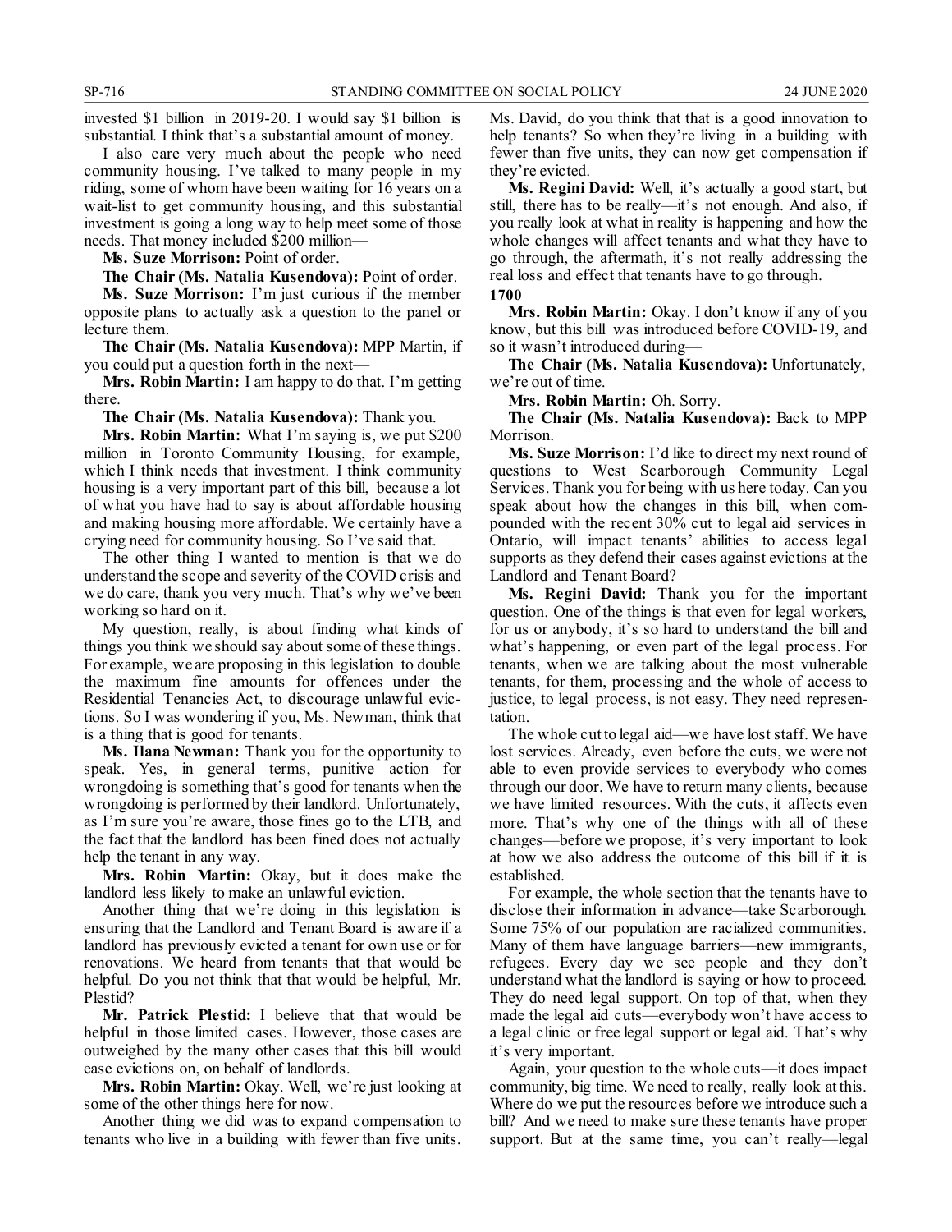invested $1 billion in 2019-20. I would say $1 billion is substantial. I think that's a substantial amount of money.

I also care very much about the people who need community housing. I've talked to many people in my riding, some of whom have been waiting for 16 years on a wait-list to get community housing, and this substantial investment is going a long way to help meet some of those needs. That money included $200 million—

**Ms. Suze Morrison:** Point of order.

**The Chair (Ms. Natalia Kusendova):** Point of order.

**Ms. Suze Morrison:** I'm just curious if the member opposite plans to actually ask a question to the panel or lecture them.

**The Chair (Ms. Natalia Kusendova):** MPP Martin, if you could put a question forth in the next—

**Mrs. Robin Martin:** I am happy to do that. I'm getting there.

**The Chair (Ms. Natalia Kusendova):** Thank you.

**Mrs. Robin Martin:** What I'm saying is, we put $200 million in Toronto Community Housing, for example, which I think needs that investment. I think community housing is a very important part of this bill, because a lot of what you have had to say is about affordable housing and making housing more affordable. We certainly have a crying need for community housing. So I've said that.

The other thing I wanted to mention is that we do understand the scope and severity of the COVID crisis and we do care, thank you very much. That's why we've been working so hard on it.

My question, really, is about finding what kinds of things you think we should say about some of these things. For example, we are proposing in this legislation to double the maximum fine amounts for offences under the Residential Tenancies Act, to discourage unlawful evictions. So I was wondering if you, Ms. Newman, think that is a thing that is good for tenants.

**Ms. Ilana Newman:** Thank you for the opportunity to speak. Yes, in general terms, punitive action for wrongdoing is something that's good for tenants when the wrongdoing is performed by their landlord. Unfortunately, as I'm sure you're aware, those fines go to the LTB, and the fact that the landlord has been fined does not actually help the tenant in any way.

**Mrs. Robin Martin:** Okay, but it does make the landlord less likely to make an unlawful eviction.

Another thing that we're doing in this legislation is ensuring that the Landlord and Tenant Board is aware if a landlord has previously evicted a tenant for own use or for renovations. We heard from tenants that that would be helpful. Do you not think that that would be helpful, Mr. Plestid?

**Mr. Patrick Plestid:** I believe that that would be helpful in those limited cases. However, those cases are outweighed by the many other cases that this bill would ease evictions on, on behalf of landlords.

**Mrs. Robin Martin:** Okay. Well, we're just looking at some of the other things here for now.

Another thing we did was to expand compensation to tenants who live in a building with fewer than five units. Ms. David, do you think that that is a good innovation to help tenants? So when they're living in a building with fewer than five units, they can now get compensation if they're evicted.

**Ms. Regini David:** Well, it's actually a good start, but still, there has to be really—it's not enough. And also, if you really look at what in reality is happening and how the whole changes will affect tenants and what they have to go through, the aftermath, it's not really addressing the real loss and effect that tenants have to go through.

**1700**

**Mrs. Robin Martin:** Okay. I don't know if any of you know, but this bill was introduced before COVID-19, and so it wasn't introduced during—

**The Chair (Ms. Natalia Kusendova):** Unfortunately, we're out of time.

**Mrs. Robin Martin:** Oh. Sorry.

**The Chair (Ms. Natalia Kusendova):** Back to MPP Morrison.

**Ms. Suze Morrison:** I'd like to direct my next round of questions to West Scarborough Community Legal Services. Thank you for being with us here today. Can you speak about how the changes in this bill, when compounded with the recent 30% cut to legal aid services in Ontario, will impact tenants' abilities to access legal supports as they defend their cases against evictions at the Landlord and Tenant Board?

**Ms. Regini David:** Thank you for the important question. One of the things is that even for legal workers, for us or anybody, it's so hard to understand the bill and what's happening, or even part of the legal process. For tenants, when we are talking about the most vulnerable tenants, for them, processing and the whole of access to justice, to legal process, is not easy. They need representation.

The whole cut to legal aid—we have lost staff. We have lost services. Already, even before the cuts, we were not able to even provide services to everybody who comes through our door. We have to return many clients, because we have limited resources. With the cuts, it affects even more. That's why one of the things with all of these changes—before we propose, it's very important to look at how we also address the outcome of this bill if it is established.

For example, the whole section that the tenants have to disclose their information in advance—take Scarborough. Some 75% of our population are racialized communities. Many of them have language barriers—new immigrants, refugees. Every day we see people and they don't understand what the landlord is saying or how to proceed. They do need legal support. On top of that, when they made the legal aid cuts—everybody won't have access to a legal clinic or free legal support or legal aid. That's why it's very important.

Again, your question to the whole cuts—it does impact community, big time. We need to really, really look at this. Where do we put the resources before we introduce such a bill? And we need to make sure these tenants have proper support. But at the same time, you can't really—legal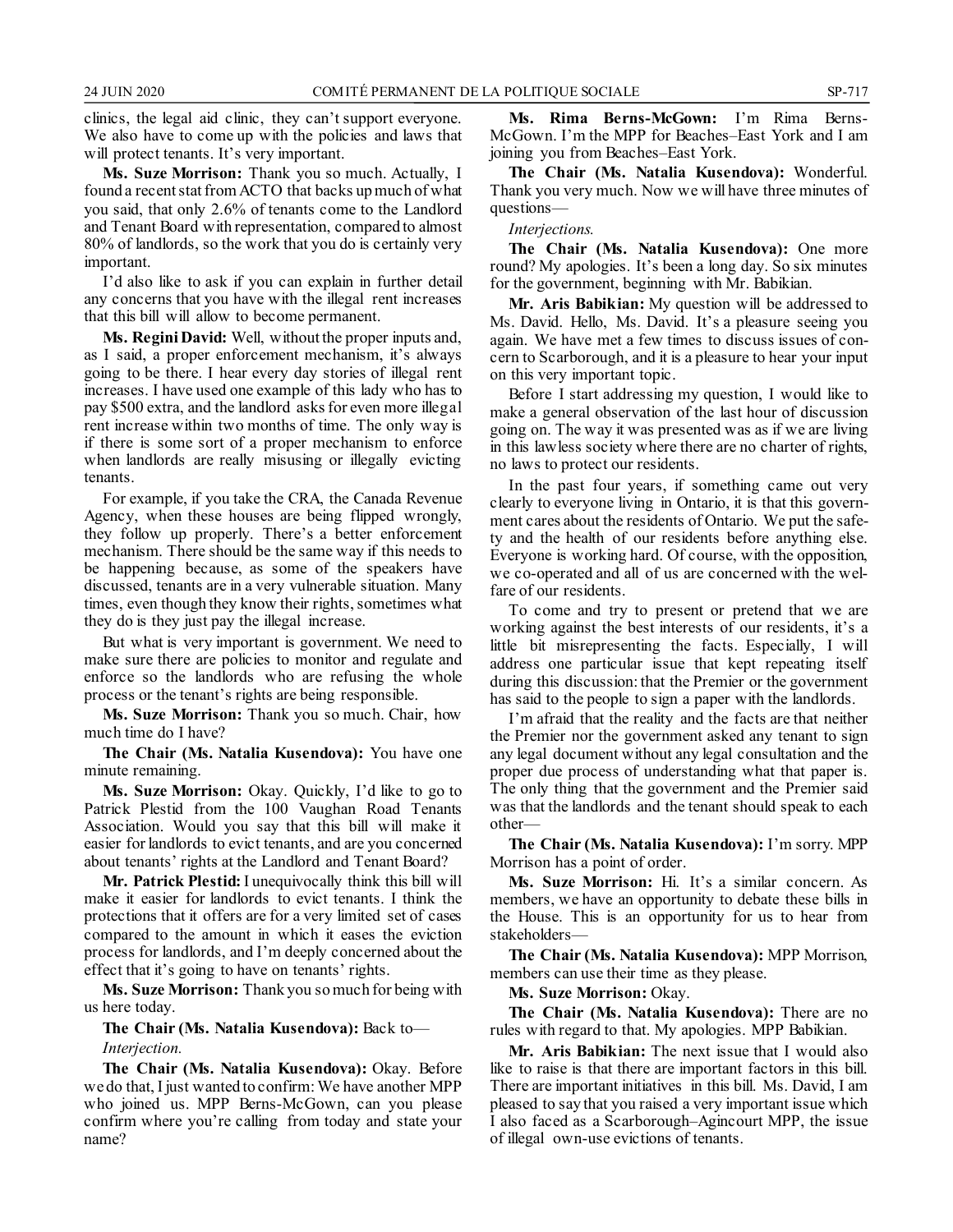clinics, the legal aid clinic, they can't support everyone. We also have to come up with the policies and laws that will protect tenants. It's very important.

**Ms. Suze Morrison:** Thank you so much. Actually, I found a recent stat from ACTO that backs up much of what you said, that only 2.6% of tenants come to the Landlord and Tenant Board with representation, compared to almost 80% of landlords, so the work that you do is certainly very important.

I'd also like to ask if you can explain in further detail any concerns that you have with the illegal rent increases that this bill will allow to become permanent.

**Ms. Regini David:** Well, without the proper inputs and, as I said, a proper enforcement mechanism, it's always going to be there. I hear every day stories of illegal rent increases. I have used one example of this lady who has to pay $500 extra, and the landlord asks for even more illegal rent increase within two months of time. The only way is if there is some sort of a proper mechanism to enforce when landlords are really misusing or illegally evicting tenants.

For example, if you take the CRA, the Canada Revenue Agency, when these houses are being flipped wrongly, they follow up properly. There's a better enforcement mechanism. There should be the same way if this needs to be happening because, as some of the speakers have discussed, tenants are in a very vulnerable situation. Many times, even though they know their rights, sometimes what they do is they just pay the illegal increase.

But what is very important is government. We need to make sure there are policies to monitor and regulate and enforce so the landlords who are refusing the whole process or the tenant's rights are being responsible.

**Ms. Suze Morrison:** Thank you so much. Chair, how much time do I have?

**The Chair (Ms. Natalia Kusendova):** You have one minute remaining.

**Ms. Suze Morrison:** Okay. Quickly, I'd like to go to Patrick Plestid from the 100 Vaughan Road Tenants Association. Would you say that this bill will make it easier for landlords to evict tenants, and are you concerned about tenants' rights at the Landlord and Tenant Board?

**Mr. Patrick Plestid:** I unequivocally think this bill will make it easier for landlords to evict tenants. I think the protections that it offers are for a very limited set of cases compared to the amount in which it eases the eviction process for landlords, and I'm deeply concerned about the effect that it's going to have on tenants' rights.

**Ms. Suze Morrison:** Thank you so much for being with us here today.

**The Chair (Ms. Natalia Kusendova):** Back to—

*Interjection.*

**The Chair (Ms. Natalia Kusendova):** Okay. Before we do that, I just wanted to confirm: We have another MPP who joined us. MPP Berns-McGown, can you please confirm where you're calling from today and state your name?

**Ms. Rima Berns-McGown:** I'm Rima Berns-McGown. I'm the MPP for Beaches–East York and I am joining you from Beaches–East York.

**The Chair (Ms. Natalia Kusendova):** Wonderful. Thank you very much. Now we will have three minutes of questions—

*Interjections.*

**The Chair (Ms. Natalia Kusendova):** One more round? My apologies. It's been a long day. So six minutes for the government, beginning with Mr. Babikian.

**Mr. Aris Babikian:** My question will be addressed to Ms. David. Hello, Ms. David. It's a pleasure seeing you again. We have met a few times to discuss issues of concern to Scarborough, and it is a pleasure to hear your input on this very important topic.

Before I start addressing my question, I would like to make a general observation of the last hour of discussion going on. The way it was presented was as if we are living in this lawless society where there are no charter of rights, no laws to protect our residents.

In the past four years, if something came out very clearly to everyone living in Ontario, it is that this government cares about the residents of Ontario. We put the safety and the health of our residents before anything else. Everyone is working hard. Of course, with the opposition, we co-operated and all of us are concerned with the welfare of our residents.

To come and try to present or pretend that we are working against the best interests of our residents, it's a little bit misrepresenting the facts. Especially, I will address one particular issue that kept repeating itself during this discussion: that the Premier or the government has said to the people to sign a paper with the landlords.

I'm afraid that the reality and the facts are that neither the Premier nor the government asked any tenant to sign any legal document without any legal consultation and the proper due process of understanding what that paper is. The only thing that the government and the Premier said was that the landlords and the tenant should speak to each other—

**The Chair (Ms. Natalia Kusendova):** I'm sorry. MPP Morrison has a point of order.

**Ms. Suze Morrison:** Hi. It's a similar concern. As members, we have an opportunity to debate these bills in the House. This is an opportunity for us to hear from stakeholders—

**The Chair (Ms. Natalia Kusendova):** MPP Morrison, members can use their time as they please.

**Ms. Suze Morrison:** Okay.

**The Chair (Ms. Natalia Kusendova):** There are no rules with regard to that. My apologies. MPP Babikian.

**Mr. Aris Babikian:** The next issue that I would also like to raise is that there are important factors in this bill. There are important initiatives in this bill. Ms. David, I am pleased to say that you raised a very important issue which I also faced as a Scarborough–Agincourt MPP, the issue of illegal own-use evictions of tenants.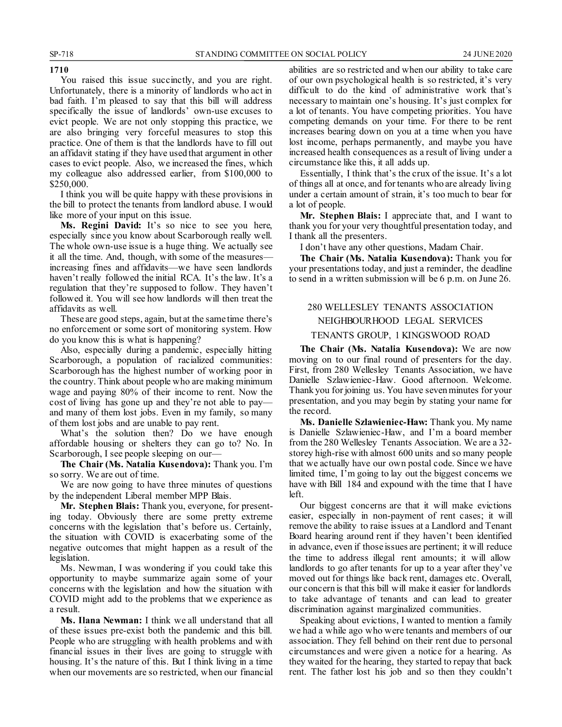**1710**

You raised this issue succinctly, and you are right. Unfortunately, there is a minority of landlords who act in bad faith. I'm pleased to say that this bill will address specifically the issue of landlords' own-use excuses to evict people. We are not only stopping this practice, we are also bringing very forceful measures to stop this practice. One of them is that the landlords have to fill out an affidavit stating if they have used that argument in other cases to evict people. Also, we increased the fines, which my colleague also addressed earlier, from $100,000 to $250,000.

I think you will be quite happy with these provisions in the bill to protect the tenants from landlord abuse. I would like more of your input on this issue.

**Ms. Regini David:** It's so nice to see you here, especially since you know about Scarborough really well. The whole own-use issue is a huge thing. We actually see it all the time. And, though, with some of the measures—increasing fines and affidavits—we have seen landlords haven't really followed the initial RCA. It's the law. It's a regulation that they're supposed to follow. They haven't followed it. You will see how landlords will then treat the affidavits as well.

These are good steps, again, but at the same time there's no enforcement or some sort of monitoring system. How do you know this is what is happening?

Also, especially during a pandemic, especially hitting Scarborough, a population of racialized communities: Scarborough has the highest number of working poor in the country. Think about people who are making minimum wage and paying 80% of their income to rent. Now the cost of living has gone up and they're not able to pay—and many of them lost jobs. Even in my family, so many of them lost jobs and are unable to pay rent.

What's the solution then? Do we have enough affordable housing or shelters they can go to? No. In Scarborough, I see people sleeping on our—

**The Chair (Ms. Natalia Kusendova):** Thank you. I'm so sorry. We are out of time.

We are now going to have three minutes of questions by the independent Liberal member MPP Blais.

**Mr. Stephen Blais:** Thank you, everyone, for presenting today. Obviously there are some pretty extreme concerns with the legislation that's before us. Certainly, the situation with COVID is exacerbating some of the negative outcomes that might happen as a result of the legislation.

Ms. Newman, I was wondering if you could take this opportunity to maybe summarize again some of your concerns with the legislation and how the situation with COVID might add to the problems that we experience as a result.

**Ms. Ilana Newman:** I think we all understand that all of these issues pre-exist both the pandemic and this bill. People who are struggling with health problems and with financial issues in their lives are going to struggle with housing. It's the nature of this. But I think living in a time when our movements are so restricted, when our financial abilities are so restricted and when our ability to take care of our own psychological health is so restricted, it's very difficult to do the kind of administrative work that's necessary to maintain one's housing. It's just complex for a lot of tenants. You have competing priorities. You have competing demands on your time. For there to be rent increases bearing down on you at a time when you have lost income, perhaps permanently, and maybe you have increased health consequences as a result of living under a circumstance like this, it all adds up.

Essentially, I think that's the crux of the issue. It's a lot of things all at once, and for tenants who are already living under a certain amount of strain, it's too much to bear for a lot of people.

**Mr. Stephen Blais:** I appreciate that, and I want to thank you for your very thoughtful presentation today, and I thank all the presenters.

I don't have any other questions, Madam Chair.

**The Chair (Ms. Natalia Kusendova):** Thank you for your presentations today, and just a reminder, the deadline to send in a written submission will be 6 p.m. on June 26.

## 280 WELLESLEY TENANTS ASSOCIATION
## NEIGHBOURHOOD LEGAL SERVICES
## TENANTS GROUP, 1 KINGSWOOD ROAD

**The Chair (Ms. Natalia Kusendova):** We are now moving on to our final round of presenters for the day. First, from 280 Wellesley Tenants Association, we have Danielle Szlawieniec-Haw. Good afternoon. Welcome. Thank you for joining us. You have seven minutes for your presentation, and you may begin by stating your name for the record.

**Ms. Danielle Szlawieniec-Haw:** Thank you. My name is Danielle Szlawieniec-Haw, and I'm a board member from the 280 Wellesley Tenants Association. We are a 32-storey high-rise with almost 600 units and so many people that we actually have our own postal code. Since we have limited time, I'm going to lay out the biggest concerns we have with Bill 184 and expound with the time that I have left.

Our biggest concerns are that it will make evictions easier, especially in non-payment of rent cases; it will remove the ability to raise issues at a Landlord and Tenant Board hearing around rent if they haven't been identified in advance, even if those issues are pertinent; it will reduce the time to address illegal rent amounts; it will allow landlords to go after tenants for up to a year after they've moved out for things like back rent, damages etc. Overall, our concern is that this bill will make it easier for landlords to take advantage of tenants and can lead to greater discrimination against marginalized communities.

Speaking about evictions, I wanted to mention a family we had a while ago who were tenants and members of our association. They fell behind on their rent due to personal circumstances and were given a notice for a hearing. As they waited for the hearing, they started to repay that back rent. The father lost his job and so then they couldn't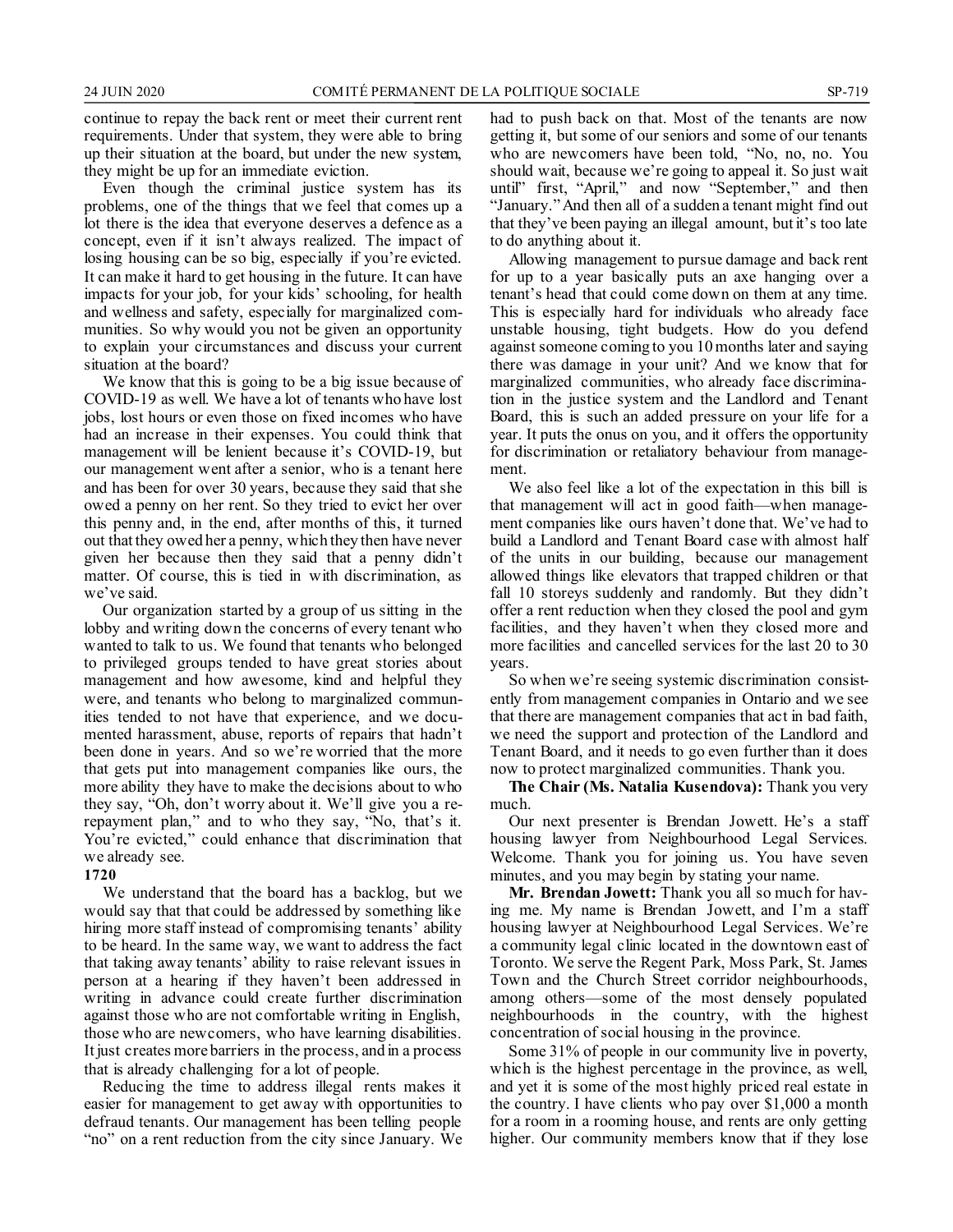continue to repay the back rent or meet their current rent requirements. Under that system, they were able to bring up their situation at the board, but under the new system, they might be up for an immediate eviction.

Even though the criminal justice system has its problems, one of the things that we feel that comes up a lot there is the idea that everyone deserves a defence as a concept, even if it isn't always realized. The impact of losing housing can be so big, especially if you're evicted. It can make it hard to get housing in the future. It can have impacts for your job, for your kids' schooling, for health and wellness and safety, especially for marginalized communities. So why would you not be given an opportunity to explain your circumstances and discuss your current situation at the board?

We know that this is going to be a big issue because of COVID-19 as well. We have a lot of tenants who have lost jobs, lost hours or even those on fixed incomes who have had an increase in their expenses. You could think that management will be lenient because it's COVID-19, but our management went after a senior, who is a tenant here and has been for over 30 years, because they said that she owed a penny on her rent. So they tried to evict her over this penny and, in the end, after months of this, it turned out that they owed her a penny, which they then have never given her because then they said that a penny didn't matter. Of course, this is tied in with discrimination, as we've said.

Our organization started by a group of us sitting in the lobby and writing down the concerns of every tenant who wanted to talk to us. We found that tenants who belonged to privileged groups tended to have great stories about management and how awesome, kind and helpful they were, and tenants who belong to marginalized communities tended to not have that experience, and we documented harassment, abuse, reports of repairs that hadn't been done in years. And so we're worried that the more that gets put into management companies like ours, the more ability they have to make the decisions about to who they say, "Oh, don't worry about it. We'll give you a re-repayment plan," and to who they say, "No, that's it. You're evicted," could enhance that discrimination that we already see.

**1720**

We understand that the board has a backlog, but we would say that that could be addressed by something like hiring more staff instead of compromising tenants' ability to be heard. In the same way, we want to address the fact that taking away tenants' ability to raise relevant issues in person at a hearing if they haven't been addressed in writing in advance could create further discrimination against those who are not comfortable writing in English, those who are newcomers, who have learning disabilities. It just creates more barriers in the process, and in a process that is already challenging for a lot of people.

Reducing the time to address illegal rents makes it easier for management to get away with opportunities to defraud tenants. Our management has been telling people "no" on a rent reduction from the city since January. We had to push back on that. Most of the tenants are now getting it, but some of our seniors and some of our tenants who are newcomers have been told, "No, no, no. You should wait, because we're going to appeal it. So just wait until" first, "April," and now "September," and then "January." And then all of a sudden a tenant might find out that they've been paying an illegal amount, but it's too late to do anything about it.

Allowing management to pursue damage and back rent for up to a year basically puts an axe hanging over a tenant's head that could come down on them at any time. This is especially hard for individuals who already face unstable housing, tight budgets. How do you defend against someone coming to you 10 months later and saying there was damage in your unit? And we know that for marginalized communities, who already face discrimination in the justice system and the Landlord and Tenant Board, this is such an added pressure on your life for a year. It puts the onus on you, and it offers the opportunity for discrimination or retaliatory behaviour from management.

We also feel like a lot of the expectation in this bill is that management will act in good faith—when management companies like ours haven't done that. We've had to build a Landlord and Tenant Board case with almost half of the units in our building, because our management allowed things like elevators that trapped children or that fall 10 storeys suddenly and randomly. But they didn't offer a rent reduction when they closed the pool and gym facilities, and they haven't when they closed more and more facilities and cancelled services for the last 20 to 30 years.

So when we're seeing systemic discrimination consistently from management companies in Ontario and we see that there are management companies that act in bad faith, we need the support and protection of the Landlord and Tenant Board, and it needs to go even further than it does now to protect marginalized communities. Thank you.

**The Chair (Ms. Natalia Kusendova):** Thank you very much.

Our next presenter is Brendan Jowett. He's a staff housing lawyer from Neighbourhood Legal Services. Welcome. Thank you for joining us. You have seven minutes, and you may begin by stating your name.

**Mr. Brendan Jowett:** Thank you all so much for having me. My name is Brendan Jowett, and I'm a staff housing lawyer at Neighbourhood Legal Services. We're a community legal clinic located in the downtown east of Toronto. We serve the Regent Park, Moss Park, St. James Town and the Church Street corridor neighbourhoods, among others—some of the most densely populated neighbourhoods in the country, with the highest concentration of social housing in the province.

Some 31% of people in our community live in poverty, which is the highest percentage in the province, as well, and yet it is some of the most highly priced real estate in the country. I have clients who pay over $1,000 a month for a room in a rooming house, and rents are only getting higher. Our community members know that if they lose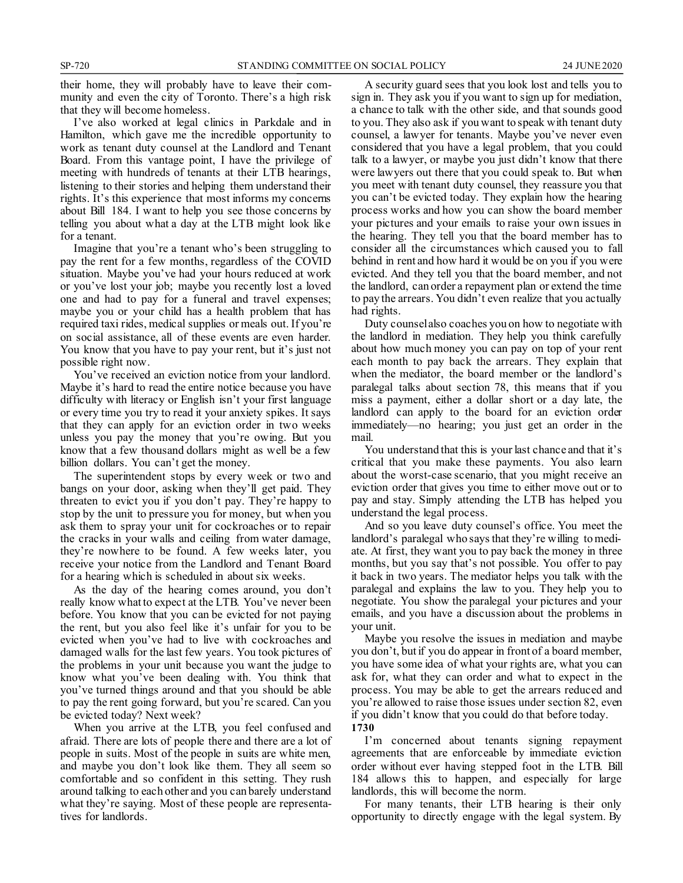their home, they will probably have to leave their community and even the city of Toronto. There's a high risk that they will become homeless.

I've also worked at legal clinics in Parkdale and in Hamilton, which gave me the incredible opportunity to work as tenant duty counsel at the Landlord and Tenant Board. From this vantage point, I have the privilege of meeting with hundreds of tenants at their LTB hearings, listening to their stories and helping them understand their rights. It's this experience that most informs my concerns about Bill 184. I want to help you see those concerns by telling you about what a day at the LTB might look like for a tenant.

Imagine that you're a tenant who's been struggling to pay the rent for a few months, regardless of the COVID situation. Maybe you've had your hours reduced at work or you've lost your job; maybe you recently lost a loved one and had to pay for a funeral and travel expenses; maybe you or your child has a health problem that has required taxi rides, medical supplies or meals out. If you're on social assistance, all of these events are even harder. You know that you have to pay your rent, but it's just not possible right now.

You've received an eviction notice from your landlord. Maybe it's hard to read the entire notice because you have difficulty with literacy or English isn't your first language or every time you try to read it your anxiety spikes. It says that they can apply for an eviction order in two weeks unless you pay the money that you're owing. But you know that a few thousand dollars might as well be a few billion dollars. You can't get the money.

The superintendent stops by every week or two and bangs on your door, asking when they'll get paid. They threaten to evict you if you don't pay. They're happy to stop by the unit to pressure you for money, but when you ask them to spray your unit for cockroaches or to repair the cracks in your walls and ceiling from water damage, they're nowhere to be found. A few weeks later, you receive your notice from the Landlord and Tenant Board for a hearing which is scheduled in about six weeks.

As the day of the hearing comes around, you don't really know what to expect at the LTB. You've never been before. You know that you can be evicted for not paying the rent, but you also feel like it's unfair for you to be evicted when you've had to live with cockroaches and damaged walls for the last few years. You took pictures of the problems in your unit because you want the judge to know what you've been dealing with. You think that you've turned things around and that you should be able to pay the rent going forward, but you're scared. Can you be evicted today? Next week?

When you arrive at the LTB, you feel confused and afraid. There are lots of people there and there are a lot of people in suits. Most of the people in suits are white men, and maybe you don't look like them. They all seem so comfortable and so confident in this setting. They rush around talking to each other and you can barely understand what they're saying. Most of these people are representatives for landlords.

A security guard sees that you look lost and tells you to sign in. They ask you if you want to sign up for mediation, a chance to talk with the other side, and that sounds good to you. They also ask if you want to speak with tenant duty counsel, a lawyer for tenants. Maybe you've never even considered that you have a legal problem, that you could talk to a lawyer, or maybe you just didn't know that there were lawyers out there that you could speak to. But when you meet with tenant duty counsel, they reassure you that you can't be evicted today. They explain how the hearing process works and how you can show the board member your pictures and your emails to raise your own issues in the hearing. They tell you that the board member has to consider all the circumstances which caused you to fall behind in rent and how hard it would be on you if you were evicted. And they tell you that the board member, and not the landlord, can order a repayment plan or extend the time to pay the arrears. You didn't even realize that you actually had rights.

Duty counsel also coaches you on how to negotiate with the landlord in mediation. They help you think carefully about how much money you can pay on top of your rent each month to pay back the arrears. They explain that when the mediator, the board member or the landlord's paralegal talks about section 78, this means that if you miss a payment, either a dollar short or a day late, the landlord can apply to the board for an eviction order immediately—no hearing; you just get an order in the mail.

You understand that this is your last chance and that it's critical that you make these payments. You also learn about the worst-case scenario, that you might receive an eviction order that gives you time to either move out or to pay and stay. Simply attending the LTB has helped you understand the legal process.

And so you leave duty counsel's office. You meet the landlord's paralegal who says that they're willing to mediate. At first, they want you to pay back the money in three months, but you say that's not possible. You offer to pay it back in two years. The mediator helps you talk with the paralegal and explains the law to you. They help you to negotiate. You show the paralegal your pictures and your emails, and you have a discussion about the problems in your unit.

Maybe you resolve the issues in mediation and maybe you don't, but if you do appear in front of a board member, you have some idea of what your rights are, what you can ask for, what they can order and what to expect in the process. You may be able to get the arrears reduced and you're allowed to raise those issues under section 82, even if you didn't know that you could do that before today.

**1730**

I'm concerned about tenants signing repayment agreements that are enforceable by immediate eviction order without ever having stepped foot in the LTB. Bill 184 allows this to happen, and especially for large landlords, this will become the norm.

For many tenants, their LTB hearing is their only opportunity to directly engage with the legal system. By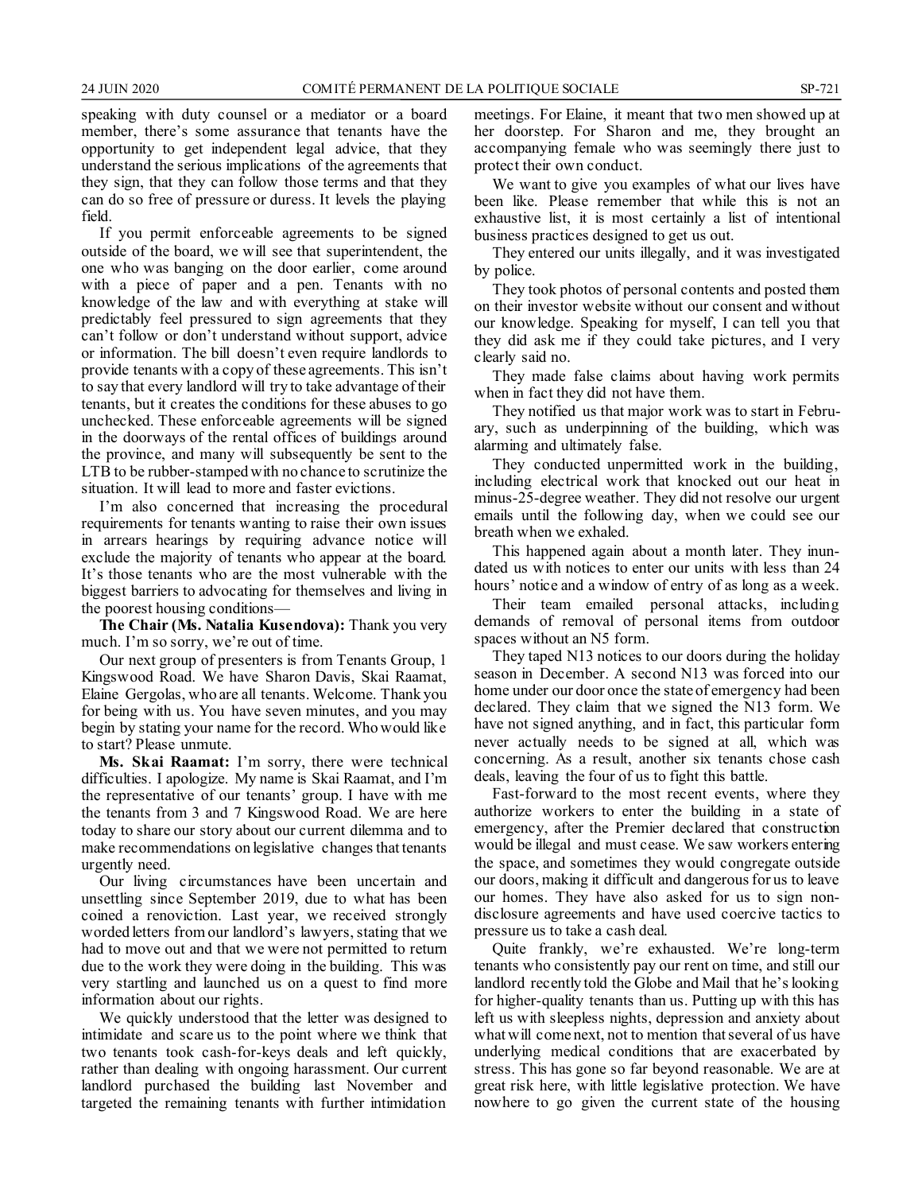speaking with duty counsel or a mediator or a board member, there's some assurance that tenants have the opportunity to get independent legal advice, that they understand the serious implications of the agreements that they sign, that they can follow those terms and that they can do so free of pressure or duress. It levels the playing field.

If you permit enforceable agreements to be signed outside of the board, we will see that superintendent, the one who was banging on the door earlier, come around with a piece of paper and a pen. Tenants with no knowledge of the law and with everything at stake will predictably feel pressured to sign agreements that they can't follow or don't understand without support, advice or information. The bill doesn't even require landlords to provide tenants with a copy of these agreements. This isn't to say that every landlord will try to take advantage of their tenants, but it creates the conditions for these abuses to go unchecked. These enforceable agreements will be signed in the doorways of the rental offices of buildings around the province, and many will subsequently be sent to the LTB to be rubber-stamped with no chance to scrutinize the situation. It will lead to more and faster evictions.

I'm also concerned that increasing the procedural requirements for tenants wanting to raise their own issues in arrears hearings by requiring advance notice will exclude the majority of tenants who appear at the board. It's those tenants who are the most vulnerable with the biggest barriers to advocating for themselves and living in the poorest housing conditions—

**The Chair (Ms. Natalia Kusendova):** Thank you very much. I'm so sorry, we're out of time.

Our next group of presenters is from Tenants Group, 1 Kingswood Road. We have Sharon Davis, Skai Raamat, Elaine Gergolas, who are all tenants. Welcome. Thank you for being with us. You have seven minutes, and you may begin by stating your name for the record. Who would like to start? Please unmute.

**Ms. Skai Raamat:** I'm sorry, there were technical difficulties. I apologize. My name is Skai Raamat, and I'm the representative of our tenants' group. I have with me the tenants from 3 and 7 Kingswood Road. We are here today to share our story about our current dilemma and to make recommendations on legislative changes that tenants urgently need.

Our living circumstances have been uncertain and unsettling since September 2019, due to what has been coined a renoviction. Last year, we received strongly worded letters from our landlord's lawyers, stating that we had to move out and that we were not permitted to return due to the work they were doing in the building. This was very startling and launched us on a quest to find more information about our rights.

We quickly understood that the letter was designed to intimidate and scare us to the point where we think that two tenants took cash-for-keys deals and left quickly, rather than dealing with ongoing harassment. Our current landlord purchased the building last November and targeted the remaining tenants with further intimidation meetings. For Elaine, it meant that two men showed up at her doorstep. For Sharon and me, they brought an accompanying female who was seemingly there just to protect their own conduct.

We want to give you examples of what our lives have been like. Please remember that while this is not an exhaustive list, it is most certainly a list of intentional business practices designed to get us out.

They entered our units illegally, and it was investigated by police.

They took photos of personal contents and posted them on their investor website without our consent and without our knowledge. Speaking for myself, I can tell you that they did ask me if they could take pictures, and I very clearly said no.

They made false claims about having work permits when in fact they did not have them.

They notified us that major work was to start in February, such as underpinning of the building, which was alarming and ultimately false.

They conducted unpermitted work in the building, including electrical work that knocked out our heat in minus-25-degree weather. They did not resolve our urgent emails until the following day, when we could see our breath when we exhaled.

This happened again about a month later. They inundated us with notices to enter our units with less than 24 hours' notice and a window of entry of as long as a week.

Their team emailed personal attacks, including demands of removal of personal items from outdoor spaces without an N5 form.

They taped N13 notices to our doors during the holiday season in December. A second N13 was forced into our home under our door once the state of emergency had been declared. They claim that we signed the N13 form. We have not signed anything, and in fact, this particular form never actually needs to be signed at all, which was concerning. As a result, another six tenants chose cash deals, leaving the four of us to fight this battle.

Fast-forward to the most recent events, where they authorize workers to enter the building in a state of emergency, after the Premier declared that construction would be illegal and must cease. We saw workers entering the space, and sometimes they would congregate outside our doors, making it difficult and dangerous for us to leave our homes. They have also asked for us to sign non-disclosure agreements and have used coercive tactics to pressure us to take a cash deal.

Quite frankly, we're exhausted. We're long-term tenants who consistently pay our rent on time, and still our landlord recently told the Globe and Mail that he's looking for higher-quality tenants than us. Putting up with this has left us with sleepless nights, depression and anxiety about what will come next, not to mention that several of us have underlying medical conditions that are exacerbated by stress. This has gone so far beyond reasonable. We are at great risk here, with little legislative protection. We have nowhere to go given the current state of the housing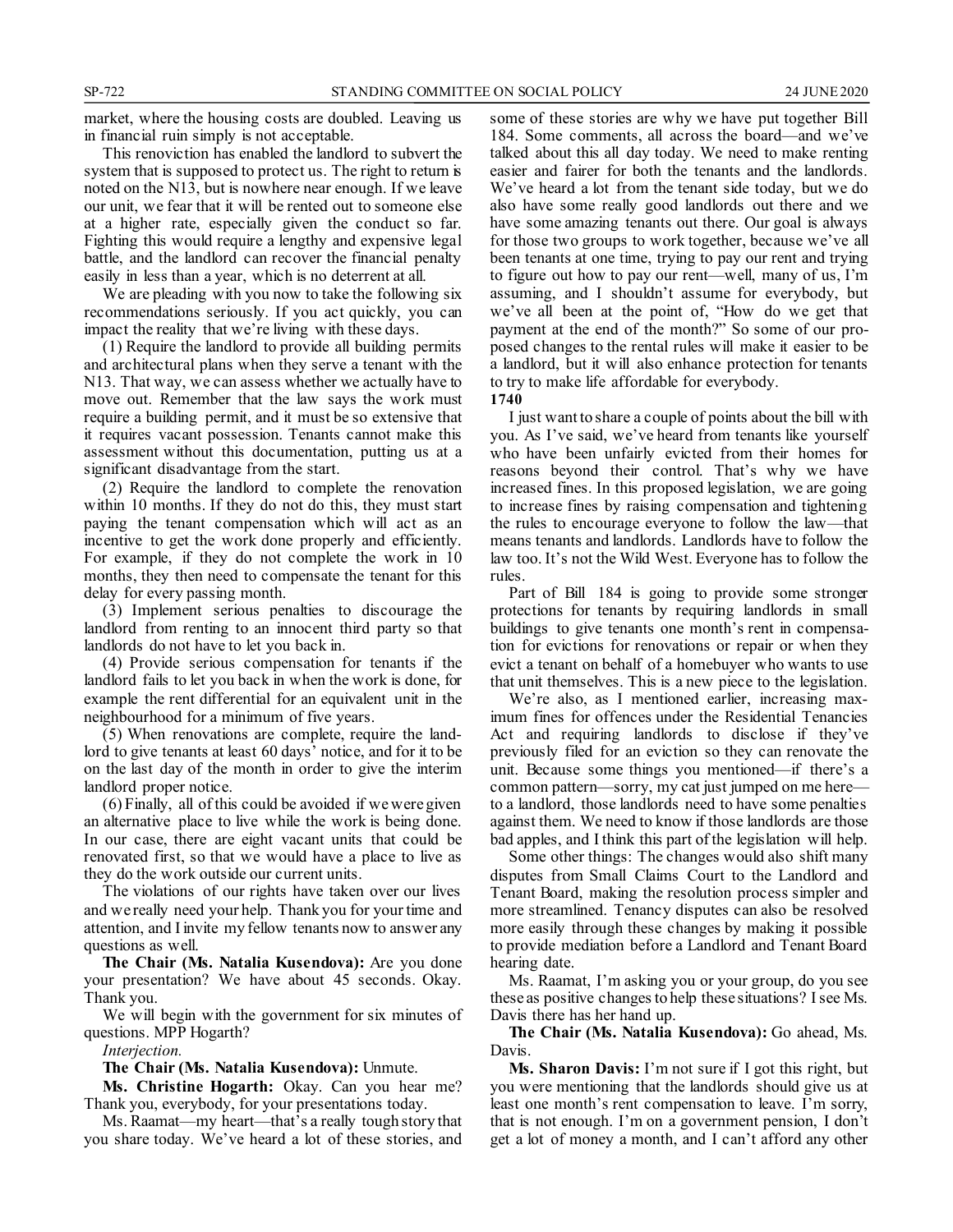market, where the housing costs are doubled. Leaving us in financial ruin simply is not acceptable.

This renoviction has enabled the landlord to subvert the system that is supposed to protect us. The right to return is noted on the N13, but is nowhere near enough. If we leave our unit, we fear that it will be rented out to someone else at a higher rate, especially given the conduct so far. Fighting this would require a lengthy and expensive legal battle, and the landlord can recover the financial penalty easily in less than a year, which is no deterrent at all.

We are pleading with you now to take the following six recommendations seriously. If you act quickly, you can impact the reality that we're living with these days.

(1) Require the landlord to provide all building permits and architectural plans when they serve a tenant with the N13. That way, we can assess whether we actually have to move out. Remember that the law says the work must require a building permit, and it must be so extensive that it requires vacant possession. Tenants cannot make this assessment without this documentation, putting us at a significant disadvantage from the start.

(2) Require the landlord to complete the renovation within 10 months. If they do not do this, they must start paying the tenant compensation which will act as an incentive to get the work done properly and efficiently. For example, if they do not complete the work in 10 months, they then need to compensate the tenant for this delay for every passing month.

(3) Implement serious penalties to discourage the landlord from renting to an innocent third party so that landlords do not have to let you back in.

(4) Provide serious compensation for tenants if the landlord fails to let you back in when the work is done, for example the rent differential for an equivalent unit in the neighbourhood for a minimum of five years.

(5) When renovations are complete, require the landlord to give tenants at least 60 days' notice, and for it to be on the last day of the month in order to give the interim landlord proper notice.

(6) Finally, all of this could be avoided if we were given an alternative place to live while the work is being done. In our case, there are eight vacant units that could be renovated first, so that we would have a place to live as they do the work outside our current units.

The violations of our rights have taken over our lives and we really need your help. Thank you for your time and attention, and I invite my fellow tenants now to answer any questions as well.

**The Chair (Ms. Natalia Kusendova):** Are you done your presentation? We have about 45 seconds. Okay. Thank you.

We will begin with the government for six minutes of questions. MPP Hogarth?

*Interjection.*

**The Chair (Ms. Natalia Kusendova):** Unmute.

**Ms. Christine Hogarth:** Okay. Can you hear me? Thank you, everybody, for your presentations today.

Ms. Raamat—my heart—that's a really tough story that you share today. We've heard a lot of these stories, and some of these stories are why we have put together Bill 184. Some comments, all across the board—and we've talked about this all day today. We need to make renting easier and fairer for both the tenants and the landlords. We've heard a lot from the tenant side today, but we do also have some really good landlords out there and we have some amazing tenants out there. Our goal is always for those two groups to work together, because we've all been tenants at one time, trying to pay our rent and trying to figure out how to pay our rent—well, many of us, I'm assuming, and I shouldn't assume for everybody, but we've all been at the point of, "How do we get that payment at the end of the month?" So some of our proposed changes to the rental rules will make it easier to be a landlord, but it will also enhance protection for tenants to try to make life affordable for everybody.

**1740**

I just want to share a couple of points about the bill with you. As I've said, we've heard from tenants like yourself who have been unfairly evicted from their homes for reasons beyond their control. That's why we have increased fines. In this proposed legislation, we are going to increase fines by raising compensation and tightening the rules to encourage everyone to follow the law—that means tenants and landlords. Landlords have to follow the law too. It's not the Wild West. Everyone has to follow the rules.

Part of Bill 184 is going to provide some stronger protections for tenants by requiring landlords in small buildings to give tenants one month's rent in compensation for evictions for renovations or repair or when they evict a tenant on behalf of a homebuyer who wants to use that unit themselves. This is a new piece to the legislation.

We're also, as I mentioned earlier, increasing maximum fines for offences under the Residential Tenancies Act and requiring landlords to disclose if they've previously filed for an eviction so they can renovate the unit. Because some things you mentioned—if there's a common pattern—sorry, my cat just jumped on me here—to a landlord, those landlords need to have some penalties against them. We need to know if those landlords are those bad apples, and I think this part of the legislation will help.

Some other things: The changes would also shift many disputes from Small Claims Court to the Landlord and Tenant Board, making the resolution process simpler and more streamlined. Tenancy disputes can also be resolved more easily through these changes by making it possible to provide mediation before a Landlord and Tenant Board hearing date.

Ms. Raamat, I'm asking you or your group, do you see these as positive changes to help these situations? I see Ms. Davis there has her hand up.

**The Chair (Ms. Natalia Kusendova):** Go ahead, Ms. Davis.

**Ms. Sharon Davis:** I'm not sure if I got this right, but you were mentioning that the landlords should give us at least one month's rent compensation to leave. I'm sorry, that is not enough. I'm on a government pension, I don't get a lot of money a month, and I can't afford any other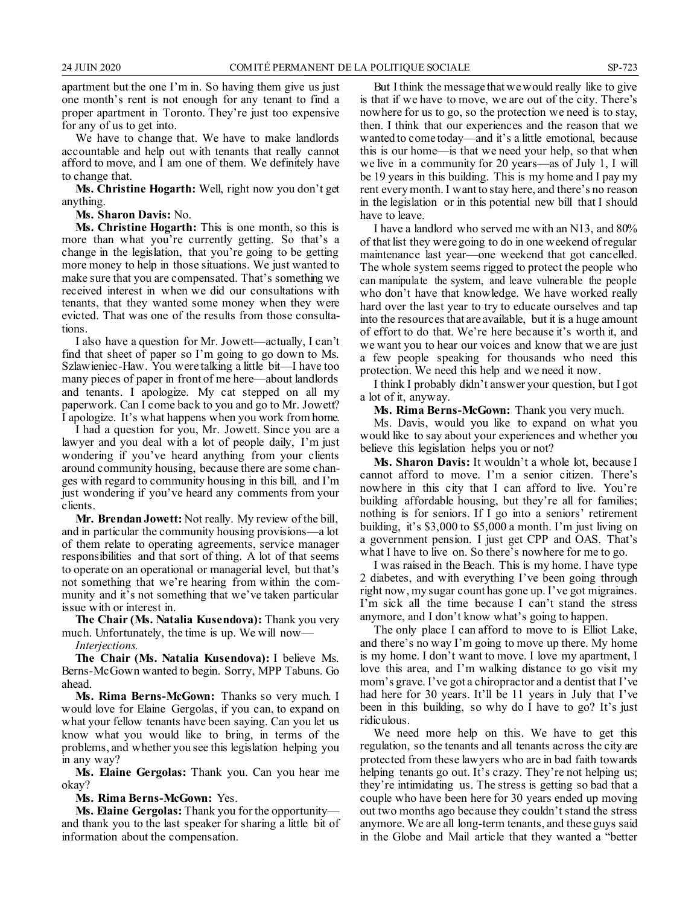apartment but the one I'm in. So having them give us just one month's rent is not enough for any tenant to find a proper apartment in Toronto. They're just too expensive for any of us to get into.

We have to change that. We have to make landlords accountable and help out with tenants that really cannot afford to move, and I am one of them. We definitely have to change that.

**Ms. Christine Hogarth:** Well, right now you don't get anything.

**Ms. Sharon Davis:** No.

**Ms. Christine Hogarth:** This is one month, so this is more than what you're currently getting. So that's a change in the legislation, that you're going to be getting more money to help in those situations. We just wanted to make sure that you are compensated. That's something we received interest in when we did our consultations with tenants, that they wanted some money when they were evicted. That was one of the results from those consultations.

I also have a question for Mr. Jowett—actually, I can't find that sheet of paper so I'm going to go down to Ms. Szlawieniec-Haw. You were talking a little bit—I have too many pieces of paper in front of me here—about landlords and tenants. I apologize. My cat stepped on all my paperwork. Can I come back to you and go to Mr. Jowett? I apologize. It's what happens when you work from home.

I had a question for you, Mr. Jowett. Since you are a lawyer and you deal with a lot of people daily, I'm just wondering if you've heard anything from your clients around community housing, because there are some changes with regard to community housing in this bill, and I'm just wondering if you've heard any comments from your clients.

**Mr. Brendan Jowett:** Not really. My review of the bill, and in particular the community housing provisions—a lot of them relate to operating agreements, service manager responsibilities and that sort of thing. A lot of that seems to operate on an operational or managerial level, but that's not something that we're hearing from within the community and it's not something that we've taken particular issue with or interest in.

**The Chair (Ms. Natalia Kusendova):** Thank you very much. Unfortunately, the time is up. We will now—

*Interjections.*

**The Chair (Ms. Natalia Kusendova):** I believe Ms. Berns-McGown wanted to begin. Sorry, MPP Tabuns. Go ahead.

**Ms. Rima Berns-McGown:** Thanks so very much. I would love for Elaine Gergolas, if you can, to expand on what your fellow tenants have been saying. Can you let us know what you would like to bring, in terms of the problems, and whether you see this legislation helping you in any way?

**Ms. Elaine Gergolas:** Thank you. Can you hear me okay?

**Ms. Rima Berns-McGown:** Yes.

**Ms. Elaine Gergolas:** Thank you for the opportunity—and thank you to the last speaker for sharing a little bit of information about the compensation.

But I think the message that we would really like to give is that if we have to move, we are out of the city. There's nowhere for us to go, so the protection we need is to stay, then. I think that our experiences and the reason that we wanted to come today—and it's a little emotional, because this is our home—is that we need your help, so that when we live in a community for 20 years—as of July 1, I will be 19 years in this building. This is my home and I pay my rent every month. I want to stay here, and there's no reason in the legislation or in this potential new bill that I should have to leave.

I have a landlord who served me with an N13, and 80% of that list they were going to do in one weekend of regular maintenance last year—one weekend that got cancelled. The whole system seems rigged to protect the people who can manipulate the system, and leave vulnerable the people who don't have that knowledge. We have worked really hard over the last year to try to educate ourselves and tap into the resources that are available, but it is a huge amount of effort to do that. We're here because it's worth it, and we want you to hear our voices and know that we are just a few people speaking for thousands who need this protection. We need this help and we need it now.

I think I probably didn't answer your question, but I got a lot of it, anyway.

**Ms. Rima Berns-McGown:** Thank you very much.

Ms. Davis, would you like to expand on what you would like to say about your experiences and whether you believe this legislation helps you or not?

**Ms. Sharon Davis:** It wouldn't a whole lot, because I cannot afford to move. I'm a senior citizen. There's nowhere in this city that I can afford to live. You're building affordable housing, but they're all for families; nothing is for seniors. If I go into a seniors' retirement building, it's $3,000 to $5,000 a month. I'm just living on a government pension. I just get CPP and OAS. That's what I have to live on. So there's nowhere for me to go.

I was raised in the Beach. This is my home. I have type 2 diabetes, and with everything I've been going through right now, my sugar count has gone up. I've got migraines. I'm sick all the time because I can't stand the stress anymore, and I don't know what's going to happen.

The only place I can afford to move to is Elliot Lake, and there's no way I'm going to move up there. My home is my home. I don't want to move. I love my apartment, I love this area, and I'm walking distance to go visit my mom's grave. I've got a chiropractor and a dentist that I've had here for 30 years. It'll be 11 years in July that I've been in this building, so why do I have to go? It's just ridiculous.

We need more help on this. We have to get this regulation, so the tenants and all tenants across the city are protected from these lawyers who are in bad faith towards helping tenants go out. It's crazy. They're not helping us; they're intimidating us. The stress is getting so bad that a couple who have been here for 30 years ended up moving out two months ago because they couldn't stand the stress anymore. We are all long-term tenants, and these guys said in the Globe and Mail article that they wanted a "better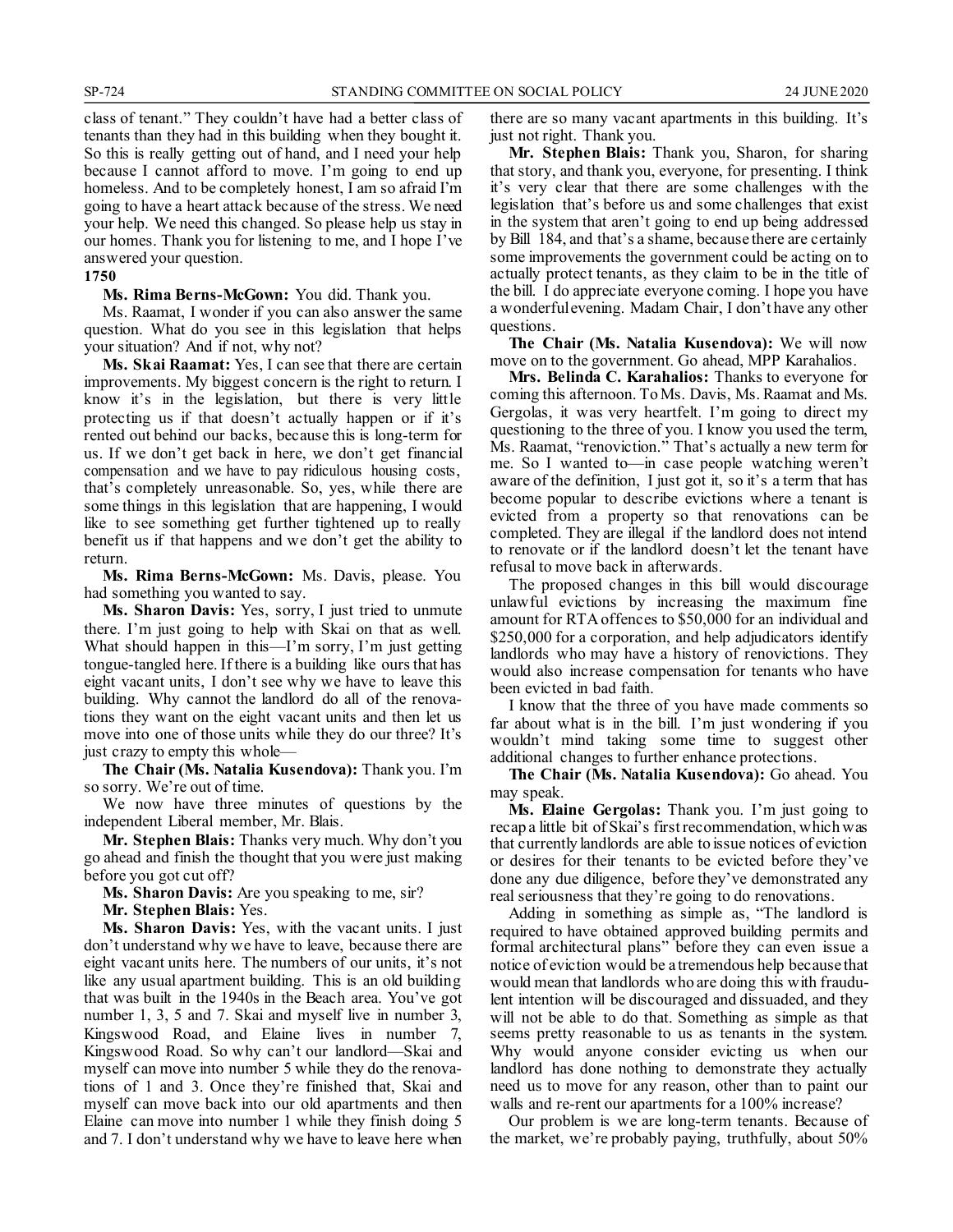class of tenant." They couldn't have had a better class of tenants than they had in this building when they bought it. So this is really getting out of hand, and I need your help because I cannot afford to move. I'm going to end up homeless. And to be completely honest, I am so afraid I'm going to have a heart attack because of the stress. We need your help. We need this changed. So please help us stay in our homes. Thank you for listening to me, and I hope I've answered your question.

**1750**

**Ms. Rima Berns-McGown:** You did. Thank you.

Ms. Raamat, I wonder if you can also answer the same question. What do you see in this legislation that helps your situation? And if not, why not?

**Ms. Skai Raamat:** Yes, I can see that there are certain improvements. My biggest concern is the right to return. I know it's in the legislation, but there is very little protecting us if that doesn't actually happen or if it's rented out behind our backs, because this is long-term for us. If we don't get back in here, we don't get financial compensation and we have to pay ridiculous housing costs, that's completely unreasonable. So, yes, while there are some things in this legislation that are happening, I would like to see something get further tightened up to really benefit us if that happens and we don't get the ability to return.

**Ms. Rima Berns-McGown:** Ms. Davis, please. You had something you wanted to say.

**Ms. Sharon Davis:** Yes, sorry, I just tried to unmute there. I'm just going to help with Skai on that as well. What should happen in this—I'm sorry, I'm just getting tongue-tangled here. If there is a building like ours that has eight vacant units, I don't see why we have to leave this building. Why cannot the landlord do all of the renovations they want on the eight vacant units and then let us move into one of those units while they do our three? It's just crazy to empty this whole—

**The Chair (Ms. Natalia Kusendova):** Thank you. I'm so sorry. We're out of time.

We now have three minutes of questions by the independent Liberal member, Mr. Blais.

**Mr. Stephen Blais:** Thanks very much. Why don't you go ahead and finish the thought that you were just making before you got cut off?

**Ms. Sharon Davis:** Are you speaking to me, sir?

**Mr. Stephen Blais:** Yes.

**Ms. Sharon Davis:** Yes, with the vacant units. I just don't understand why we have to leave, because there are eight vacant units here. The numbers of our units, it's not like any usual apartment building. This is an old building that was built in the 1940s in the Beach area. You've got number 1, 3, 5 and 7. Skai and myself live in number 3, Kingswood Road, and Elaine lives in number 7, Kingswood Road. So why can't our landlord—Skai and myself can move into number 5 while they do the renovations of 1 and 3. Once they're finished that, Skai and myself can move back into our old apartments and then Elaine can move into number 1 while they finish doing 5 and 7. I don't understand why we have to leave here when there are so many vacant apartments in this building. It's just not right. Thank you.

**Mr. Stephen Blais:** Thank you, Sharon, for sharing that story, and thank you, everyone, for presenting. I think it's very clear that there are some challenges with the legislation that's before us and some challenges that exist in the system that aren't going to end up being addressed by Bill 184, and that's a shame, because there are certainly some improvements the government could be acting on to actually protect tenants, as they claim to be in the title of the bill. I do appreciate everyone coming. I hope you have a wonderful evening. Madam Chair, I don't have any other questions.

**The Chair (Ms. Natalia Kusendova):** We will now move on to the government. Go ahead, MPP Karahalios.

**Mrs. Belinda C. Karahalios:** Thanks to everyone for coming this afternoon. To Ms. Davis, Ms. Raamat and Ms. Gergolas, it was very heartfelt. I'm going to direct my questioning to the three of you. I know you used the term, Ms. Raamat, "renoviction." That's actually a new term for me. So I wanted to—in case people watching weren't aware of the definition, I just got it, so it's a term that has become popular to describe evictions where a tenant is evicted from a property so that renovations can be completed. They are illegal if the landlord does not intend to renovate or if the landlord doesn't let the tenant have refusal to move back in afterwards.

The proposed changes in this bill would discourage unlawful evictions by increasing the maximum fine amount for RTA offences to $50,000 for an individual and $250,000 for a corporation, and help adjudicators identify landlords who may have a history of renovictions. They would also increase compensation for tenants who have been evicted in bad faith.

I know that the three of you have made comments so far about what is in the bill. I'm just wondering if you wouldn't mind taking some time to suggest other additional changes to further enhance protections.

**The Chair (Ms. Natalia Kusendova):** Go ahead. You may speak.

**Ms. Elaine Gergolas:** Thank you. I'm just going to recap a little bit of Skai's first recommendation, which was that currently landlords are able to issue notices of eviction or desires for their tenants to be evicted before they've done any due diligence, before they've demonstrated any real seriousness that they're going to do renovations.

Adding in something as simple as, "The landlord is required to have obtained approved building permits and formal architectural plans" before they can even issue a notice of eviction would be a tremendous help because that would mean that landlords who are doing this with fraudulent intention will be discouraged and dissuaded, and they will not be able to do that. Something as simple as that seems pretty reasonable to us as tenants in the system. Why would anyone consider evicting us when our landlord has done nothing to demonstrate they actually need us to move for any reason, other than to paint our walls and re-rent our apartments for a 100% increase?

Our problem is we are long-term tenants. Because of the market, we're probably paying, truthfully, about 50%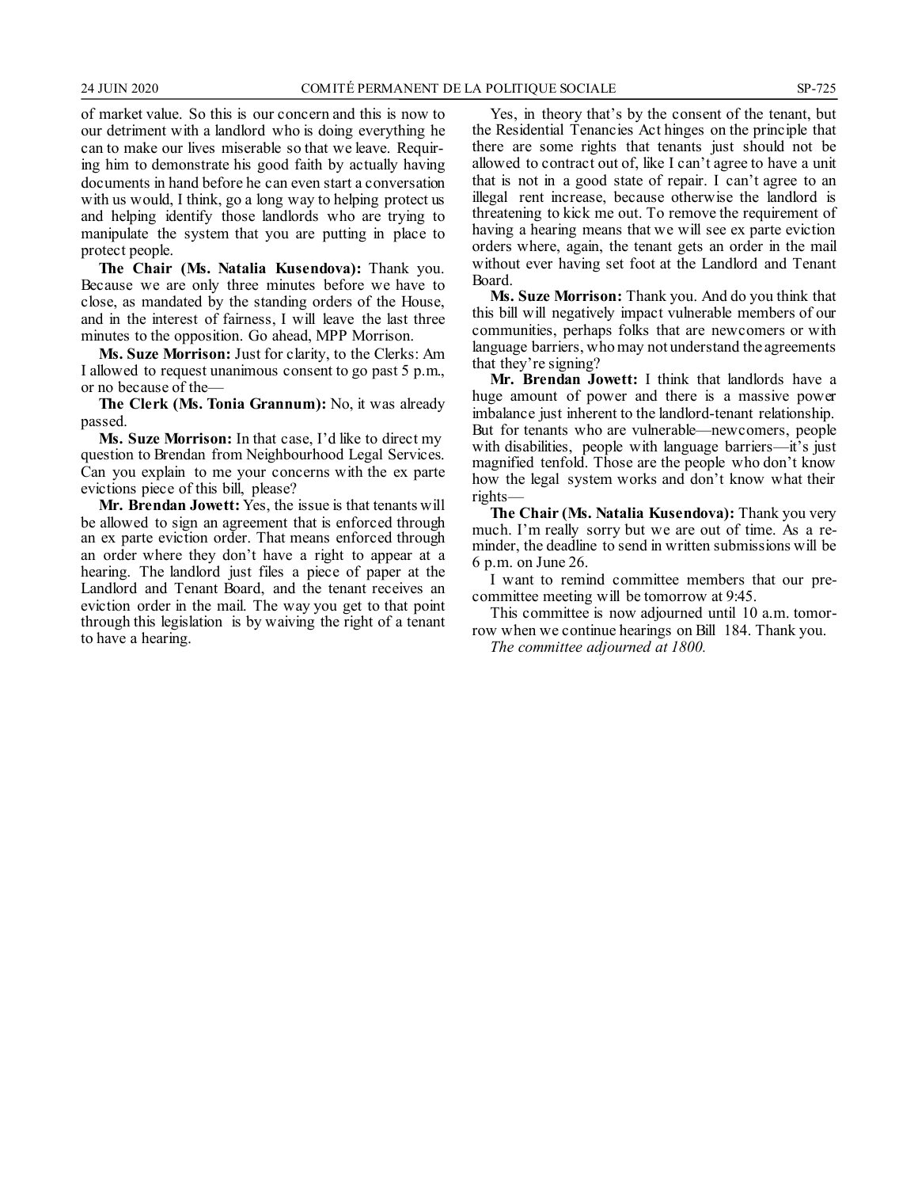of market value. So this is our concern and this is now to our detriment with a landlord who is doing everything he can to make our lives miserable so that we leave. Requiring him to demonstrate his good faith by actually having documents in hand before he can even start a conversation with us would, I think, go a long way to helping protect us and helping identify those landlords who are trying to manipulate the system that you are putting in place to protect people.

**The Chair (Ms. Natalia Kusendova):** Thank you. Because we are only three minutes before we have to close, as mandated by the standing orders of the House, and in the interest of fairness, I will leave the last three minutes to the opposition. Go ahead, MPP Morrison.

**Ms. Suze Morrison:** Just for clarity, to the Clerks: Am I allowed to request unanimous consent to go past 5 p.m., or no because of the—

**The Clerk (Ms. Tonia Grannum):** No, it was already passed.

**Ms. Suze Morrison:** In that case, I'd like to direct my question to Brendan from Neighbourhood Legal Services. Can you explain to me your concerns with the ex parte evictions piece of this bill, please?

**Mr. Brendan Jowett:** Yes, the issue is that tenants will be allowed to sign an agreement that is enforced through an ex parte eviction order. That means enforced through an order where they don't have a right to appear at a hearing. The landlord just files a piece of paper at the Landlord and Tenant Board, and the tenant receives an eviction order in the mail. The way you get to that point through this legislation is by waiving the right of a tenant to have a hearing.

Yes, in theory that's by the consent of the tenant, but the Residential Tenancies Act hinges on the principle that there are some rights that tenants just should not be allowed to contract out of, like I can't agree to have a unit that is not in a good state of repair. I can't agree to an illegal rent increase, because otherwise the landlord is threatening to kick me out. To remove the requirement of having a hearing means that we will see ex parte eviction orders where, again, the tenant gets an order in the mail without ever having set foot at the Landlord and Tenant Board.

**Ms. Suze Morrison:** Thank you. And do you think that this bill will negatively impact vulnerable members of our communities, perhaps folks that are newcomers or with language barriers, who may not understand the agreements that they're signing?

**Mr. Brendan Jowett:** I think that landlords have a huge amount of power and there is a massive power imbalance just inherent to the landlord-tenant relationship. But for tenants who are vulnerable—newcomers, people with disabilities, people with language barriers—it's just magnified tenfold. Those are the people who don't know how the legal system works and don't know what their rights—

**The Chair (Ms. Natalia Kusendova):** Thank you very much. I'm really sorry but we are out of time. As a reminder, the deadline to send in written submissions will be 6 p.m. on June 26.

I want to remind committee members that our pre-committee meeting will be tomorrow at 9:45.

This committee is now adjourned until 10 a.m. tomorrow when we continue hearings on Bill 184. Thank you.

*The committee adjourned at 1800.*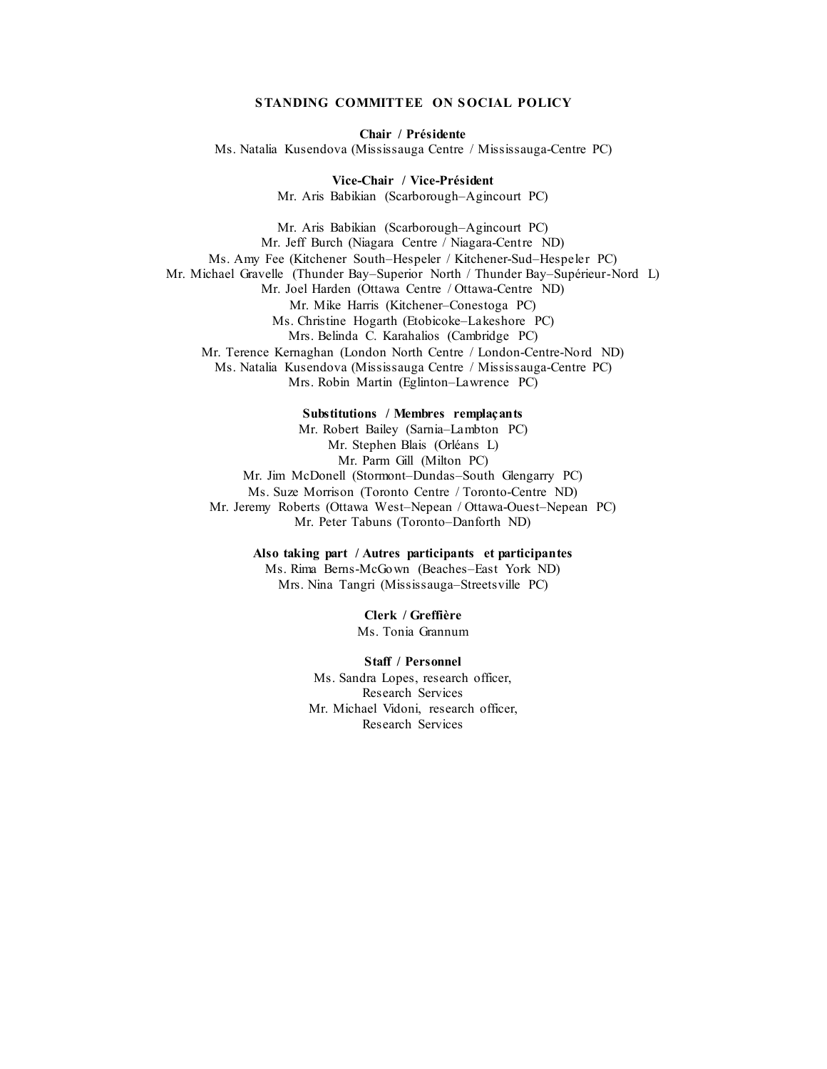## STANDING COMMITTEE ON SOCIAL POLICY

**Chair / Présidente**

Ms. Natalia Kusendova (Mississauga Centre / Mississauga-Centre PC)

**Vice-Chair / Vice-Président**

Mr. Aris Babikian (Scarborough–Agincourt PC)

Mr. Aris Babikian (Scarborough–Agincourt PC)
Mr. Jeff Burch (Niagara Centre / Niagara-Centre ND)
Ms. Amy Fee (Kitchener South–Hespeler / Kitchener-Sud–Hespeler PC)
Mr. Michael Gravelle (Thunder Bay–Superior North / Thunder Bay–Supérieur-Nord L)
Mr. Joel Harden (Ottawa Centre / Ottawa-Centre ND)
Mr. Mike Harris (Kitchener–Conestoga PC)
Ms. Christine Hogarth (Etobicoke–Lakeshore PC)
Mrs. Belinda C. Karahalios (Cambridge PC)
Mr. Terence Kernaghan (London North Centre / London-Centre-Nord ND)
Ms. Natalia Kusendova (Mississauga Centre / Mississauga-Centre PC)
Mrs. Robin Martin (Eglinton–Lawrence PC)

**Substitutions / Membres remplaçants**

Mr. Robert Bailey (Sarnia–Lambton PC)
Mr. Stephen Blais (Orléans L)
Mr. Parm Gill (Milton PC)
Mr. Jim McDonell (Stormont–Dundas–South Glengarry PC)
Ms. Suze Morrison (Toronto Centre / Toronto-Centre ND)
Mr. Jeremy Roberts (Ottawa West–Nepean / Ottawa-Ouest–Nepean PC)
Mr. Peter Tabuns (Toronto–Danforth ND)

**Also taking part / Autres participants et participantes**

Ms. Rima Berns-McGown (Beaches–East York ND)
Mrs. Nina Tangri (Mississauga–Streetsville PC)

**Clerk / Greffière**

Ms. Tonia Grannum

**Staff / Personnel**

Ms. Sandra Lopes, research officer,
Research Services
Mr. Michael Vidoni, research officer,
Research Services